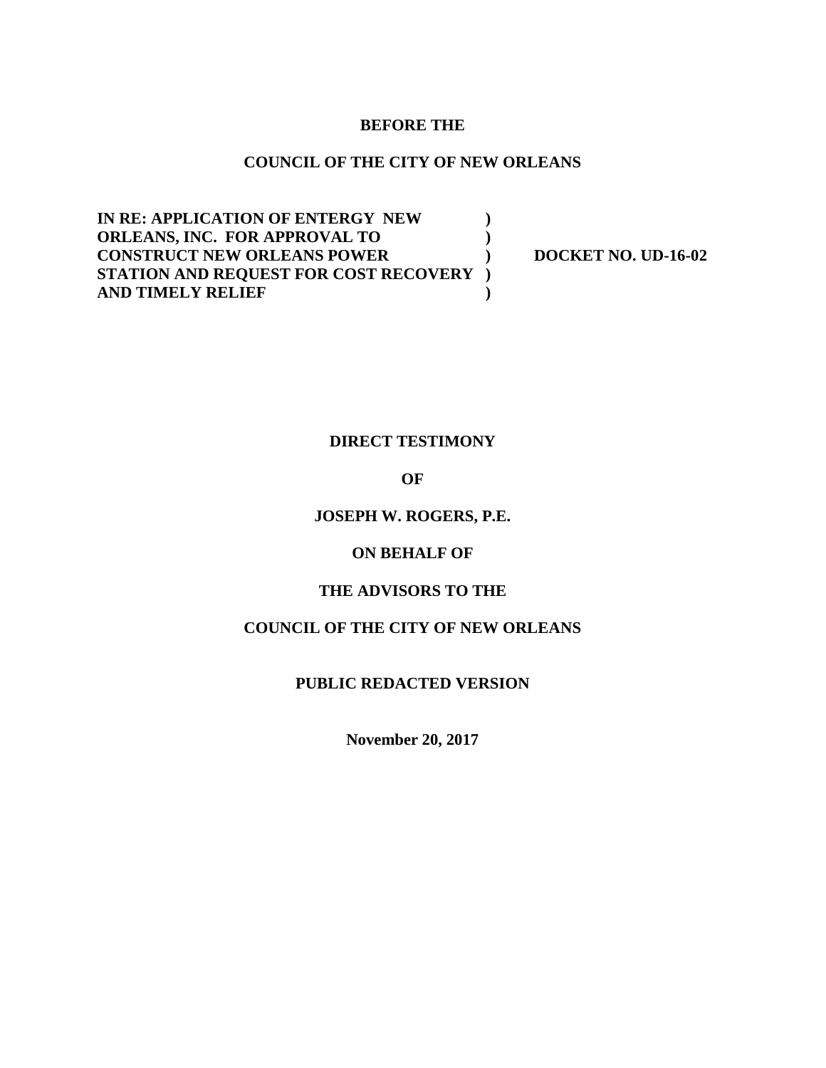**BEFORE THE**

**COUNCIL OF THE CITY OF NEW ORLEANS**

| | | |
|---|---|---|
| **IN RE: APPLICATION OF ENTERGY NEW ORLEANS, INC. FOR APPROVAL TO CONSTRUCT NEW ORLEANS POWER STATION AND REQUEST FOR COST RECOVERY AND TIMELY RELIEF** | **)** **)** **)** **)** **)** | **DOCKET NO. UD-16-02** |

**DIRECT TESTIMONY**

**OF**

**JOSEPH W. ROGERS, P.E.**

**ON BEHALF OF**

**THE ADVISORS TO THE**

**COUNCIL OF THE CITY OF NEW ORLEANS**

**PUBLIC REDACTED VERSION**

**November 20, 2017**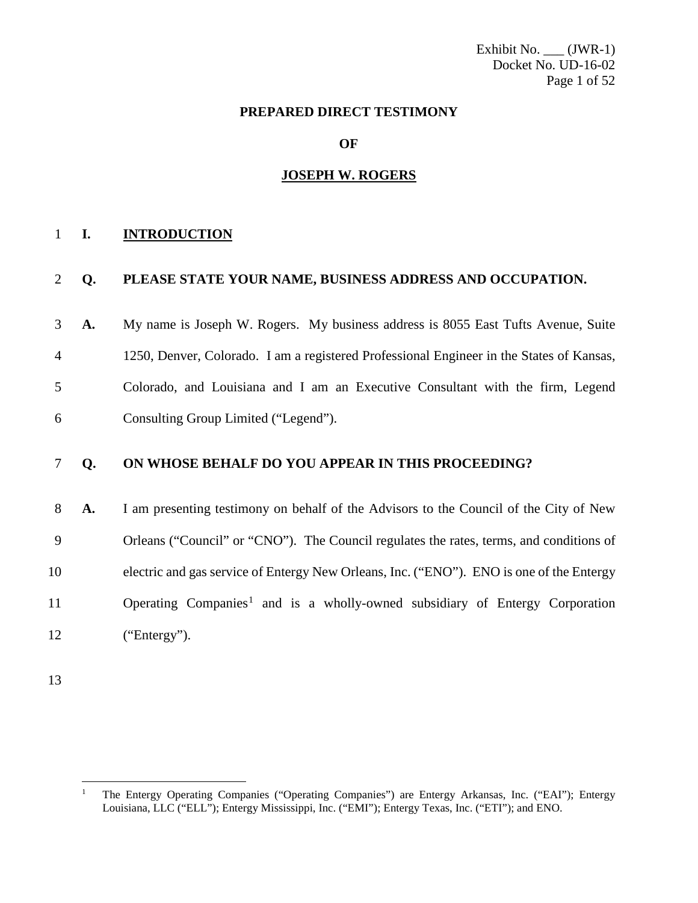Exhibit No. ___ (JWR-1)
Docket No. UD-16-02

# PREPARED DIRECT TESTIMONY

# OF

# JOSEPH W. ROGERS

## I. INTRODUCTION

**Q. PLEASE STATE YOUR NAME, BUSINESS ADDRESS AND OCCUPATION.**

**A.** My name is Joseph W. Rogers. My business address is 8055 East Tufts Avenue, Suite 1250, Denver, Colorado. I am a registered Professional Engineer in the States of Kansas, Colorado, and Louisiana and I am an Executive Consultant with the firm, Legend Consulting Group Limited ("Legend").

**Q. ON WHOSE BEHALF DO YOU APPEAR IN THIS PROCEEDING?**

**A.** I am presenting testimony on behalf of the Advisors to the Council of the City of New Orleans ("Council" or "CNO"). The Council regulates the rates, terms, and conditions of electric and gas service of Entergy New Orleans, Inc. ("ENO"). ENO is one of the Entergy Operating Companies[1] and is a wholly-owned subsidiary of Entergy Corporation ("Entergy").

---

[1] The Entergy Operating Companies ("Operating Companies") are Entergy Arkansas, Inc. ("EAI"); Entergy Louisiana, LLC ("ELL"); Entergy Mississippi, Inc. ("EMI"); Entergy Texas, Inc. ("ETI"); and ENO.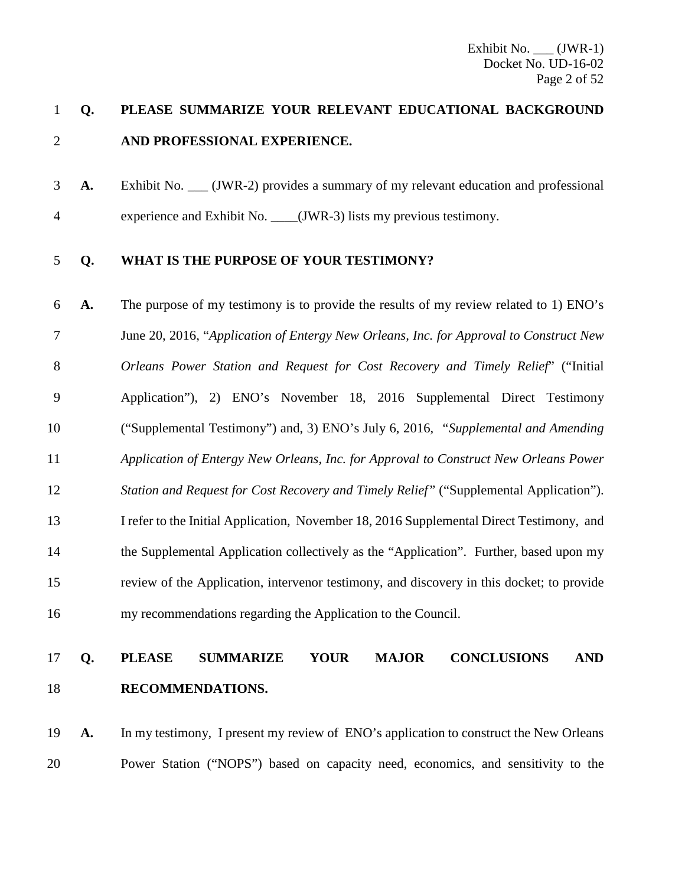**Q. PLEASE SUMMARIZE YOUR RELEVANT EDUCATIONAL BACKGROUND AND PROFESSIONAL EXPERIENCE.**

**A.** Exhibit No. ___ (JWR-2) provides a summary of my relevant education and professional experience and Exhibit No. ____(JWR-3) lists my previous testimony.

**Q. WHAT IS THE PURPOSE OF YOUR TESTIMONY?**

**A.** The purpose of my testimony is to provide the results of my review related to 1) ENO's June 20, 2016, "*Application of Entergy New Orleans, Inc. for Approval to Construct New Orleans Power Station and Request for Cost Recovery and Timely Relief*" ("Initial Application"), 2) ENO's November 18, 2016 Supplemental Direct Testimony ("Supplemental Testimony") and, 3) ENO's July 6, 2016, *"Supplemental and Amending Application of Entergy New Orleans, Inc. for Approval to Construct New Orleans Power Station and Request for Cost Recovery and Timely Relief"* ("Supplemental Application"). I refer to the Initial Application, November 18, 2016 Supplemental Direct Testimony, and the Supplemental Application collectively as the "Application". Further, based upon my review of the Application, intervenor testimony, and discovery in this docket; to provide my recommendations regarding the Application to the Council.

**Q. PLEASE SUMMARIZE YOUR MAJOR CONCLUSIONS AND RECOMMENDATIONS.**

**A.** In my testimony, I present my review of ENO's application to construct the New Orleans Power Station ("NOPS") based on capacity need, economics, and sensitivity to the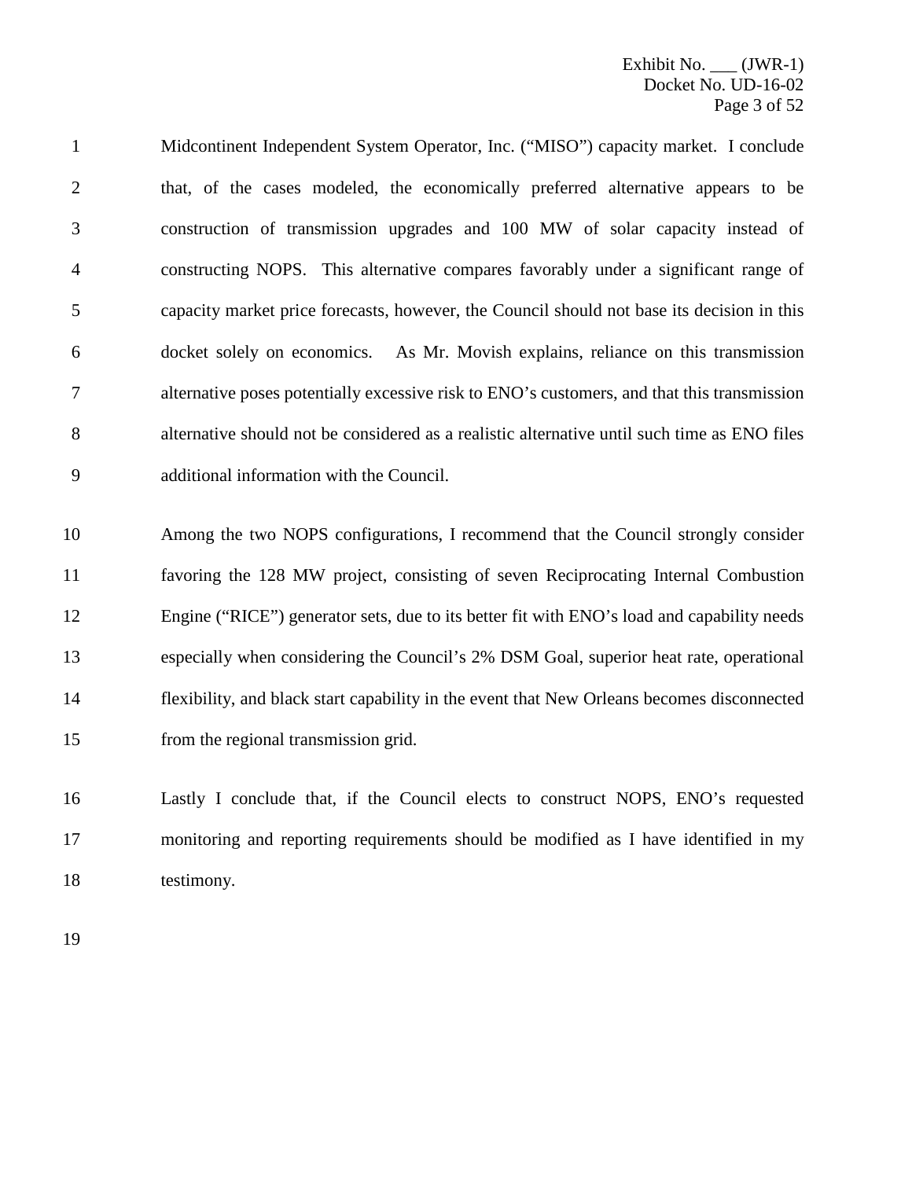Midcontinent Independent System Operator, Inc. ("MISO") capacity market. I conclude that, of the cases modeled, the economically preferred alternative appears to be construction of transmission upgrades and 100 MW of solar capacity instead of constructing NOPS. This alternative compares favorably under a significant range of capacity market price forecasts, however, the Council should not base its decision in this docket solely on economics. As Mr. Movish explains, reliance on this transmission alternative poses potentially excessive risk to ENO's customers, and that this transmission alternative should not be considered as a realistic alternative until such time as ENO files additional information with the Council.

Among the two NOPS configurations, I recommend that the Council strongly consider favoring the 128 MW project, consisting of seven Reciprocating Internal Combustion Engine ("RICE") generator sets, due to its better fit with ENO's load and capability needs especially when considering the Council's 2% DSM Goal, superior heat rate, operational flexibility, and black start capability in the event that New Orleans becomes disconnected from the regional transmission grid.

Lastly I conclude that, if the Council elects to construct NOPS, ENO's requested monitoring and reporting requirements should be modified as I have identified in my testimony.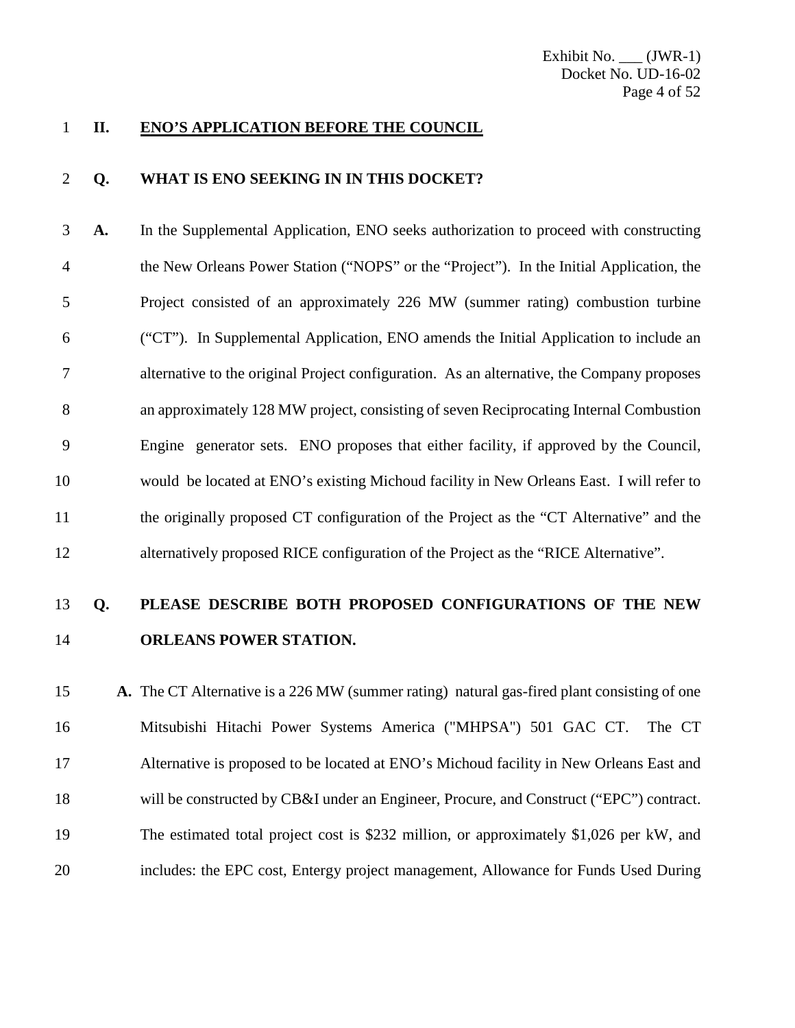## II. ENO'S APPLICATION BEFORE THE COUNCIL

**Q. WHAT IS ENO SEEKING IN IN THIS DOCKET?**

**A.** In the Supplemental Application, ENO seeks authorization to proceed with constructing the New Orleans Power Station ("NOPS" or the "Project"). In the Initial Application, the Project consisted of an approximately 226 MW (summer rating) combustion turbine ("CT"). In Supplemental Application, ENO amends the Initial Application to include an alternative to the original Project configuration. As an alternative, the Company proposes an approximately 128 MW project, consisting of seven Reciprocating Internal Combustion Engine generator sets. ENO proposes that either facility, if approved by the Council, would be located at ENO's existing Michoud facility in New Orleans East. I will refer to the originally proposed CT configuration of the Project as the "CT Alternative" and the alternatively proposed RICE configuration of the Project as the "RICE Alternative".

**Q. PLEASE DESCRIBE BOTH PROPOSED CONFIGURATIONS OF THE NEW ORLEANS POWER STATION.**

**A.** The CT Alternative is a 226 MW (summer rating) natural gas-fired plant consisting of one Mitsubishi Hitachi Power Systems America ("MHPSA") 501 GAC CT. The CT Alternative is proposed to be located at ENO's Michoud facility in New Orleans East and will be constructed by CB&I under an Engineer, Procure, and Construct ("EPC") contract. The estimated total project cost is $232 million, or approximately $1,026 per kW, and includes: the EPC cost, Entergy project management, Allowance for Funds Used During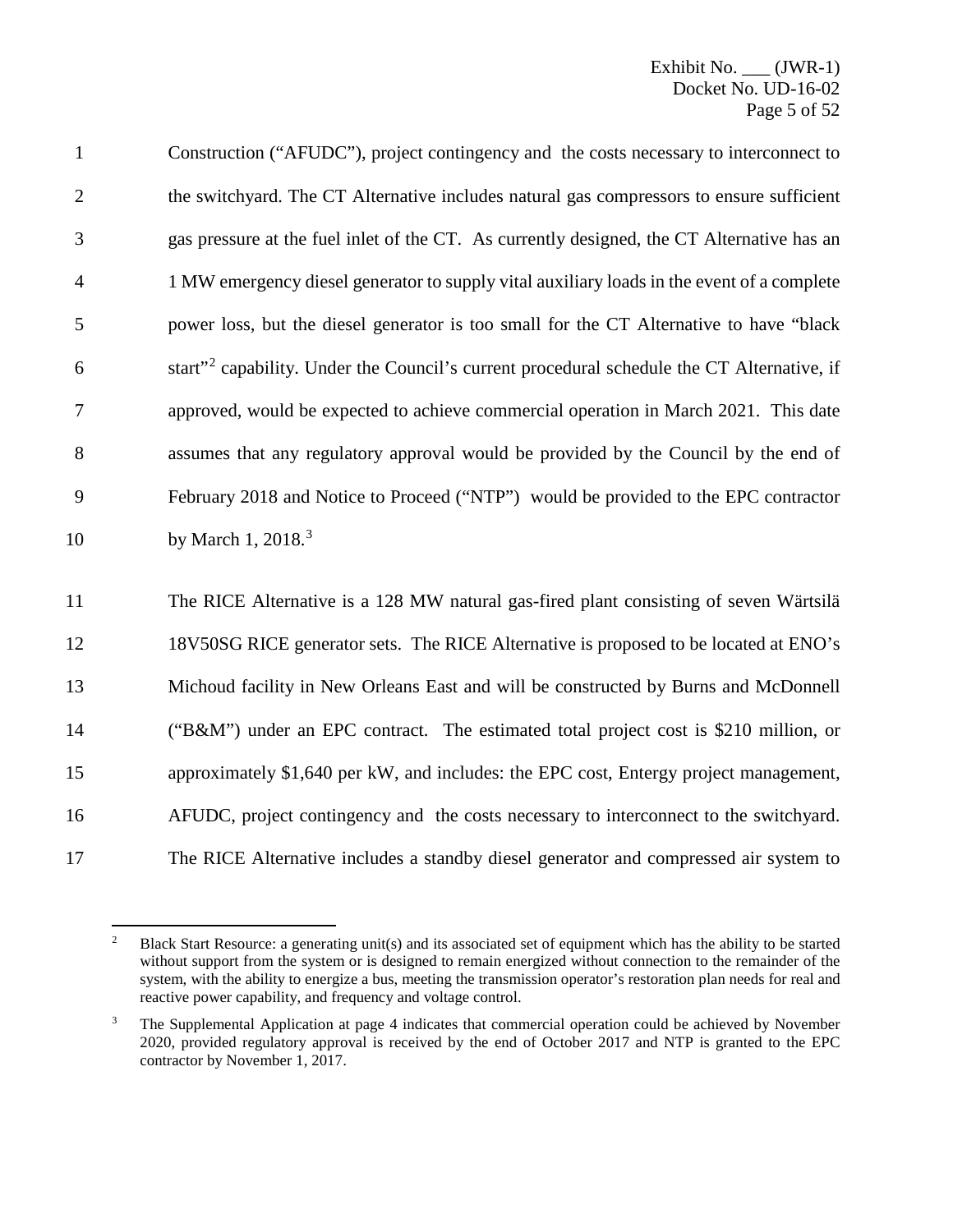Construction ("AFUDC"), project contingency and the costs necessary to interconnect to the switchyard. The CT Alternative includes natural gas compressors to ensure sufficient gas pressure at the fuel inlet of the CT. As currently designed, the CT Alternative has an 1 MW emergency diesel generator to supply vital auxiliary loads in the event of a complete power loss, but the diesel generator is too small for the CT Alternative to have "black start"[2] capability. Under the Council's current procedural schedule the CT Alternative, if approved, would be expected to achieve commercial operation in March 2021. This date assumes that any regulatory approval would be provided by the Council by the end of February 2018 and Notice to Proceed ("NTP") would be provided to the EPC contractor by March 1, 2018.[3]

The RICE Alternative is a 128 MW natural gas-fired plant consisting of seven Wärtsilä 18V50SG RICE generator sets. The RICE Alternative is proposed to be located at ENO's Michoud facility in New Orleans East and will be constructed by Burns and McDonnell ("B&M") under an EPC contract. The estimated total project cost is $210 million, or approximately $1,640 per kW, and includes: the EPC cost, Entergy project management, AFUDC, project contingency and the costs necessary to interconnect to the switchyard. The RICE Alternative includes a standby diesel generator and compressed air system to

---

[2] Black Start Resource: a generating unit(s) and its associated set of equipment which has the ability to be started without support from the system or is designed to remain energized without connection to the remainder of the system, with the ability to energize a bus, meeting the transmission operator's restoration plan needs for real and reactive power capability, and frequency and voltage control.

[3] The Supplemental Application at page 4 indicates that commercial operation could be achieved by November 2020, provided regulatory approval is received by the end of October 2017 and NTP is granted to the EPC contractor by November 1, 2017.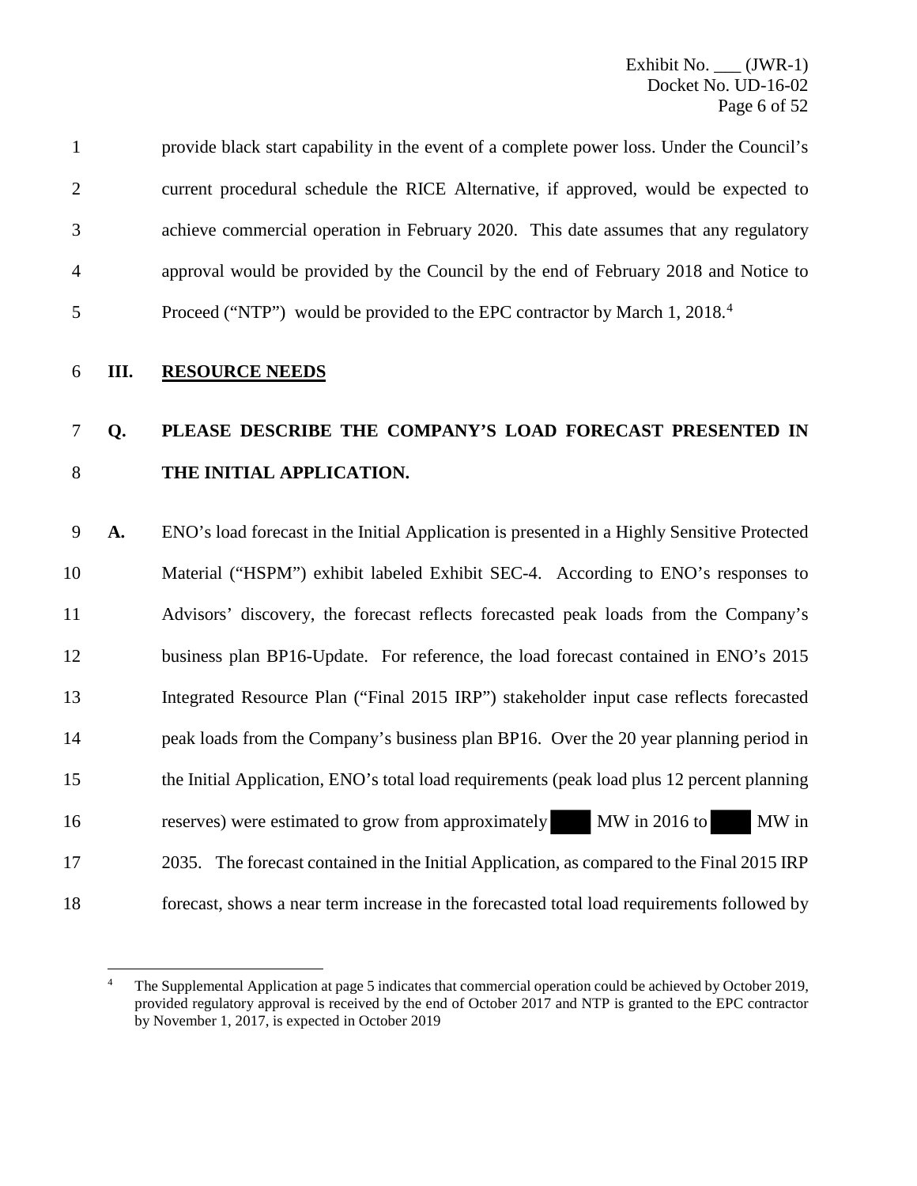provide black start capability in the event of a complete power loss. Under the Council's current procedural schedule the RICE Alternative, if approved, would be expected to achieve commercial operation in February 2020. This date assumes that any regulatory approval would be provided by the Council by the end of February 2018 and Notice to Proceed ("NTP") would be provided to the EPC contractor by March 1, 2018.[4]

## III. RESOURCE NEEDS

**Q. PLEASE DESCRIBE THE COMPANY'S LOAD FORECAST PRESENTED IN THE INITIAL APPLICATION.**

**A.** ENO's load forecast in the Initial Application is presented in a Highly Sensitive Protected Material ("HSPM") exhibit labeled Exhibit SEC-4. According to ENO's responses to Advisors' discovery, the forecast reflects forecasted peak loads from the Company's business plan BP16-Update. For reference, the load forecast contained in ENO's 2015 Integrated Resource Plan ("Final 2015 IRP") stakeholder input case reflects forecasted peak loads from the Company's business plan BP16. Over the 20 year planning period in the Initial Application, ENO's total load requirements (peak load plus 12 percent planning reserves) were estimated to grow from approximately ████ MW in 2016 to ████ MW in 2035. The forecast contained in the Initial Application, as compared to the Final 2015 IRP forecast, shows a near term increase in the forecasted total load requirements followed by

---

[4] The Supplemental Application at page 5 indicates that commercial operation could be achieved by October 2019, provided regulatory approval is received by the end of October 2017 and NTP is granted to the EPC contractor by November 1, 2017, is expected in October 2019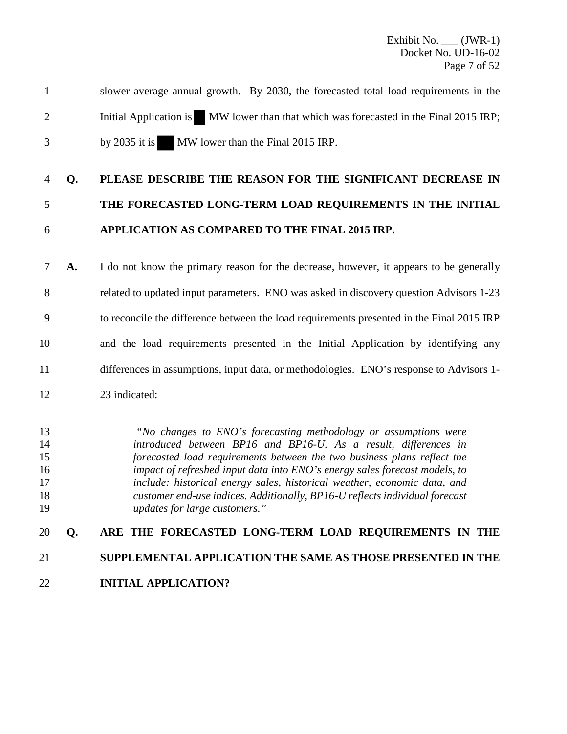slower average annual growth. By 2030, the forecasted total load requirements in the Initial Application is ██ MW lower than that which was forecasted in the Final 2015 IRP; by 2035 it is ███ MW lower than the Final 2015 IRP.

**Q. PLEASE DESCRIBE THE REASON FOR THE SIGNIFICANT DECREASE IN THE FORECASTED LONG-TERM LOAD REQUIREMENTS IN THE INITIAL APPLICATION AS COMPARED TO THE FINAL 2015 IRP.**

**A.** I do not know the primary reason for the decrease, however, it appears to be generally related to updated input parameters. ENO was asked in discovery question Advisors 1-23 to reconcile the difference between the load requirements presented in the Final 2015 IRP and the load requirements presented in the Initial Application by identifying any differences in assumptions, input data, or methodologies. ENO's response to Advisors 1-23 indicated:

> *"No changes to ENO's forecasting methodology or assumptions were introduced between BP16 and BP16-U. As a result, differences in forecasted load requirements between the two business plans reflect the impact of refreshed input data into ENO's energy sales forecast models, to include: historical energy sales, historical weather, economic data, and customer end-use indices. Additionally, BP16-U reflects individual forecast updates for large customers."*

**Q. ARE THE FORECASTED LONG-TERM LOAD REQUIREMENTS IN THE SUPPLEMENTAL APPLICATION THE SAME AS THOSE PRESENTED IN THE INITIAL APPLICATION?**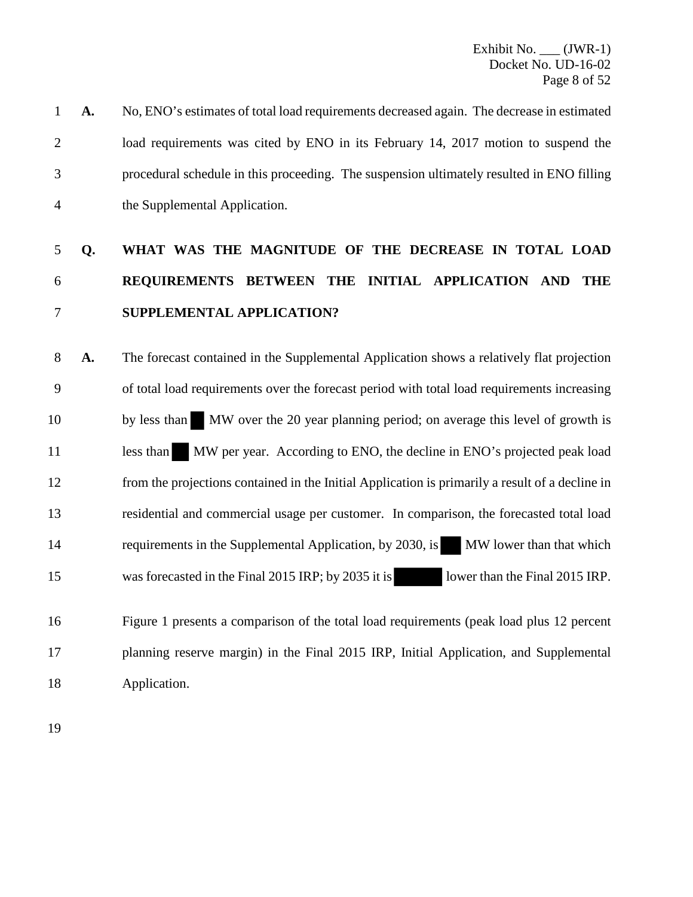**A.** No, ENO's estimates of total load requirements decreased again. The decrease in estimated load requirements was cited by ENO in its February 14, 2017 motion to suspend the procedural schedule in this proceeding. The suspension ultimately resulted in ENO filling the Supplemental Application.

**Q. WHAT WAS THE MAGNITUDE OF THE DECREASE IN TOTAL LOAD REQUIREMENTS BETWEEN THE INITIAL APPLICATION AND THE SUPPLEMENTAL APPLICATION?**

**A.** The forecast contained in the Supplemental Application shows a relatively flat projection of total load requirements over the forecast period with total load requirements increasing by less than ██ MW over the 20 year planning period; on average this level of growth is less than ██ MW per year. According to ENO, the decline in ENO's projected peak load from the projections contained in the Initial Application is primarily a result of a decline in residential and commercial usage per customer. In comparison, the forecasted total load requirements in the Supplemental Application, by 2030, is ██ MW lower than that which was forecasted in the Final 2015 IRP; by 2035 it is ██████ lower than the Final 2015 IRP.

Figure 1 presents a comparison of the total load requirements (peak load plus 12 percent planning reserve margin) in the Final 2015 IRP, Initial Application, and Supplemental Application.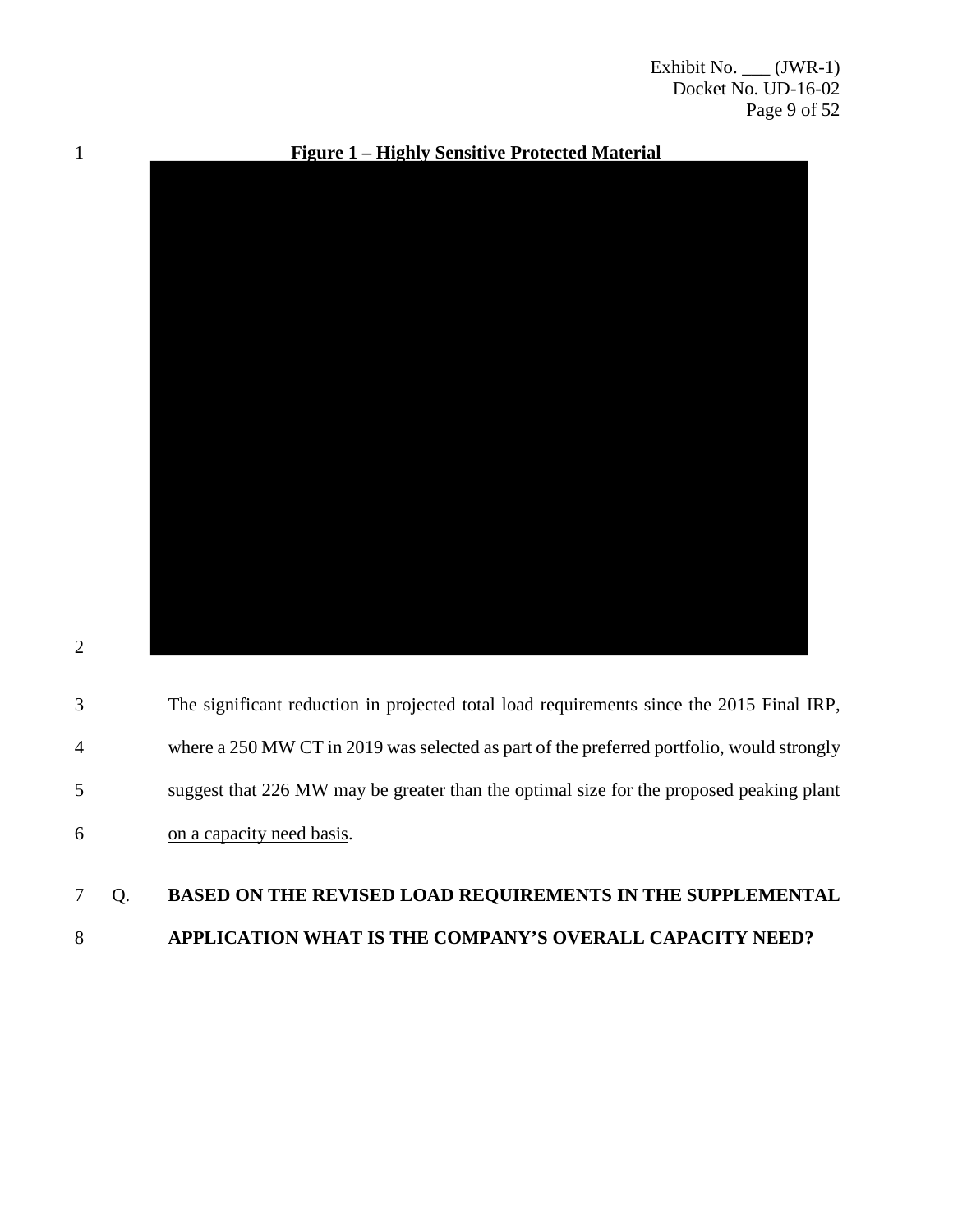**Figure 1 – Highly Sensitive Protected Material**

The significant reduction in projected total load requirements since the 2015 Final IRP, where a 250 MW CT in 2019 was selected as part of the preferred portfolio, would strongly suggest that 226 MW may be greater than the optimal size for the proposed peaking plant <u>on a capacity need basis</u>.

Q. **BASED ON THE REVISED LOAD REQUIREMENTS IN THE SUPPLEMENTAL APPLICATION WHAT IS THE COMPANY'S OVERALL CAPACITY NEED?**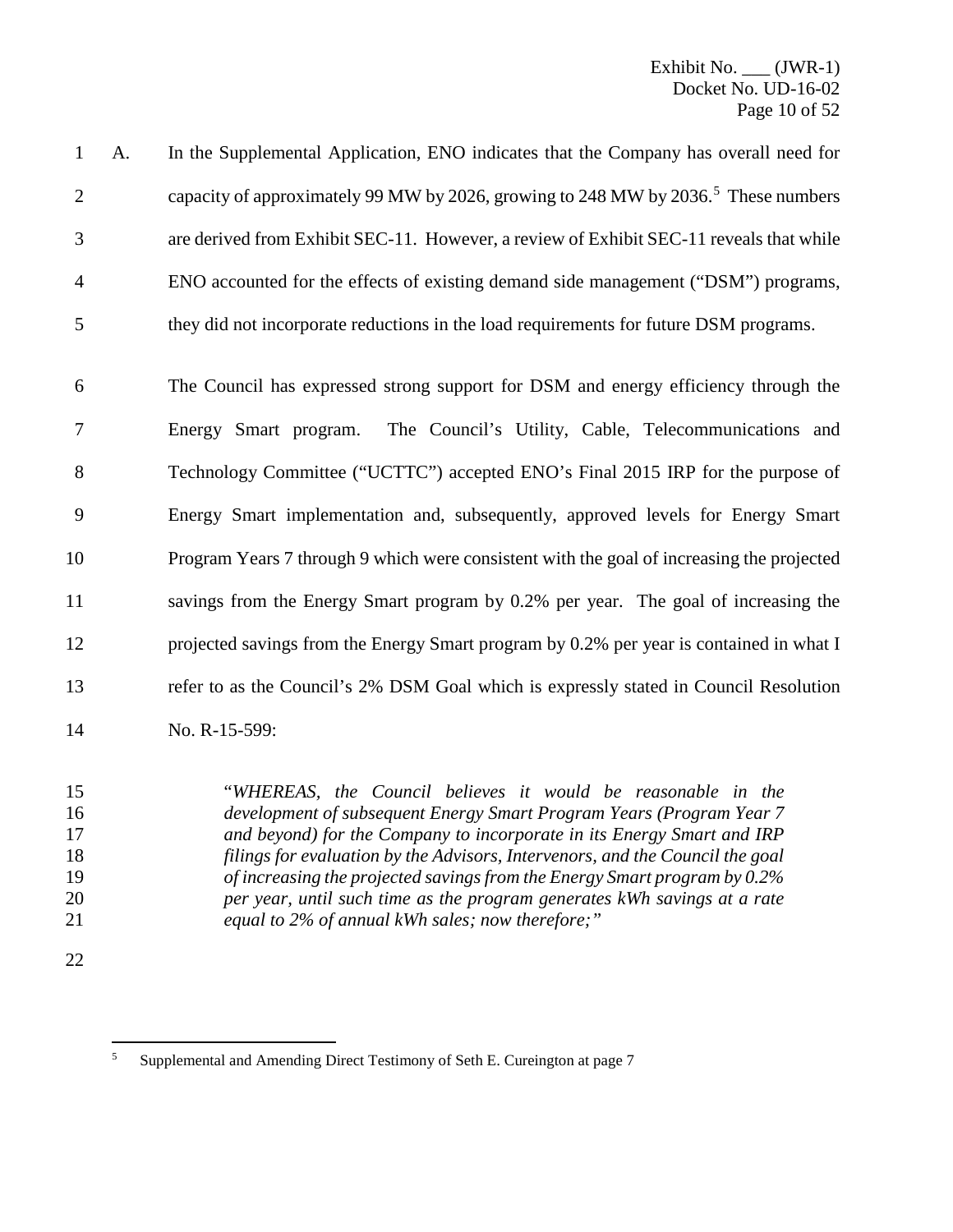A. In the Supplemental Application, ENO indicates that the Company has overall need for capacity of approximately 99 MW by 2026, growing to 248 MW by 2036.[5] These numbers are derived from Exhibit SEC-11. However, a review of Exhibit SEC-11 reveals that while ENO accounted for the effects of existing demand side management ("DSM") programs, they did not incorporate reductions in the load requirements for future DSM programs.

The Council has expressed strong support for DSM and energy efficiency through the Energy Smart program. The Council's Utility, Cable, Telecommunications and Technology Committee ("UCTTC") accepted ENO's Final 2015 IRP for the purpose of Energy Smart implementation and, subsequently, approved levels for Energy Smart Program Years 7 through 9 which were consistent with the goal of increasing the projected savings from the Energy Smart program by 0.2% per year. The goal of increasing the projected savings from the Energy Smart program by 0.2% per year is contained in what I refer to as the Council's 2% DSM Goal which is expressly stated in Council Resolution No. R-15-599:

> "*WHEREAS, the Council believes it would be reasonable in the development of subsequent Energy Smart Program Years (Program Year 7 and beyond) for the Company to incorporate in its Energy Smart and IRP filings for evaluation by the Advisors, Intervenors, and the Council the goal of increasing the projected savings from the Energy Smart program by 0.2% per year, until such time as the program generates kWh savings at a rate equal to 2% of annual kWh sales; now therefore;*"

---

[5] Supplemental and Amending Direct Testimony of Seth E. Cureington at page 7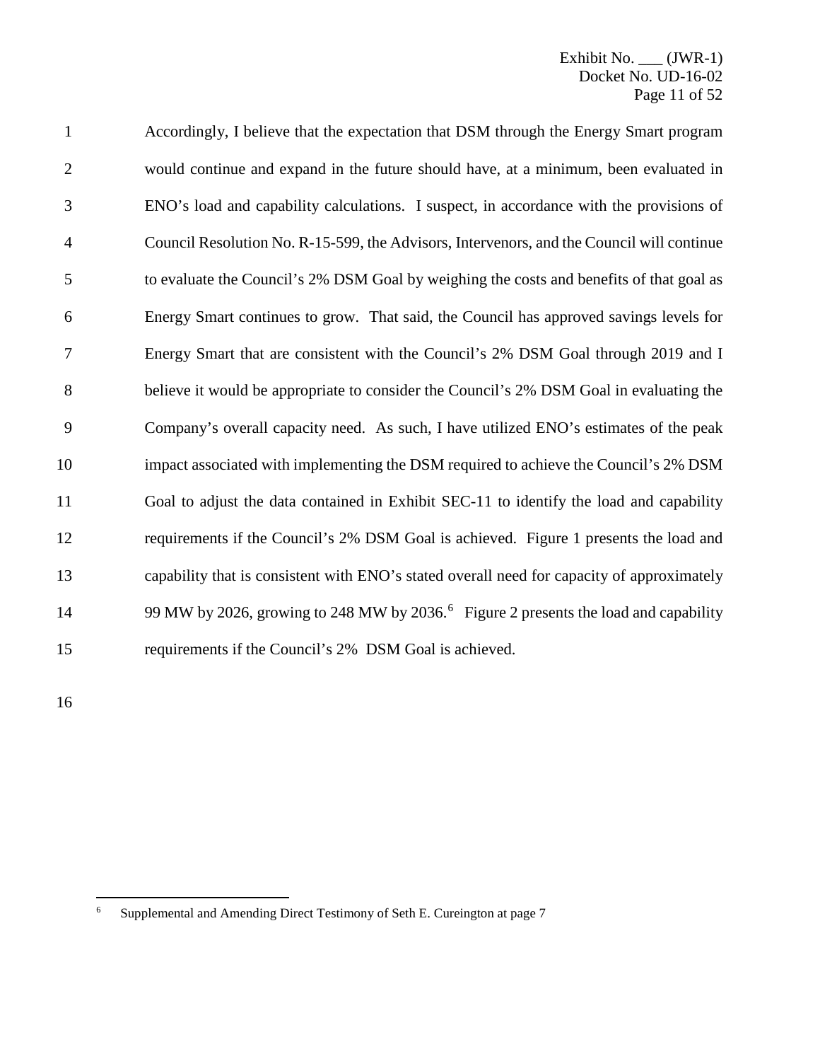Accordingly, I believe that the expectation that DSM through the Energy Smart program would continue and expand in the future should have, at a minimum, been evaluated in ENO's load and capability calculations. I suspect, in accordance with the provisions of Council Resolution No. R-15-599, the Advisors, Intervenors, and the Council will continue to evaluate the Council's 2% DSM Goal by weighing the costs and benefits of that goal as Energy Smart continues to grow. That said, the Council has approved savings levels for Energy Smart that are consistent with the Council's 2% DSM Goal through 2019 and I believe it would be appropriate to consider the Council's 2% DSM Goal in evaluating the Company's overall capacity need. As such, I have utilized ENO's estimates of the peak impact associated with implementing the DSM required to achieve the Council's 2% DSM Goal to adjust the data contained in Exhibit SEC-11 to identify the load and capability requirements if the Council's 2% DSM Goal is achieved. Figure 1 presents the load and capability that is consistent with ENO's stated overall need for capacity of approximately 99 MW by 2026, growing to 248 MW by 2036.[6] Figure 2 presents the load and capability requirements if the Council's 2% DSM Goal is achieved.

---

[6] Supplemental and Amending Direct Testimony of Seth E. Cureington at page 7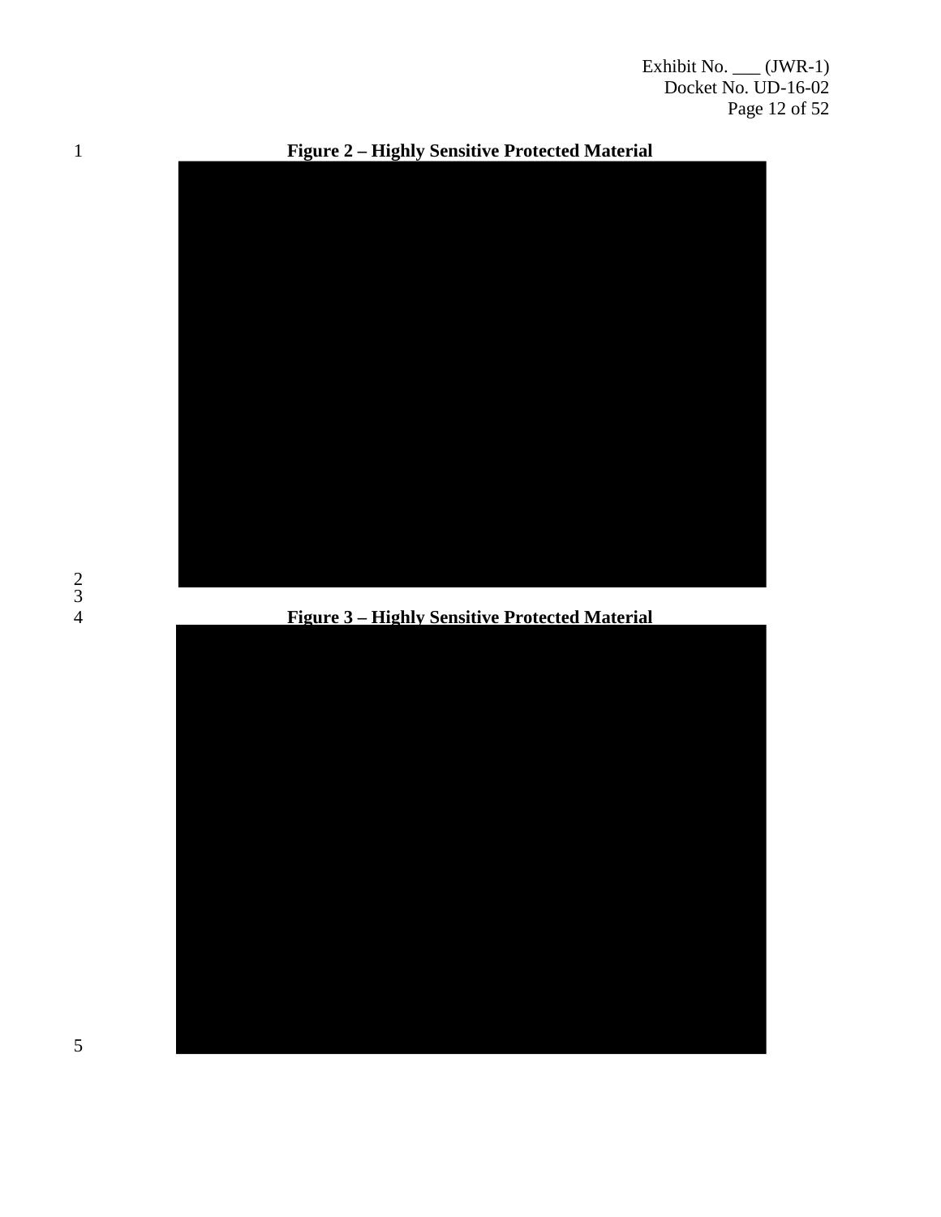**Figure 2 – Highly Sensitive Protected Material**

**Figure 3 – Highly Sensitive Protected Material**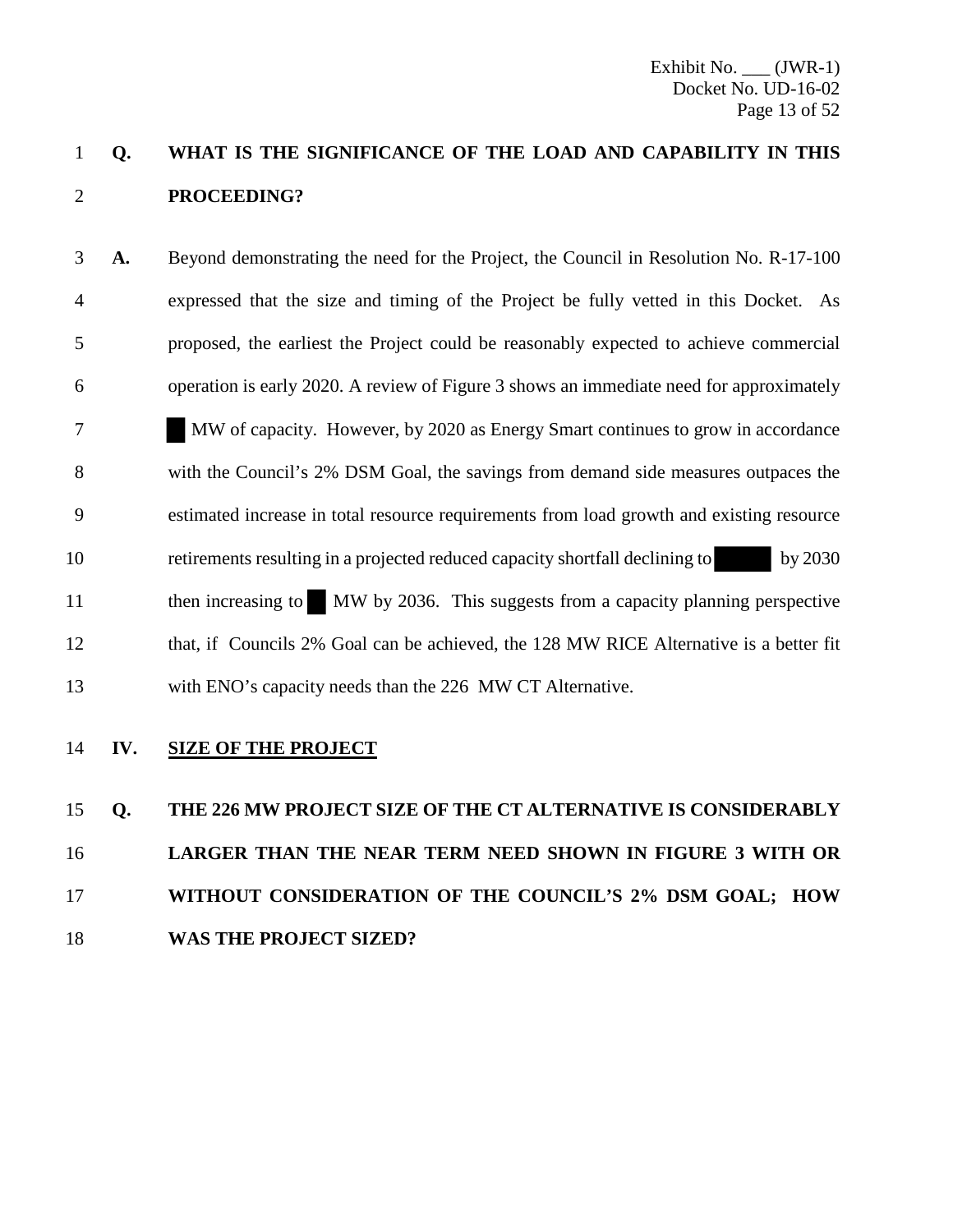**Q. WHAT IS THE SIGNIFICANCE OF THE LOAD AND CAPABILITY IN THIS PROCEEDING?**

**A.** Beyond demonstrating the need for the Project, the Council in Resolution No. R-17-100 expressed that the size and timing of the Project be fully vetted in this Docket. As proposed, the earliest the Project could be reasonably expected to achieve commercial operation is early 2020. A review of Figure 3 shows an immediate need for approximately ██ MW of capacity. However, by 2020 as Energy Smart continues to grow in accordance with the Council's 2% DSM Goal, the savings from demand side measures outpaces the estimated increase in total resource requirements from load growth and existing resource retirements resulting in a projected reduced capacity shortfall declining to ██████ by 2030 then increasing to ██ MW by 2036. This suggests from a capacity planning perspective that, if Councils 2% Goal can be achieved, the 128 MW RICE Alternative is a better fit with ENO's capacity needs than the 226 MW CT Alternative.

## IV. SIZE OF THE PROJECT

**Q. THE 226 MW PROJECT SIZE OF THE CT ALTERNATIVE IS CONSIDERABLY LARGER THAN THE NEAR TERM NEED SHOWN IN FIGURE 3 WITH OR WITHOUT CONSIDERATION OF THE COUNCIL'S 2% DSM GOAL; HOW WAS THE PROJECT SIZED?**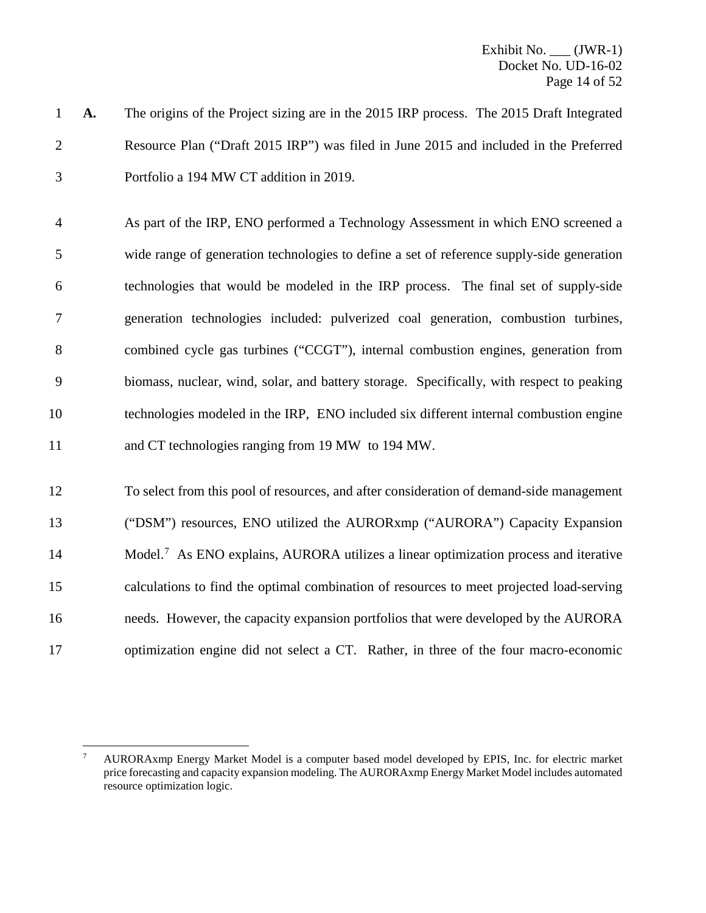**A.** The origins of the Project sizing are in the 2015 IRP process. The 2015 Draft Integrated Resource Plan ("Draft 2015 IRP") was filed in June 2015 and included in the Preferred Portfolio a 194 MW CT addition in 2019.

As part of the IRP, ENO performed a Technology Assessment in which ENO screened a wide range of generation technologies to define a set of reference supply-side generation technologies that would be modeled in the IRP process. The final set of supply-side generation technologies included: pulverized coal generation, combustion turbines, combined cycle gas turbines ("CCGT"), internal combustion engines, generation from biomass, nuclear, wind, solar, and battery storage. Specifically, with respect to peaking technologies modeled in the IRP, ENO included six different internal combustion engine and CT technologies ranging from 19 MW to 194 MW.

To select from this pool of resources, and after consideration of demand-side management ("DSM") resources, ENO utilized the AURORxmp ("AURORA") Capacity Expansion Model.[7] As ENO explains, AURORA utilizes a linear optimization process and iterative calculations to find the optimal combination of resources to meet projected load-serving needs. However, the capacity expansion portfolios that were developed by the AURORA optimization engine did not select a CT. Rather, in three of the four macro-economic

[7] AURORAxmp Energy Market Model is a computer based model developed by EPIS, Inc. for electric market price forecasting and capacity expansion modeling. The AURORAxmp Energy Market Model includes automated resource optimization logic.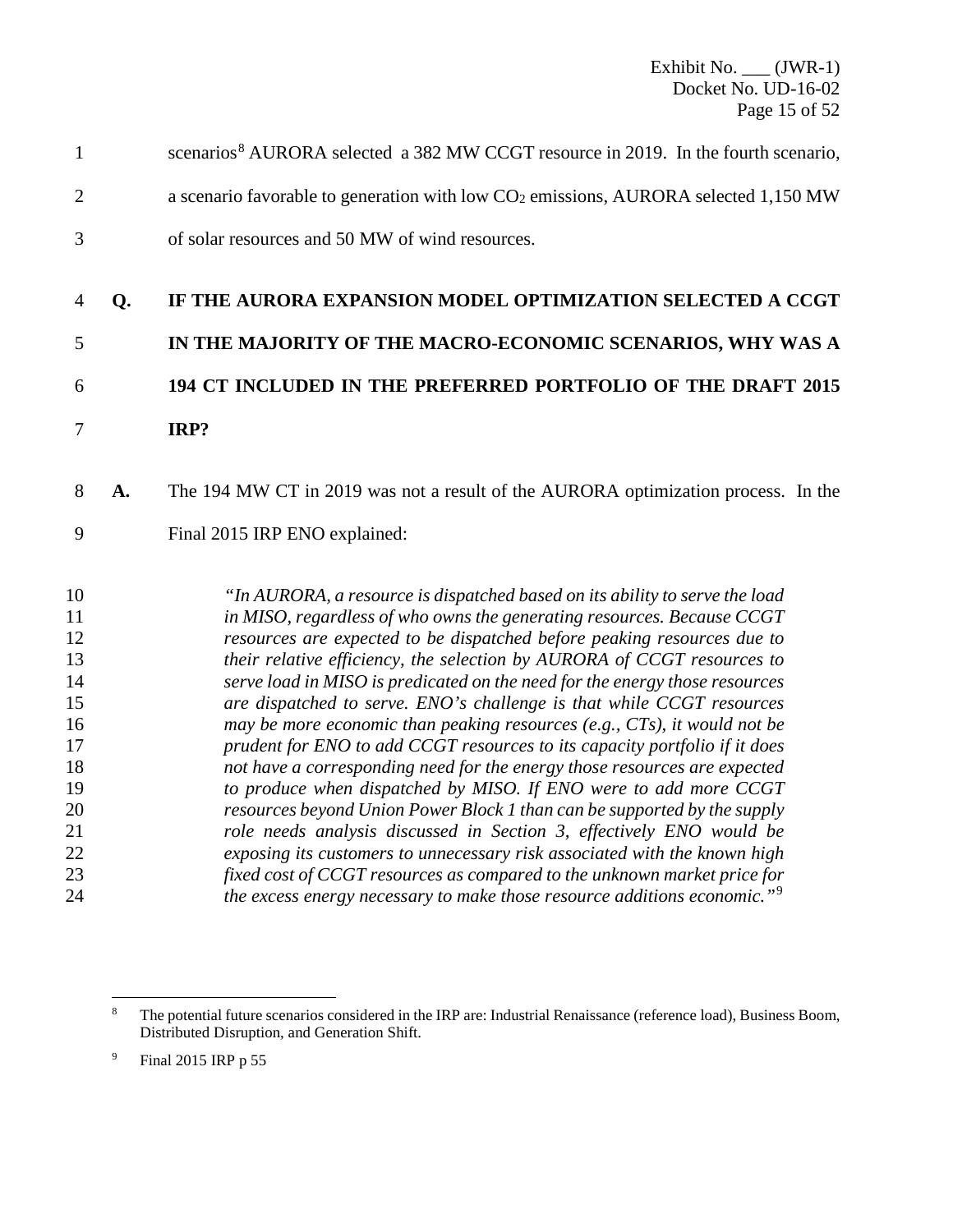scenarios[8] AURORA selected a 382 MW CCGT resource in 2019. In the fourth scenario, a scenario favorable to generation with low $CO_2$ emissions, AURORA selected 1,150 MW of solar resources and 50 MW of wind resources.

**Q. IF THE AURORA EXPANSION MODEL OPTIMIZATION SELECTED A CCGT IN THE MAJORITY OF THE MACRO-ECONOMIC SCENARIOS, WHY WAS A 194 CT INCLUDED IN THE PREFERRED PORTFOLIO OF THE DRAFT 2015 IRP?**

**A.** The 194 MW CT in 2019 was not a result of the AURORA optimization process. In the Final 2015 IRP ENO explained:

> *"In AURORA, a resource is dispatched based on its ability to serve the load in MISO, regardless of who owns the generating resources. Because CCGT resources are expected to be dispatched before peaking resources due to their relative efficiency, the selection by AURORA of CCGT resources to serve load in MISO is predicated on the need for the energy those resources are dispatched to serve. ENO's challenge is that while CCGT resources may be more economic than peaking resources (e.g., CTs), it would not be prudent for ENO to add CCGT resources to its capacity portfolio if it does not have a corresponding need for the energy those resources are expected to produce when dispatched by MISO. If ENO were to add more CCGT resources beyond Union Power Block 1 than can be supported by the supply role needs analysis discussed in Section 3, effectively ENO would be exposing its customers to unnecessary risk associated with the known high fixed cost of CCGT resources as compared to the unknown market price for the excess energy necessary to make those resource additions economic."*[9]

---

[8] The potential future scenarios considered in the IRP are: Industrial Renaissance (reference load), Business Boom, Distributed Disruption, and Generation Shift.

[9] Final 2015 IRP p 55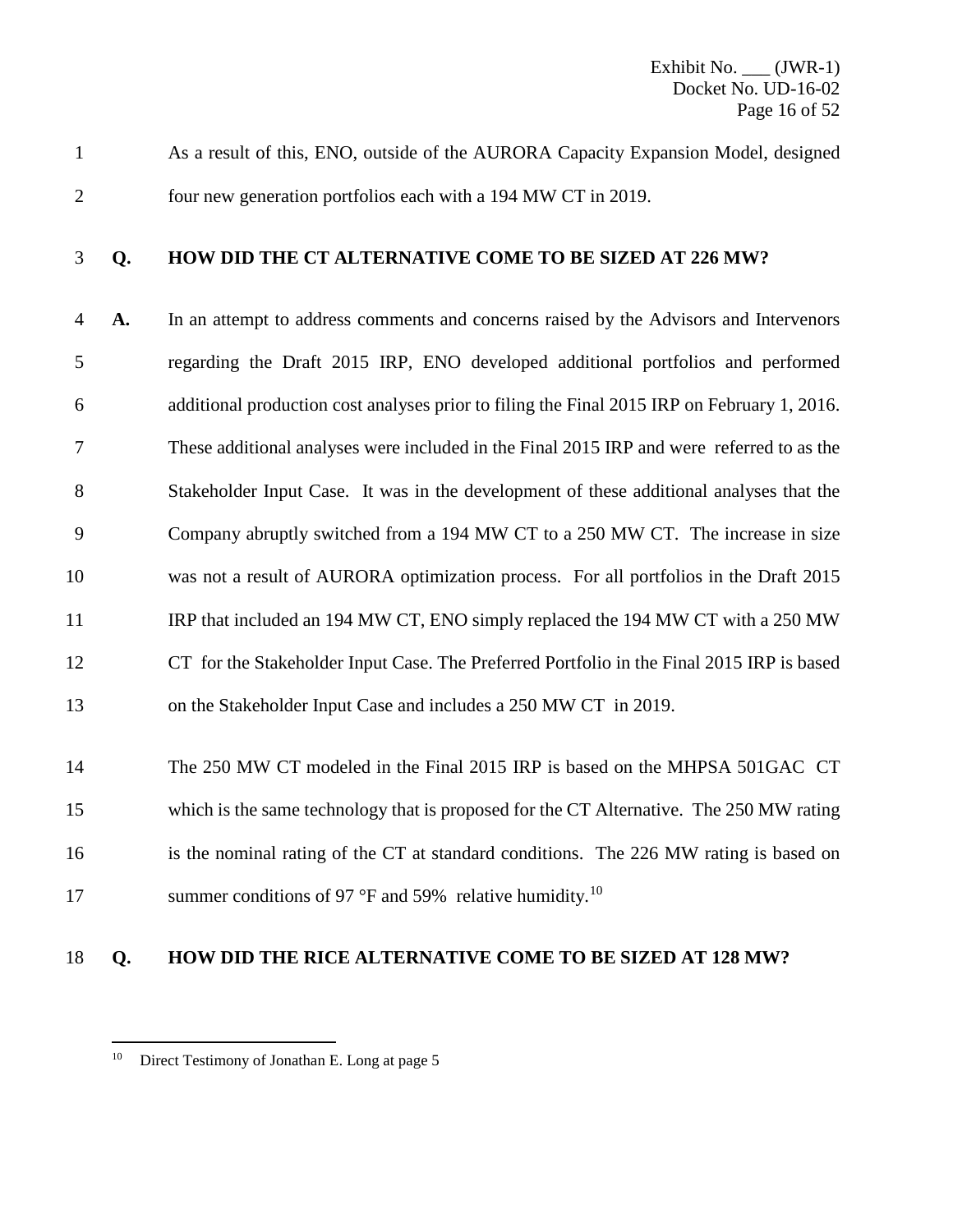As a result of this, ENO, outside of the AURORA Capacity Expansion Model, designed four new generation portfolios each with a 194 MW CT in 2019.

**Q. HOW DID THE CT ALTERNATIVE COME TO BE SIZED AT 226 MW?**

**A.** In an attempt to address comments and concerns raised by the Advisors and Intervenors regarding the Draft 2015 IRP, ENO developed additional portfolios and performed additional production cost analyses prior to filing the Final 2015 IRP on February 1, 2016. These additional analyses were included in the Final 2015 IRP and were referred to as the Stakeholder Input Case. It was in the development of these additional analyses that the Company abruptly switched from a 194 MW CT to a 250 MW CT. The increase in size was not a result of AURORA optimization process. For all portfolios in the Draft 2015 IRP that included an 194 MW CT, ENO simply replaced the 194 MW CT with a 250 MW CT for the Stakeholder Input Case. The Preferred Portfolio in the Final 2015 IRP is based on the Stakeholder Input Case and includes a 250 MW CT in 2019.

The 250 MW CT modeled in the Final 2015 IRP is based on the MHPSA 501GAC CT which is the same technology that is proposed for the CT Alternative. The 250 MW rating is the nominal rating of the CT at standard conditions. The 226 MW rating is based on summer conditions of 97 °F and 59% relative humidity.[10]

**Q. HOW DID THE RICE ALTERNATIVE COME TO BE SIZED AT 128 MW?**

---

[10] Direct Testimony of Jonathan E. Long at page 5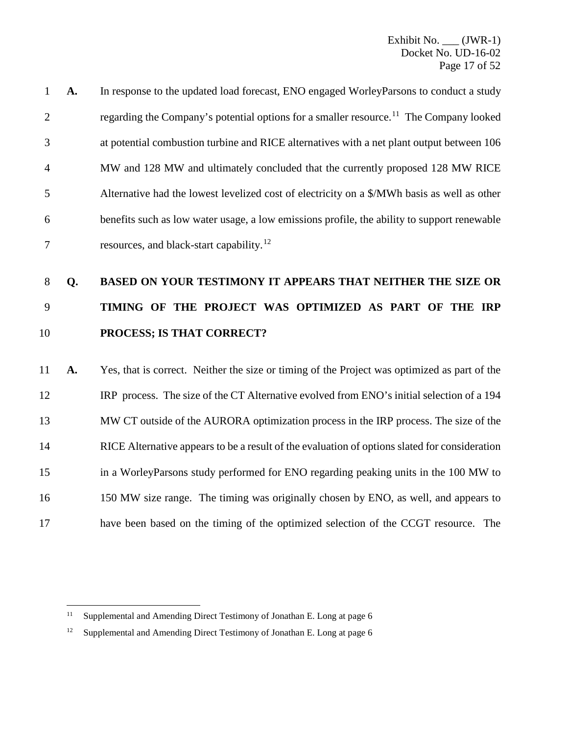**A.** In response to the updated load forecast, ENO engaged WorleyParsons to conduct a study regarding the Company's potential options for a smaller resource.[11] The Company looked at potential combustion turbine and RICE alternatives with a net plant output between 106 MW and 128 MW and ultimately concluded that the currently proposed 128 MW RICE Alternative had the lowest levelized cost of electricity on a $/MWh basis as well as other benefits such as low water usage, a low emissions profile, the ability to support renewable resources, and black-start capability.[12]

**Q. BASED ON YOUR TESTIMONY IT APPEARS THAT NEITHER THE SIZE OR TIMING OF THE PROJECT WAS OPTIMIZED AS PART OF THE IRP PROCESS; IS THAT CORRECT?**

**A.** Yes, that is correct. Neither the size or timing of the Project was optimized as part of the IRP process. The size of the CT Alternative evolved from ENO's initial selection of a 194 MW CT outside of the AURORA optimization process in the IRP process. The size of the RICE Alternative appears to be a result of the evaluation of options slated for consideration in a WorleyParsons study performed for ENO regarding peaking units in the 100 MW to 150 MW size range. The timing was originally chosen by ENO, as well, and appears to have been based on the timing of the optimized selection of the CCGT resource. The

---

[11] Supplemental and Amending Direct Testimony of Jonathan E. Long at page 6

[12] Supplemental and Amending Direct Testimony of Jonathan E. Long at page 6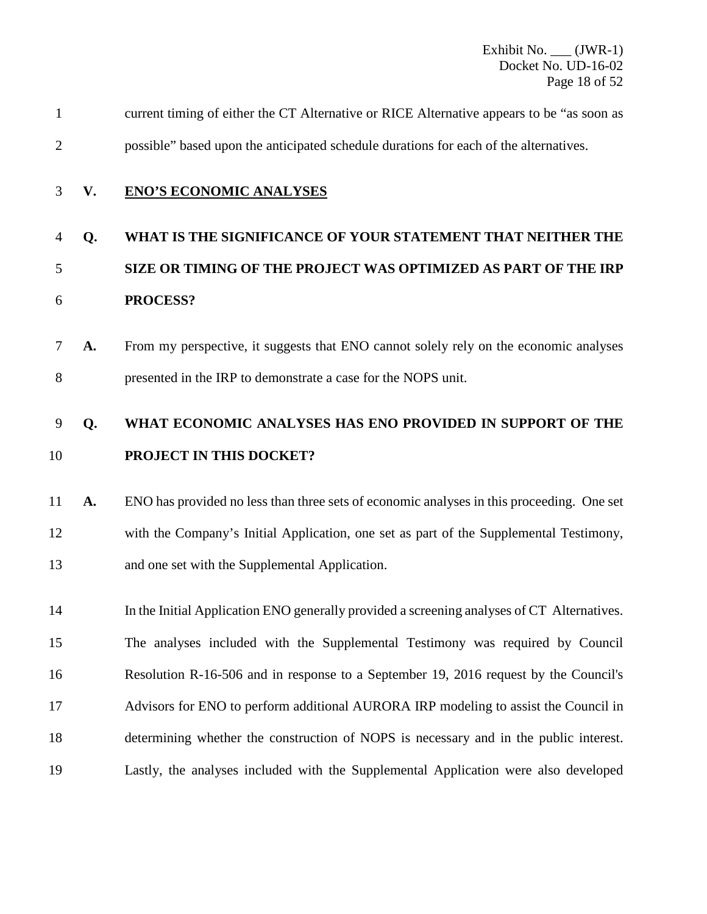current timing of either the CT Alternative or RICE Alternative appears to be "as soon as possible" based upon the anticipated schedule durations for each of the alternatives.

## V. ENO'S ECONOMIC ANALYSES

**Q. WHAT IS THE SIGNIFICANCE OF YOUR STATEMENT THAT NEITHER THE SIZE OR TIMING OF THE PROJECT WAS OPTIMIZED AS PART OF THE IRP PROCESS?**

**A.** From my perspective, it suggests that ENO cannot solely rely on the economic analyses presented in the IRP to demonstrate a case for the NOPS unit.

**Q. WHAT ECONOMIC ANALYSES HAS ENO PROVIDED IN SUPPORT OF THE PROJECT IN THIS DOCKET?**

**A.** ENO has provided no less than three sets of economic analyses in this proceeding. One set with the Company's Initial Application, one set as part of the Supplemental Testimony, and one set with the Supplemental Application.

In the Initial Application ENO generally provided a screening analyses of CT Alternatives. The analyses included with the Supplemental Testimony was required by Council Resolution R-16-506 and in response to a September 19, 2016 request by the Council's Advisors for ENO to perform additional AURORA IRP modeling to assist the Council in determining whether the construction of NOPS is necessary and in the public interest. Lastly, the analyses included with the Supplemental Application were also developed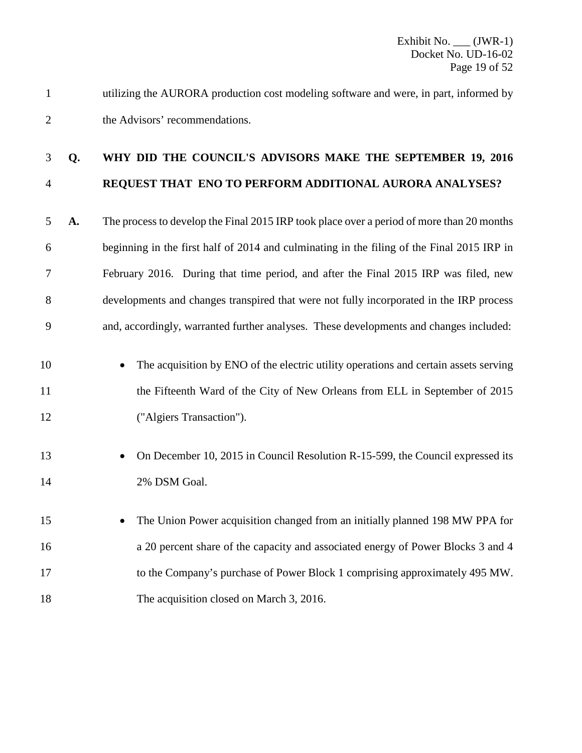utilizing the AURORA production cost modeling software and were, in part, informed by the Advisors' recommendations.

**Q. WHY DID THE COUNCIL'S ADVISORS MAKE THE SEPTEMBER 19, 2016 REQUEST THAT ENO TO PERFORM ADDITIONAL AURORA ANALYSES?**

**A.** The process to develop the Final 2015 IRP took place over a period of more than 20 months beginning in the first half of 2014 and culminating in the filing of the Final 2015 IRP in February 2016. During that time period, and after the Final 2015 IRP was filed, new developments and changes transpired that were not fully incorporated in the IRP process and, accordingly, warranted further analyses. These developments and changes included:

- The acquisition by ENO of the electric utility operations and certain assets serving the Fifteenth Ward of the City of New Orleans from ELL in September of 2015 ("Algiers Transaction").
- On December 10, 2015 in Council Resolution R-15-599, the Council expressed its 2% DSM Goal.
- The Union Power acquisition changed from an initially planned 198 MW PPA for a 20 percent share of the capacity and associated energy of Power Blocks 3 and 4 to the Company's purchase of Power Block 1 comprising approximately 495 MW. The acquisition closed on March 3, 2016.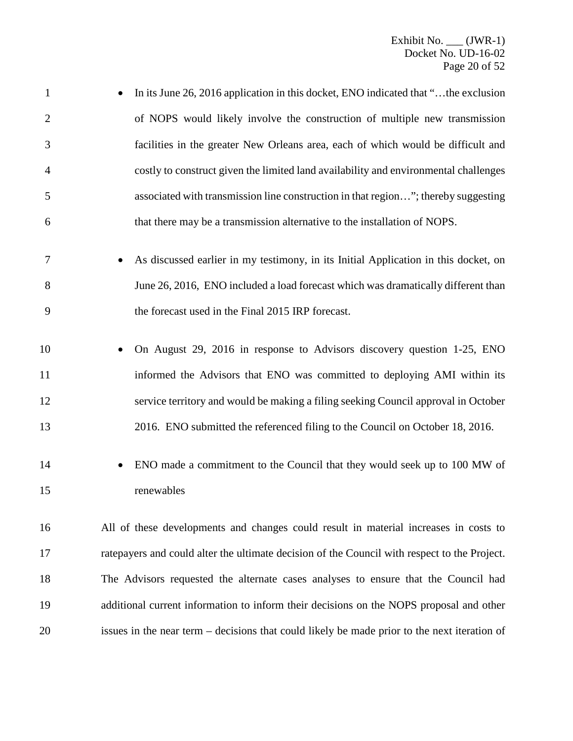- In its June 26, 2016 application in this docket, ENO indicated that "…the exclusion of NOPS would likely involve the construction of multiple new transmission facilities in the greater New Orleans area, each of which would be difficult and costly to construct given the limited land availability and environmental challenges associated with transmission line construction in that region…"; thereby suggesting that there may be a transmission alternative to the installation of NOPS.

- As discussed earlier in my testimony, in its Initial Application in this docket, on June 26, 2016, ENO included a load forecast which was dramatically different than the forecast used in the Final 2015 IRP forecast.

- On August 29, 2016 in response to Advisors discovery question 1-25, ENO informed the Advisors that ENO was committed to deploying AMI within its service territory and would be making a filing seeking Council approval in October 2016. ENO submitted the referenced filing to the Council on October 18, 2016.

- ENO made a commitment to the Council that they would seek up to 100 MW of renewables

All of these developments and changes could result in material increases in costs to ratepayers and could alter the ultimate decision of the Council with respect to the Project. The Advisors requested the alternate cases analyses to ensure that the Council had additional current information to inform their decisions on the NOPS proposal and other issues in the near term – decisions that could likely be made prior to the next iteration of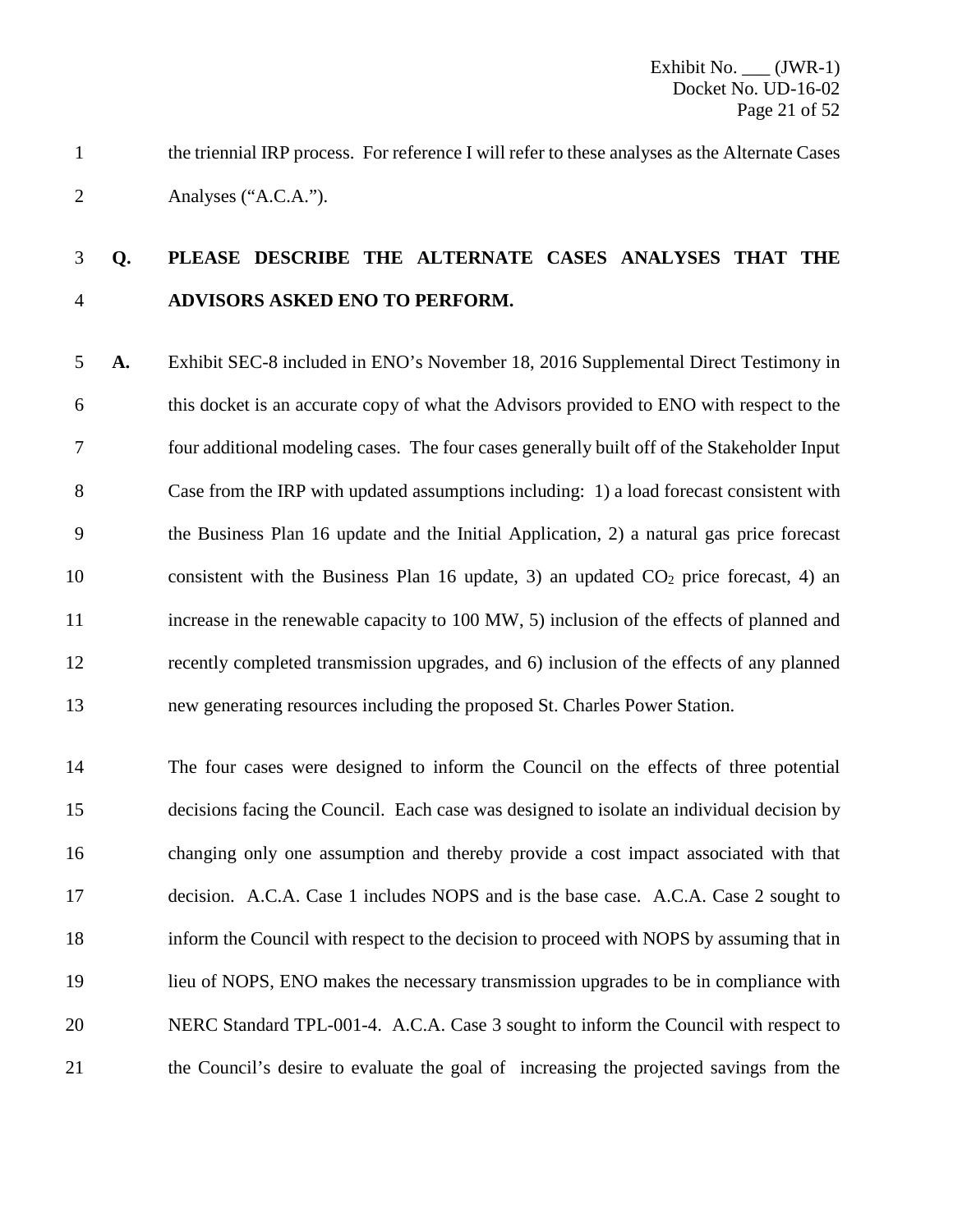the triennial IRP process. For reference I will refer to these analyses as the Alternate Cases Analyses ("A.C.A.").

**Q. PLEASE DESCRIBE THE ALTERNATE CASES ANALYSES THAT THE ADVISORS ASKED ENO TO PERFORM.**

**A.** Exhibit SEC-8 included in ENO's November 18, 2016 Supplemental Direct Testimony in this docket is an accurate copy of what the Advisors provided to ENO with respect to the four additional modeling cases. The four cases generally built off of the Stakeholder Input Case from the IRP with updated assumptions including: 1) a load forecast consistent with the Business Plan 16 update and the Initial Application, 2) a natural gas price forecast consistent with the Business Plan 16 update, 3) an updated $CO_2$ price forecast, 4) an increase in the renewable capacity to 100 MW, 5) inclusion of the effects of planned and recently completed transmission upgrades, and 6) inclusion of the effects of any planned new generating resources including the proposed St. Charles Power Station.

The four cases were designed to inform the Council on the effects of three potential decisions facing the Council. Each case was designed to isolate an individual decision by changing only one assumption and thereby provide a cost impact associated with that decision. A.C.A. Case 1 includes NOPS and is the base case. A.C.A. Case 2 sought to inform the Council with respect to the decision to proceed with NOPS by assuming that in lieu of NOPS, ENO makes the necessary transmission upgrades to be in compliance with NERC Standard TPL-001-4. A.C.A. Case 3 sought to inform the Council with respect to the Council's desire to evaluate the goal of increasing the projected savings from the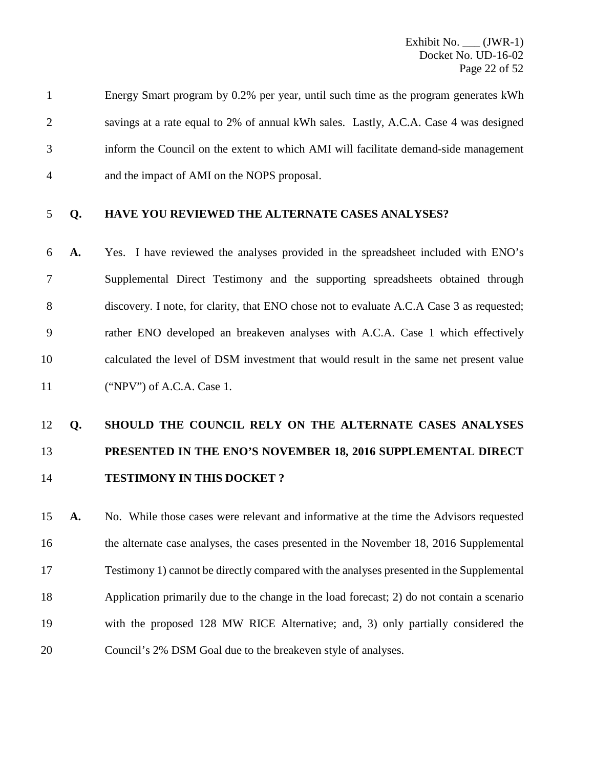Energy Smart program by 0.2% per year, until such time as the program generates kWh savings at a rate equal to 2% of annual kWh sales. Lastly, A.C.A. Case 4 was designed inform the Council on the extent to which AMI will facilitate demand-side management and the impact of AMI on the NOPS proposal.

**Q. HAVE YOU REVIEWED THE ALTERNATE CASES ANALYSES?**

**A.** Yes. I have reviewed the analyses provided in the spreadsheet included with ENO's Supplemental Direct Testimony and the supporting spreadsheets obtained through discovery. I note, for clarity, that ENO chose not to evaluate A.C.A Case 3 as requested; rather ENO developed an breakeven analyses with A.C.A. Case 1 which effectively calculated the level of DSM investment that would result in the same net present value ("NPV") of A.C.A. Case 1.

**Q. SHOULD THE COUNCIL RELY ON THE ALTERNATE CASES ANALYSES PRESENTED IN THE ENO'S NOVEMBER 18, 2016 SUPPLEMENTAL DIRECT TESTIMONY IN THIS DOCKET ?**

**A.** No. While those cases were relevant and informative at the time the Advisors requested the alternate case analyses, the cases presented in the November 18, 2016 Supplemental Testimony 1) cannot be directly compared with the analyses presented in the Supplemental Application primarily due to the change in the load forecast; 2) do not contain a scenario with the proposed 128 MW RICE Alternative; and, 3) only partially considered the Council's 2% DSM Goal due to the breakeven style of analyses.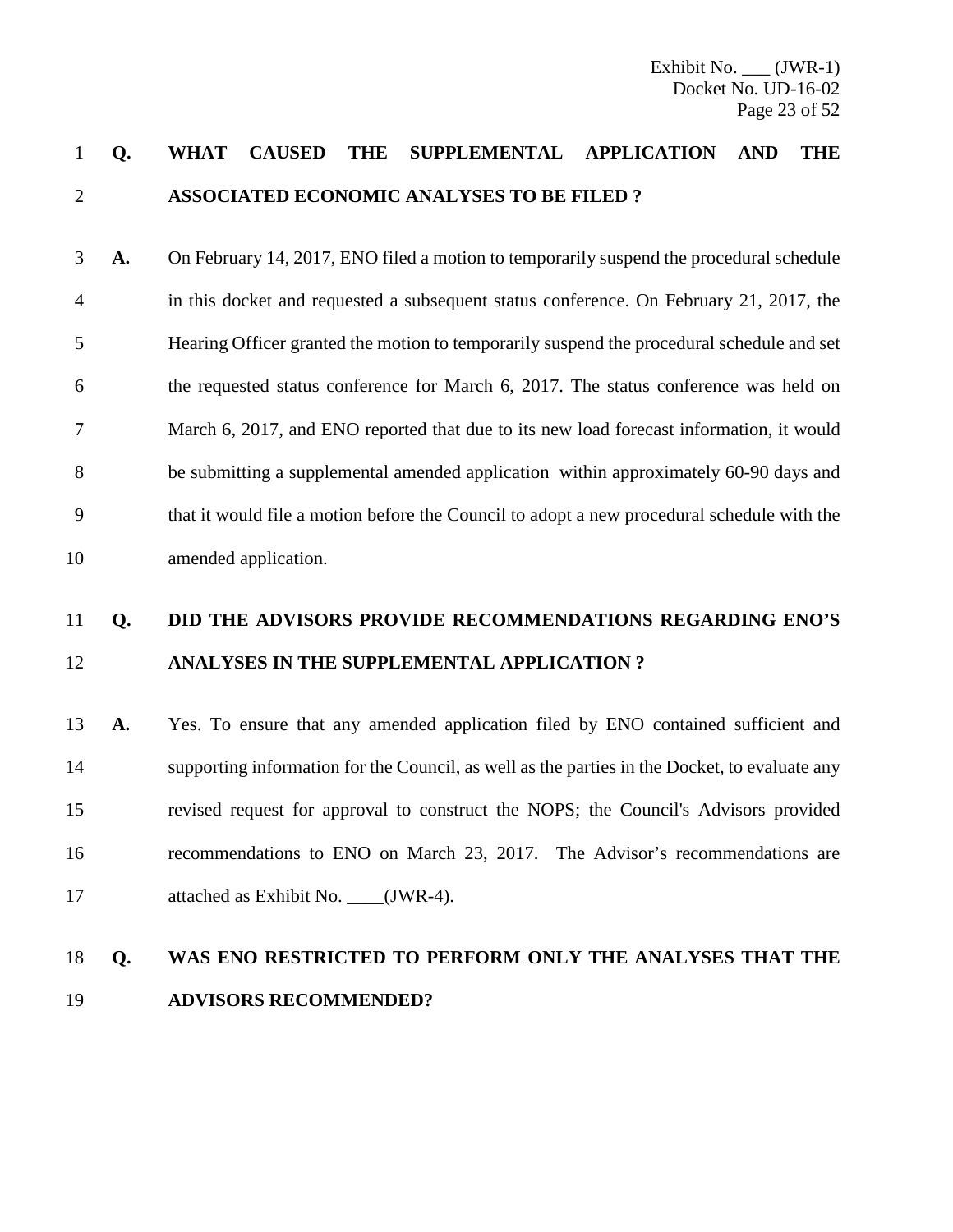**Q. WHAT CAUSED THE SUPPLEMENTAL APPLICATION AND THE ASSOCIATED ECONOMIC ANALYSES TO BE FILED ?**

**A.** On February 14, 2017, ENO filed a motion to temporarily suspend the procedural schedule in this docket and requested a subsequent status conference. On February 21, 2017, the Hearing Officer granted the motion to temporarily suspend the procedural schedule and set the requested status conference for March 6, 2017. The status conference was held on March 6, 2017, and ENO reported that due to its new load forecast information, it would be submitting a supplemental amended application within approximately 60-90 days and that it would file a motion before the Council to adopt a new procedural schedule with the amended application.

**Q. DID THE ADVISORS PROVIDE RECOMMENDATIONS REGARDING ENO'S ANALYSES IN THE SUPPLEMENTAL APPLICATION ?**

**A.** Yes. To ensure that any amended application filed by ENO contained sufficient and supporting information for the Council, as well as the parties in the Docket, to evaluate any revised request for approval to construct the NOPS; the Council's Advisors provided recommendations to ENO on March 23, 2017. The Advisor's recommendations are attached as Exhibit No. ____(JWR-4).

**Q. WAS ENO RESTRICTED TO PERFORM ONLY THE ANALYSES THAT THE ADVISORS RECOMMENDED?**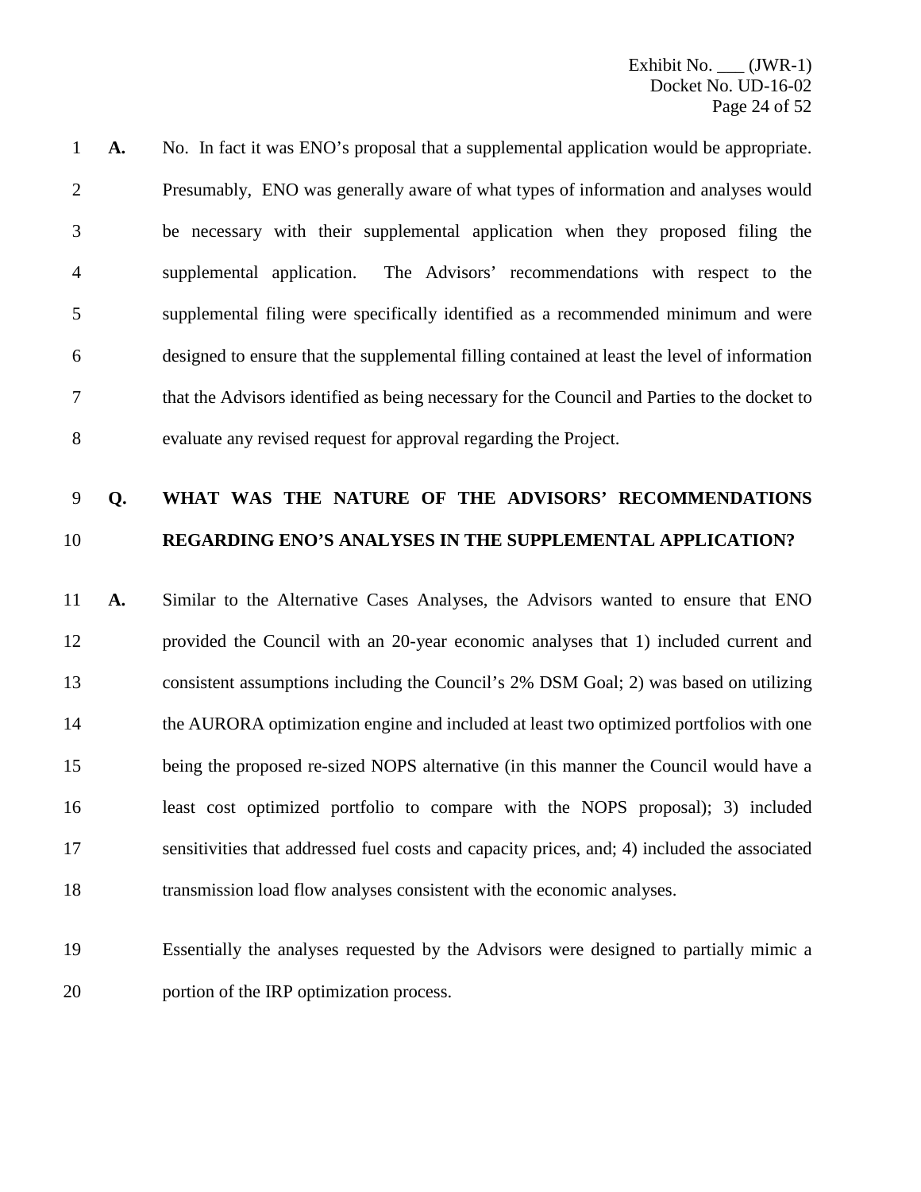**A.** No. In fact it was ENO's proposal that a supplemental application would be appropriate. Presumably, ENO was generally aware of what types of information and analyses would be necessary with their supplemental application when they proposed filing the supplemental application. The Advisors' recommendations with respect to the supplemental filing were specifically identified as a recommended minimum and were designed to ensure that the supplemental filling contained at least the level of information that the Advisors identified as being necessary for the Council and Parties to the docket to evaluate any revised request for approval regarding the Project.

**Q. WHAT WAS THE NATURE OF THE ADVISORS' RECOMMENDATIONS REGARDING ENO'S ANALYSES IN THE SUPPLEMENTAL APPLICATION?**

**A.** Similar to the Alternative Cases Analyses, the Advisors wanted to ensure that ENO provided the Council with an 20-year economic analyses that 1) included current and consistent assumptions including the Council's 2% DSM Goal; 2) was based on utilizing the AURORA optimization engine and included at least two optimized portfolios with one being the proposed re-sized NOPS alternative (in this manner the Council would have a least cost optimized portfolio to compare with the NOPS proposal); 3) included sensitivities that addressed fuel costs and capacity prices, and; 4) included the associated transmission load flow analyses consistent with the economic analyses.

Essentially the analyses requested by the Advisors were designed to partially mimic a portion of the IRP optimization process.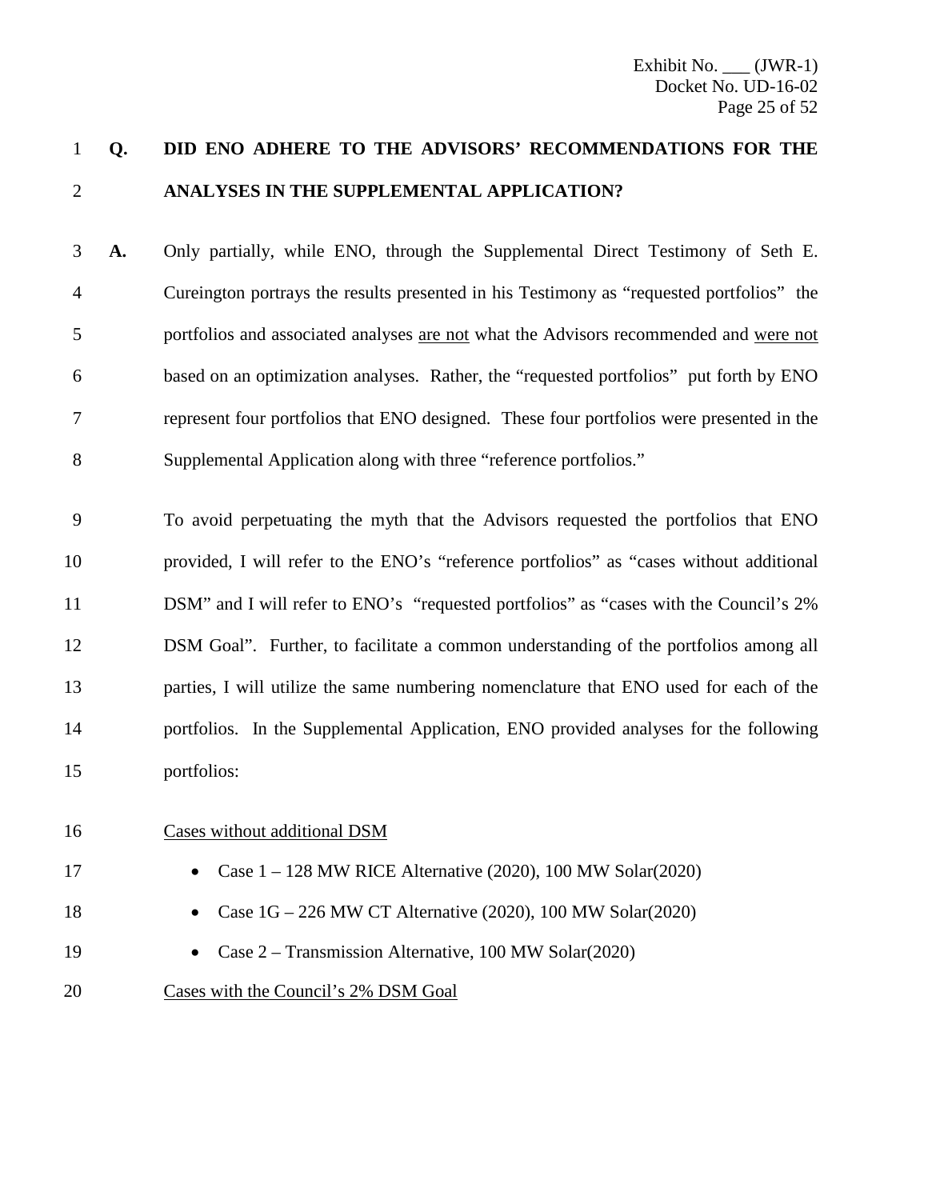**Q. DID ENO ADHERE TO THE ADVISORS' RECOMMENDATIONS FOR THE ANALYSES IN THE SUPPLEMENTAL APPLICATION?**

**A.** Only partially, while ENO, through the Supplemental Direct Testimony of Seth E. Cureington portrays the results presented in his Testimony as "requested portfolios" the portfolios and associated analyses <u>are not</u> what the Advisors recommended and <u>were not</u> based on an optimization analyses. Rather, the "requested portfolios" put forth by ENO represent four portfolios that ENO designed. These four portfolios were presented in the Supplemental Application along with three "reference portfolios."

To avoid perpetuating the myth that the Advisors requested the portfolios that ENO provided, I will refer to the ENO's "reference portfolios" as "cases without additional DSM" and I will refer to ENO's "requested portfolios" as "cases with the Council's 2% DSM Goal". Further, to facilitate a common understanding of the portfolios among all parties, I will utilize the same numbering nomenclature that ENO used for each of the portfolios. In the Supplemental Application, ENO provided analyses for the following portfolios:

<u>Cases without additional DSM</u>

- Case 1 – 128 MW RICE Alternative (2020), 100 MW Solar(2020)
- Case 1G – 226 MW CT Alternative (2020), 100 MW Solar(2020)
- Case 2 – Transmission Alternative, 100 MW Solar(2020)

<u>Cases with the Council's 2% DSM Goal</u>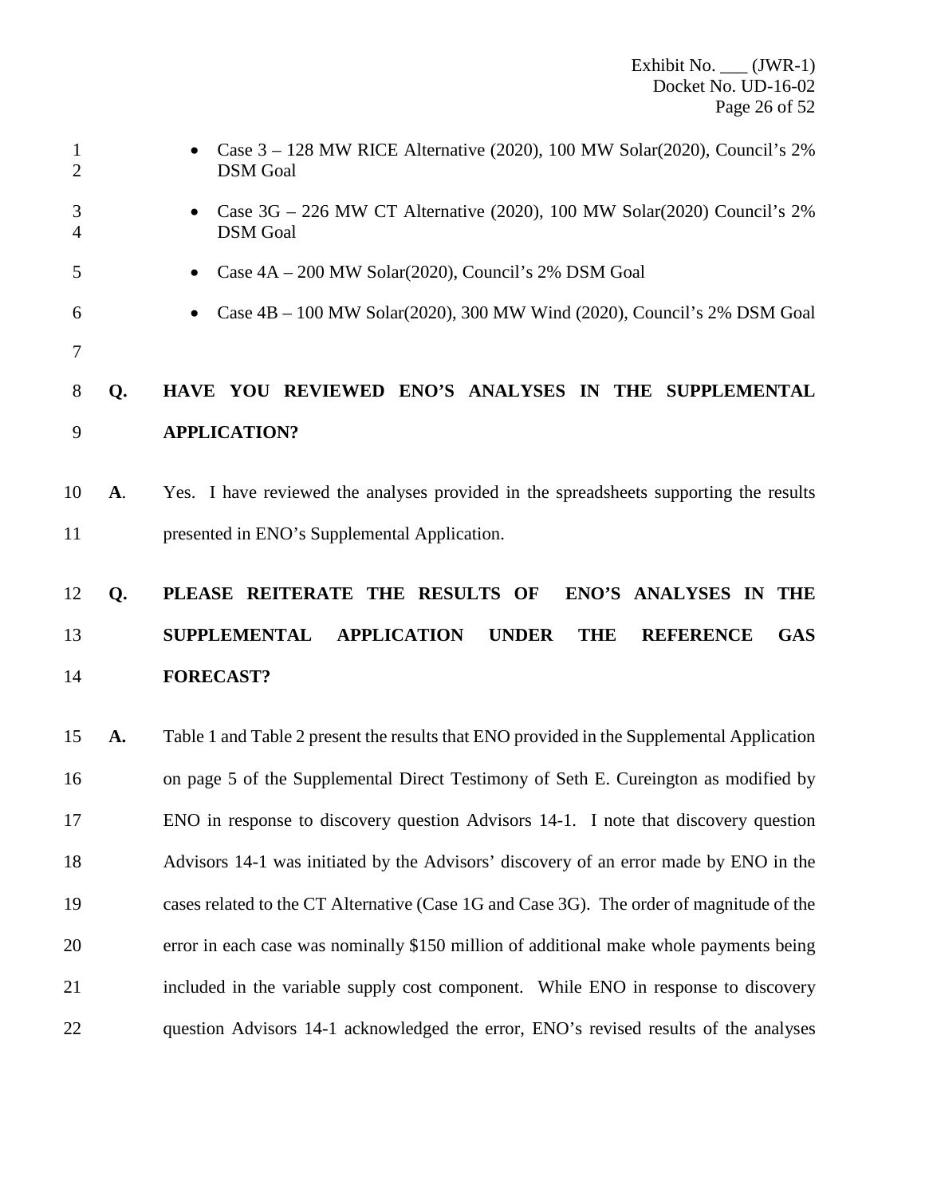- Case 3 – 128 MW RICE Alternative (2020), 100 MW Solar(2020), Council's 2% DSM Goal
- Case 3G – 226 MW CT Alternative (2020), 100 MW Solar(2020) Council's 2% DSM Goal
- Case 4A – 200 MW Solar(2020), Council's 2% DSM Goal
- Case 4B – 100 MW Solar(2020), 300 MW Wind (2020), Council's 2% DSM Goal

**Q. HAVE YOU REVIEWED ENO'S ANALYSES IN THE SUPPLEMENTAL APPLICATION?**

**A.** Yes. I have reviewed the analyses provided in the spreadsheets supporting the results presented in ENO's Supplemental Application.

**Q. PLEASE REITERATE THE RESULTS OF ENO'S ANALYSES IN THE SUPPLEMENTAL APPLICATION UNDER THE REFERENCE GAS FORECAST?**

**A.** Table 1 and Table 2 present the results that ENO provided in the Supplemental Application on page 5 of the Supplemental Direct Testimony of Seth E. Cureington as modified by ENO in response to discovery question Advisors 14-1. I note that discovery question Advisors 14-1 was initiated by the Advisors' discovery of an error made by ENO in the cases related to the CT Alternative (Case 1G and Case 3G). The order of magnitude of the error in each case was nominally \$150 million of additional make whole payments being included in the variable supply cost component. While ENO in response to discovery question Advisors 14-1 acknowledged the error, ENO's revised results of the analyses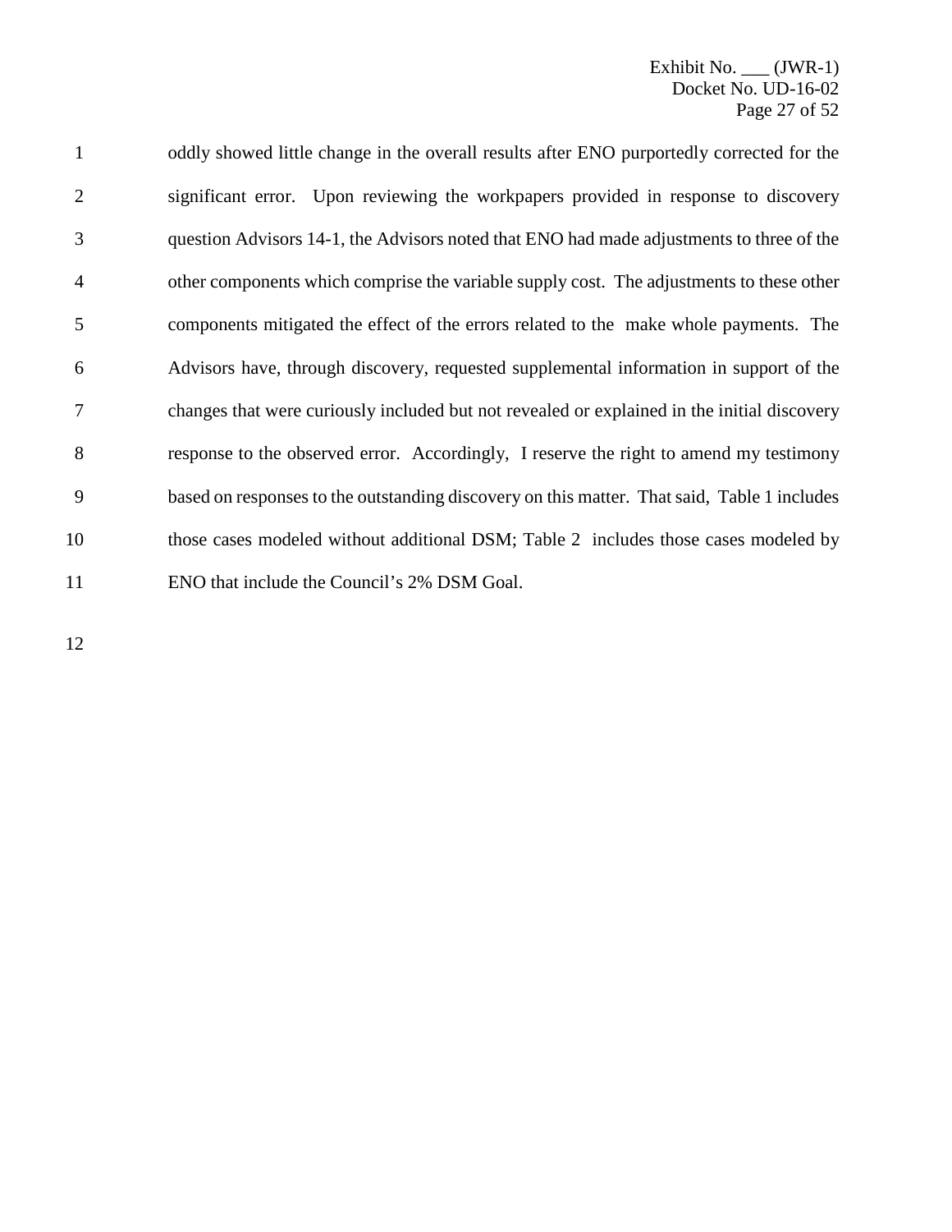oddly showed little change in the overall results after ENO purportedly corrected for the significant error. Upon reviewing the workpapers provided in response to discovery question Advisors 14-1, the Advisors noted that ENO had made adjustments to three of the other components which comprise the variable supply cost. The adjustments to these other components mitigated the effect of the errors related to the make whole payments. The Advisors have, through discovery, requested supplemental information in support of the changes that were curiously included but not revealed or explained in the initial discovery response to the observed error. Accordingly, I reserve the right to amend my testimony based on responses to the outstanding discovery on this matter. That said, Table 1 includes those cases modeled without additional DSM; Table 2 includes those cases modeled by ENO that include the Council's 2% DSM Goal.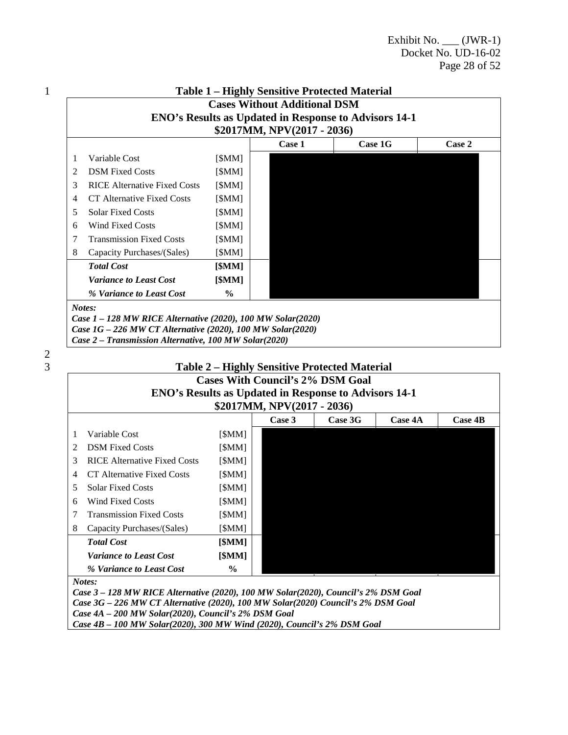**Table 1 – Highly Sensitive Protected Material**

| Cases Without Additional DSM<br>ENO's Results as Updated in Response to Advisors 14-1<br>$2017MM, NPV(2017 - 2036) | | | | | |
|---|---|---|---|---|---|
| | | | Case 1 | Case 1G | Case 2 |
| 1 | Variable Cost | [$MM] | | | |
| 2 | DSM Fixed Costs | [$MM] | | | |
| 3 | RICE Alternative Fixed Costs | [$MM] | | | |
| 4 | CT Alternative Fixed Costs | [$MM] | | | |
| 5 | Solar Fixed Costs | [$MM] | | | |
| 6 | Wind Fixed Costs | [$MM] | | | |
| 7 | Transmission Fixed Costs | [$MM] | | | |
| 8 | Capacity Purchases/(Sales) | [$MM] | | | |
| | ***Total Cost*** | **[$MM]** | | | |
| | ***Variance to Least Cost*** | **[$MM]** | | | |
| | ***% Variance to Least Cost*** | **%** | | | |

***Notes:***
***Case 1 – 128 MW RICE Alternative (2020), 100 MW Solar(2020)***
***Case 1G – 226 MW CT Alternative (2020), 100 MW Solar(2020)***
***Case 2 – Transmission Alternative, 100 MW Solar(2020)***

**Table 2 – Highly Sensitive Protected Material**

| Cases With Council's 2% DSM Goal<br>ENO's Results as Updated in Response to Advisors 14-1<br>$2017MM, NPV(2017 - 2036) | | | | | | |
|---|---|---|---|---|---|---|
| | | | Case 3 | Case 3G | Case 4A | Case 4B |
| 1 | Variable Cost | [$MM] | | | | |
| 2 | DSM Fixed Costs | [$MM] | | | | |
| 3 | RICE Alternative Fixed Costs | [$MM] | | | | |
| 4 | CT Alternative Fixed Costs | [$MM] | | | | |
| 5 | Solar Fixed Costs | [$MM] | | | | |
| 6 | Wind Fixed Costs | [$MM] | | | | |
| 7 | Transmission Fixed Costs | [$MM] | | | | |
| 8 | Capacity Purchases/(Sales) | [$MM] | | | | |
| | ***Total Cost*** | **[$MM]** | | | | |
| | ***Variance to Least Cost*** | **[$MM]** | | | | |
| | ***% Variance to Least Cost*** | **%** | | | | |

***Notes:***
***Case 3 – 128 MW RICE Alternative (2020), 100 MW Solar(2020), Council's 2% DSM Goal***
***Case 3G – 226 MW CT Alternative (2020), 100 MW Solar(2020) Council's 2% DSM Goal***
***Case 4A – 200 MW Solar(2020), Council's 2% DSM Goal***
***Case 4B – 100 MW Solar(2020), 300 MW Wind (2020), Council's 2% DSM Goal***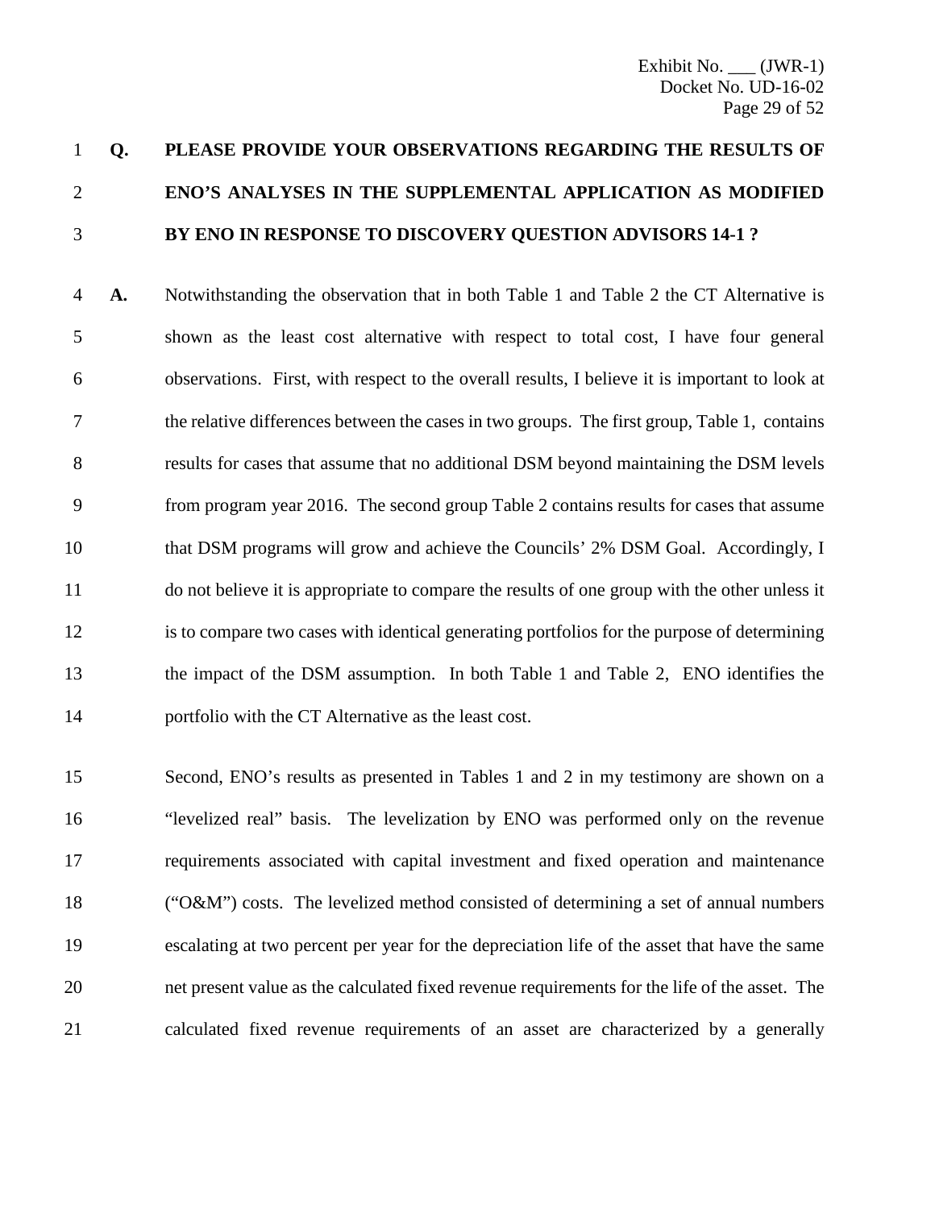**Q. PLEASE PROVIDE YOUR OBSERVATIONS REGARDING THE RESULTS OF ENO'S ANALYSES IN THE SUPPLEMENTAL APPLICATION AS MODIFIED BY ENO IN RESPONSE TO DISCOVERY QUESTION ADVISORS 14-1 ?**

**A.** Notwithstanding the observation that in both Table 1 and Table 2 the CT Alternative is shown as the least cost alternative with respect to total cost, I have four general observations. First, with respect to the overall results, I believe it is important to look at the relative differences between the cases in two groups. The first group, Table 1, contains results for cases that assume that no additional DSM beyond maintaining the DSM levels from program year 2016. The second group Table 2 contains results for cases that assume that DSM programs will grow and achieve the Councils' 2% DSM Goal. Accordingly, I do not believe it is appropriate to compare the results of one group with the other unless it is to compare two cases with identical generating portfolios for the purpose of determining the impact of the DSM assumption. In both Table 1 and Table 2, ENO identifies the portfolio with the CT Alternative as the least cost.

Second, ENO's results as presented in Tables 1 and 2 in my testimony are shown on a "levelized real" basis. The levelization by ENO was performed only on the revenue requirements associated with capital investment and fixed operation and maintenance ("O&M") costs. The levelized method consisted of determining a set of annual numbers escalating at two percent per year for the depreciation life of the asset that have the same net present value as the calculated fixed revenue requirements for the life of the asset. The calculated fixed revenue requirements of an asset are characterized by a generally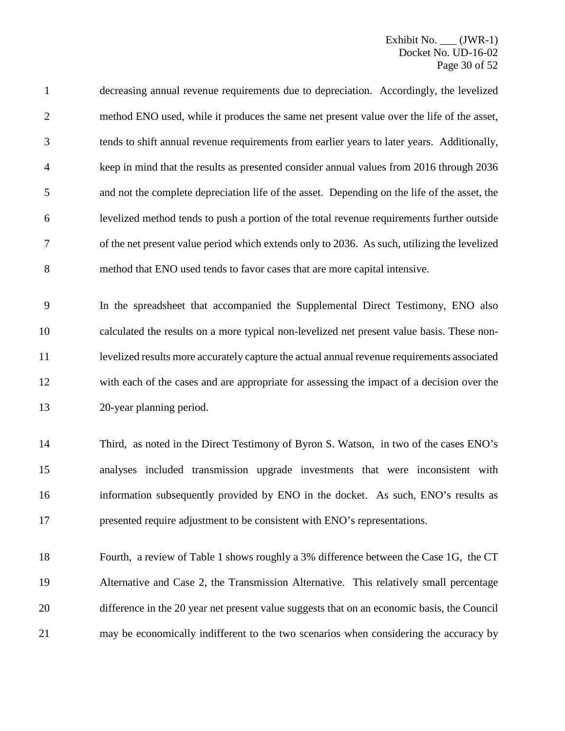decreasing annual revenue requirements due to depreciation. Accordingly, the levelized method ENO used, while it produces the same net present value over the life of the asset, tends to shift annual revenue requirements from earlier years to later years. Additionally, keep in mind that the results as presented consider annual values from 2016 through 2036 and not the complete depreciation life of the asset. Depending on the life of the asset, the levelized method tends to push a portion of the total revenue requirements further outside of the net present value period which extends only to 2036. As such, utilizing the levelized method that ENO used tends to favor cases that are more capital intensive.

In the spreadsheet that accompanied the Supplemental Direct Testimony, ENO also calculated the results on a more typical non-levelized net present value basis. These non-levelized results more accurately capture the actual annual revenue requirements associated with each of the cases and are appropriate for assessing the impact of a decision over the 20-year planning period.

Third, as noted in the Direct Testimony of Byron S. Watson, in two of the cases ENO's analyses included transmission upgrade investments that were inconsistent with information subsequently provided by ENO in the docket. As such, ENO's results as presented require adjustment to be consistent with ENO's representations.

Fourth, a review of Table 1 shows roughly a 3% difference between the Case 1G, the CT Alternative and Case 2, the Transmission Alternative. This relatively small percentage difference in the 20 year net present value suggests that on an economic basis, the Council may be economically indifferent to the two scenarios when considering the accuracy by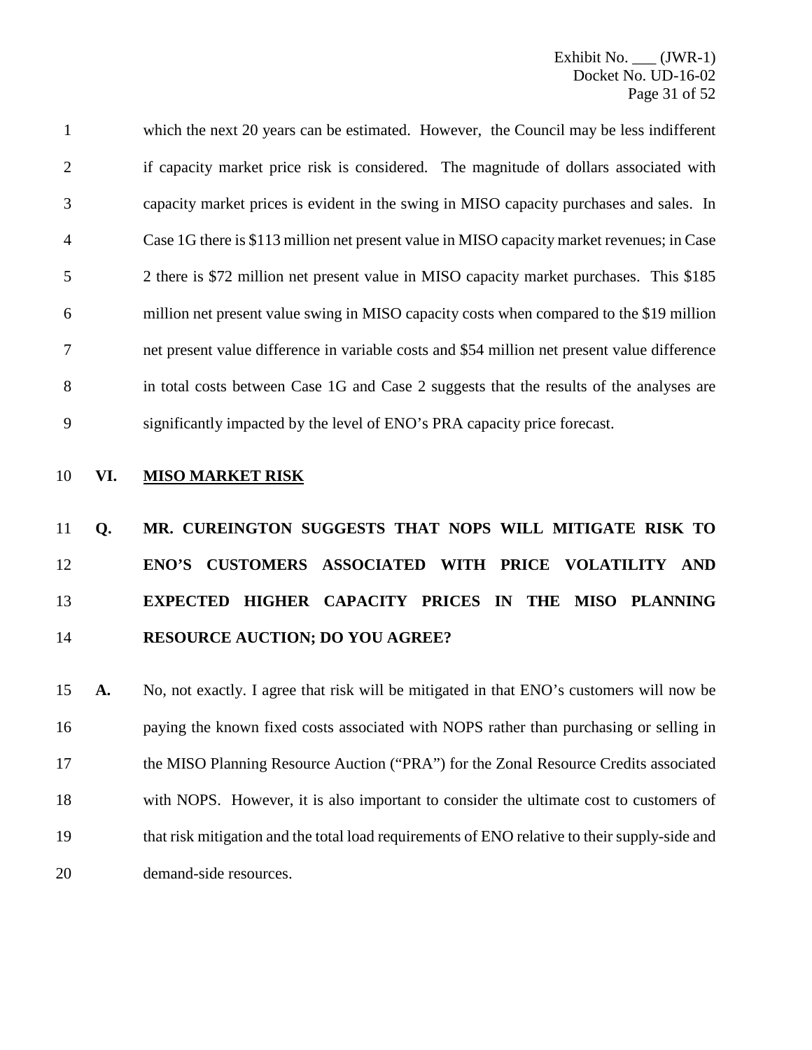which the next 20 years can be estimated. However, the Council may be less indifferent if capacity market price risk is considered. The magnitude of dollars associated with capacity market prices is evident in the swing in MISO capacity purchases and sales. In Case 1G there is $113 million net present value in MISO capacity market revenues; in Case 2 there is $72 million net present value in MISO capacity market purchases. This $185 million net present value swing in MISO capacity costs when compared to the $19 million net present value difference in variable costs and $54 million net present value difference in total costs between Case 1G and Case 2 suggests that the results of the analyses are significantly impacted by the level of ENO's PRA capacity price forecast.

## VI. MISO MARKET RISK

**Q. MR. CUREINGTON SUGGESTS THAT NOPS WILL MITIGATE RISK TO ENO'S CUSTOMERS ASSOCIATED WITH PRICE VOLATILITY AND EXPECTED HIGHER CAPACITY PRICES IN THE MISO PLANNING RESOURCE AUCTION; DO YOU AGREE?**

**A.** No, not exactly. I agree that risk will be mitigated in that ENO's customers will now be paying the known fixed costs associated with NOPS rather than purchasing or selling in the MISO Planning Resource Auction ("PRA") for the Zonal Resource Credits associated with NOPS. However, it is also important to consider the ultimate cost to customers of that risk mitigation and the total load requirements of ENO relative to their supply-side and demand-side resources.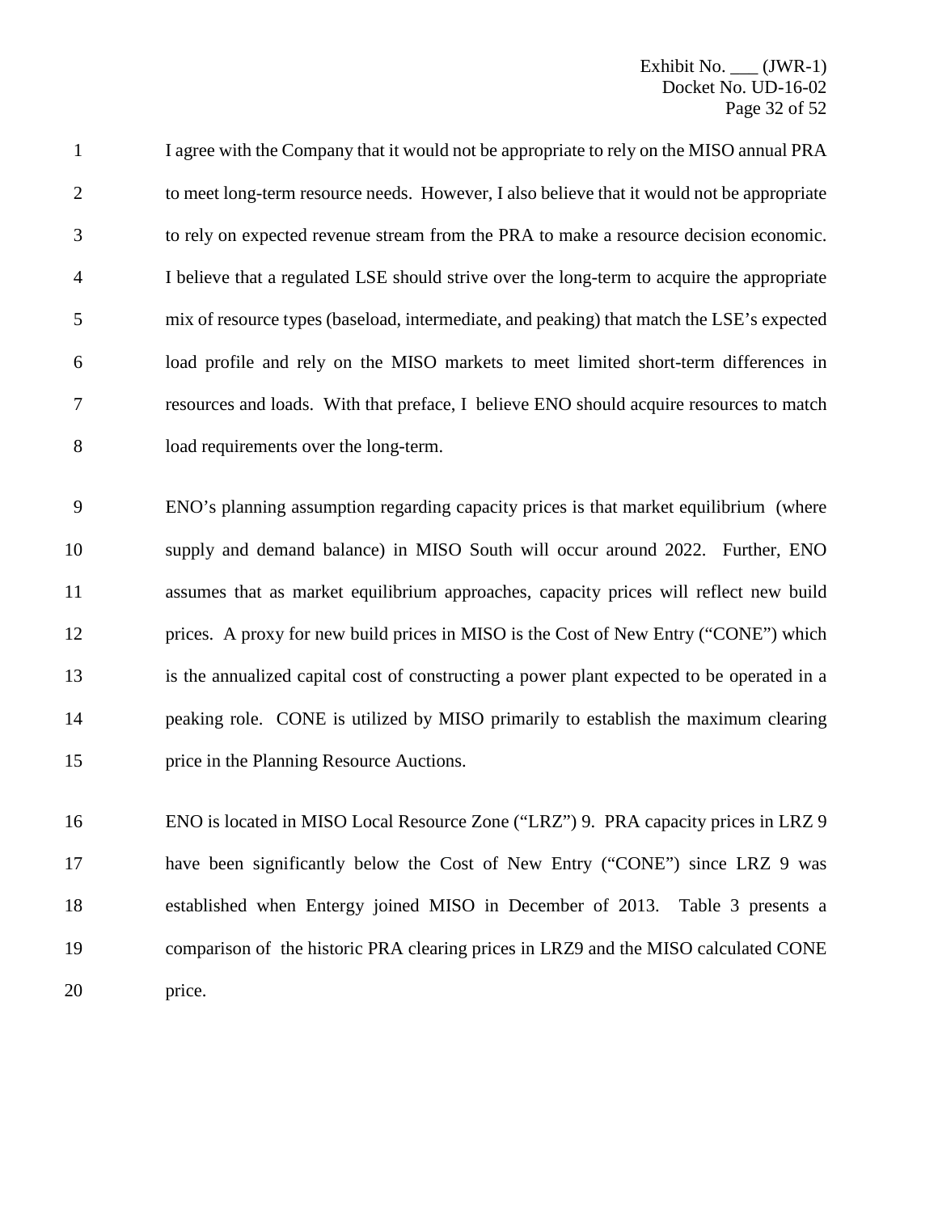I agree with the Company that it would not be appropriate to rely on the MISO annual PRA to meet long-term resource needs. However, I also believe that it would not be appropriate to rely on expected revenue stream from the PRA to make a resource decision economic. I believe that a regulated LSE should strive over the long-term to acquire the appropriate mix of resource types (baseload, intermediate, and peaking) that match the LSE's expected load profile and rely on the MISO markets to meet limited short-term differences in resources and loads. With that preface, I believe ENO should acquire resources to match load requirements over the long-term.

ENO's planning assumption regarding capacity prices is that market equilibrium (where supply and demand balance) in MISO South will occur around 2022. Further, ENO assumes that as market equilibrium approaches, capacity prices will reflect new build prices. A proxy for new build prices in MISO is the Cost of New Entry ("CONE") which is the annualized capital cost of constructing a power plant expected to be operated in a peaking role. CONE is utilized by MISO primarily to establish the maximum clearing price in the Planning Resource Auctions.

ENO is located in MISO Local Resource Zone ("LRZ") 9. PRA capacity prices in LRZ 9 have been significantly below the Cost of New Entry ("CONE") since LRZ 9 was established when Entergy joined MISO in December of 2013. Table 3 presents a comparison of the historic PRA clearing prices in LRZ9 and the MISO calculated CONE price.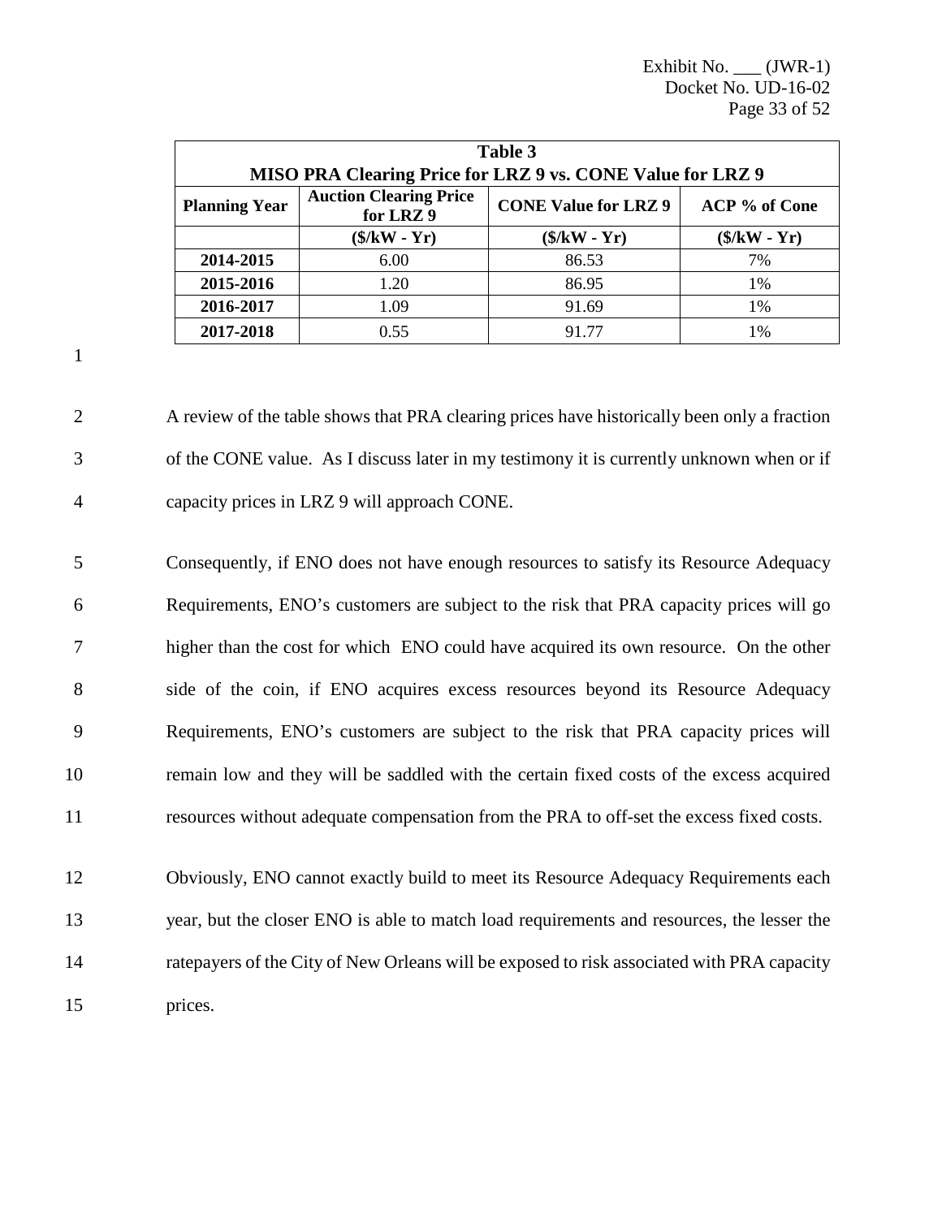| Table 3<br>MISO PRA Clearing Price for LRZ 9 vs. CONE Value for LRZ 9 | | | |
|---|---|---|---|
| **Planning Year** | **Auction Clearing Price for LRZ 9** | **CONE Value for LRZ 9** | **ACP % of Cone** |
| | **($/kW - Yr)** | **($/kW - Yr)** | **($/kW - Yr)** |
| **2014-2015** | 6.00 | 86.53 | 7% |
| **2015-2016** | 1.20 | 86.95 | 1% |
| **2016-2017** | 1.09 | 91.69 | 1% |
| **2017-2018** | 0.55 | 91.77 | 1% |

A review of the table shows that PRA clearing prices have historically been only a fraction of the CONE value. As I discuss later in my testimony it is currently unknown when or if capacity prices in LRZ 9 will approach CONE.

Consequently, if ENO does not have enough resources to satisfy its Resource Adequacy Requirements, ENO's customers are subject to the risk that PRA capacity prices will go higher than the cost for which ENO could have acquired its own resource. On the other side of the coin, if ENO acquires excess resources beyond its Resource Adequacy Requirements, ENO's customers are subject to the risk that PRA capacity prices will remain low and they will be saddled with the certain fixed costs of the excess acquired resources without adequate compensation from the PRA to off-set the excess fixed costs.

Obviously, ENO cannot exactly build to meet its Resource Adequacy Requirements each year, but the closer ENO is able to match load requirements and resources, the lesser the ratepayers of the City of New Orleans will be exposed to risk associated with PRA capacity prices.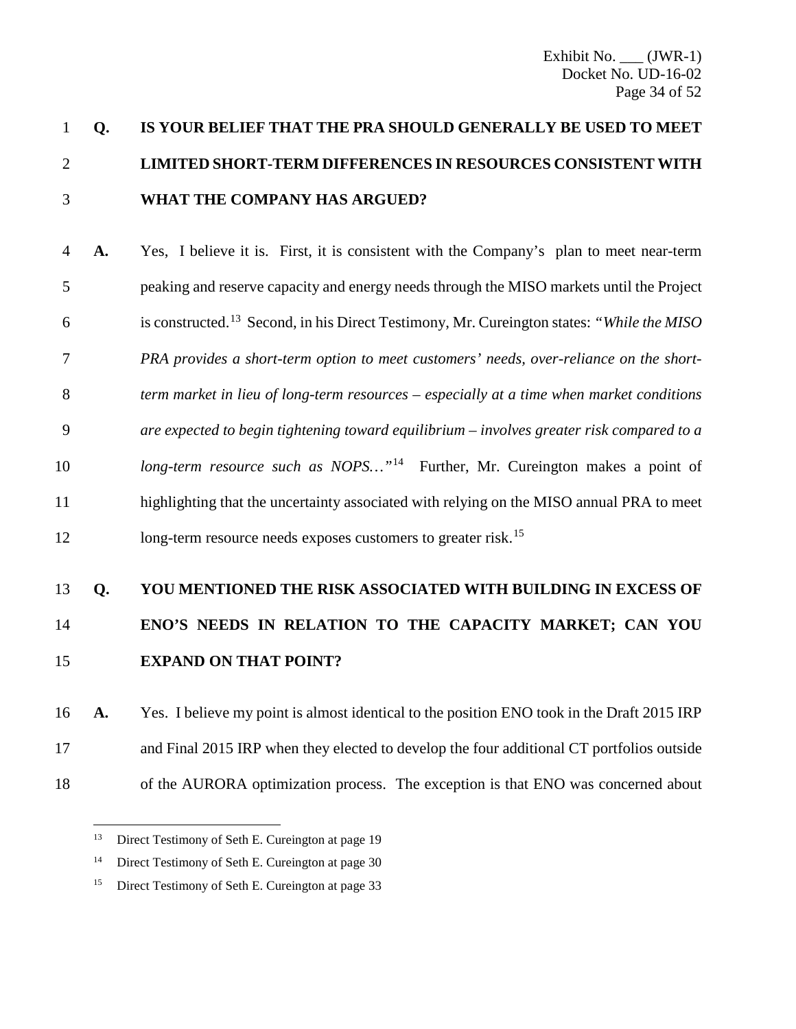**Q. IS YOUR BELIEF THAT THE PRA SHOULD GENERALLY BE USED TO MEET LIMITED SHORT-TERM DIFFERENCES IN RESOURCES CONSISTENT WITH WHAT THE COMPANY HAS ARGUED?**

**A.** Yes, I believe it is. First, it is consistent with the Company's plan to meet near-term peaking and reserve capacity and energy needs through the MISO markets until the Project is constructed.[13] Second, in his Direct Testimony, Mr. Cureington states: *"While the MISO PRA provides a short-term option to meet customers' needs, over-reliance on the short-term market in lieu of long-term resources – especially at a time when market conditions are expected to begin tightening toward equilibrium – involves greater risk compared to a long-term resource such as NOPS…"*[14] Further, Mr. Cureington makes a point of highlighting that the uncertainty associated with relying on the MISO annual PRA to meet long-term resource needs exposes customers to greater risk.[15]

**Q. YOU MENTIONED THE RISK ASSOCIATED WITH BUILDING IN EXCESS OF ENO'S NEEDS IN RELATION TO THE CAPACITY MARKET; CAN YOU EXPAND ON THAT POINT?**

**A.** Yes. I believe my point is almost identical to the position ENO took in the Draft 2015 IRP and Final 2015 IRP when they elected to develop the four additional CT portfolios outside of the AURORA optimization process. The exception is that ENO was concerned about

---

[13] Direct Testimony of Seth E. Cureington at page 19

[14] Direct Testimony of Seth E. Cureington at page 30

[15] Direct Testimony of Seth E. Cureington at page 33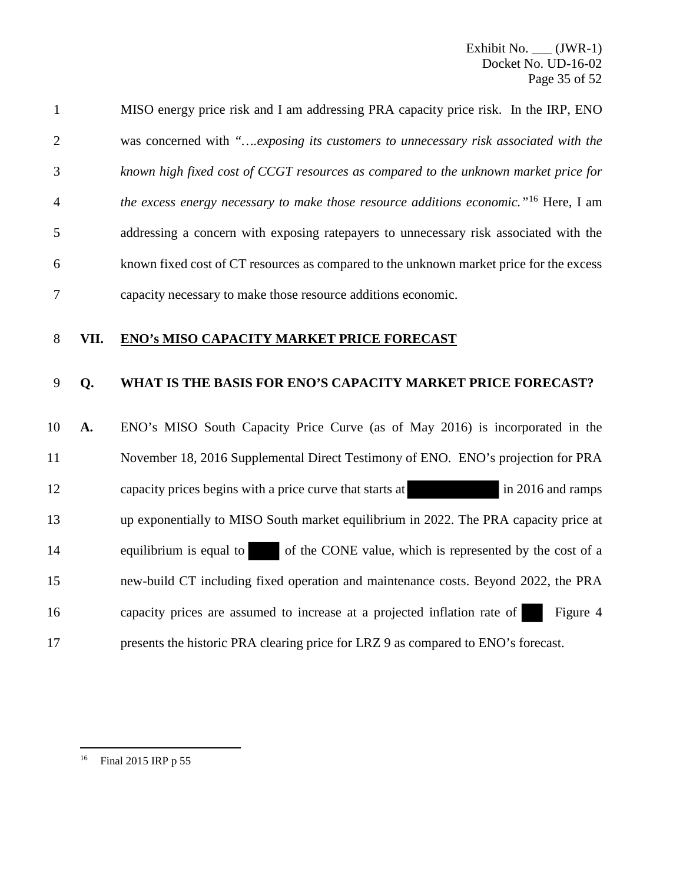MISO energy price risk and I am addressing PRA capacity price risk. In the IRP, ENO was concerned with *"….exposing its customers to unnecessary risk associated with the known high fixed cost of CCGT resources as compared to the unknown market price for the excess energy necessary to make those resource additions economic."*[16] Here, I am addressing a concern with exposing ratepayers to unnecessary risk associated with the known fixed cost of CT resources as compared to the unknown market price for the excess capacity necessary to make those resource additions economic.

## VII. ENO's MISO CAPACITY MARKET PRICE FORECAST

**Q. WHAT IS THE BASIS FOR ENO'S CAPACITY MARKET PRICE FORECAST?**

**A.** ENO's MISO South Capacity Price Curve (as of May 2016) is incorporated in the November 18, 2016 Supplemental Direct Testimony of ENO. ENO's projection for PRA capacity prices begins with a price curve that starts at ███████ in 2016 and ramps up exponentially to MISO South market equilibrium in 2022. The PRA capacity price at equilibrium is equal to ███ of the CONE value, which is represented by the cost of a new-build CT including fixed operation and maintenance costs. Beyond 2022, the PRA capacity prices are assumed to increase at a projected inflation rate of ██ Figure 4 presents the historic PRA clearing price for LRZ 9 as compared to ENO's forecast.

---

[16] Final 2015 IRP p 55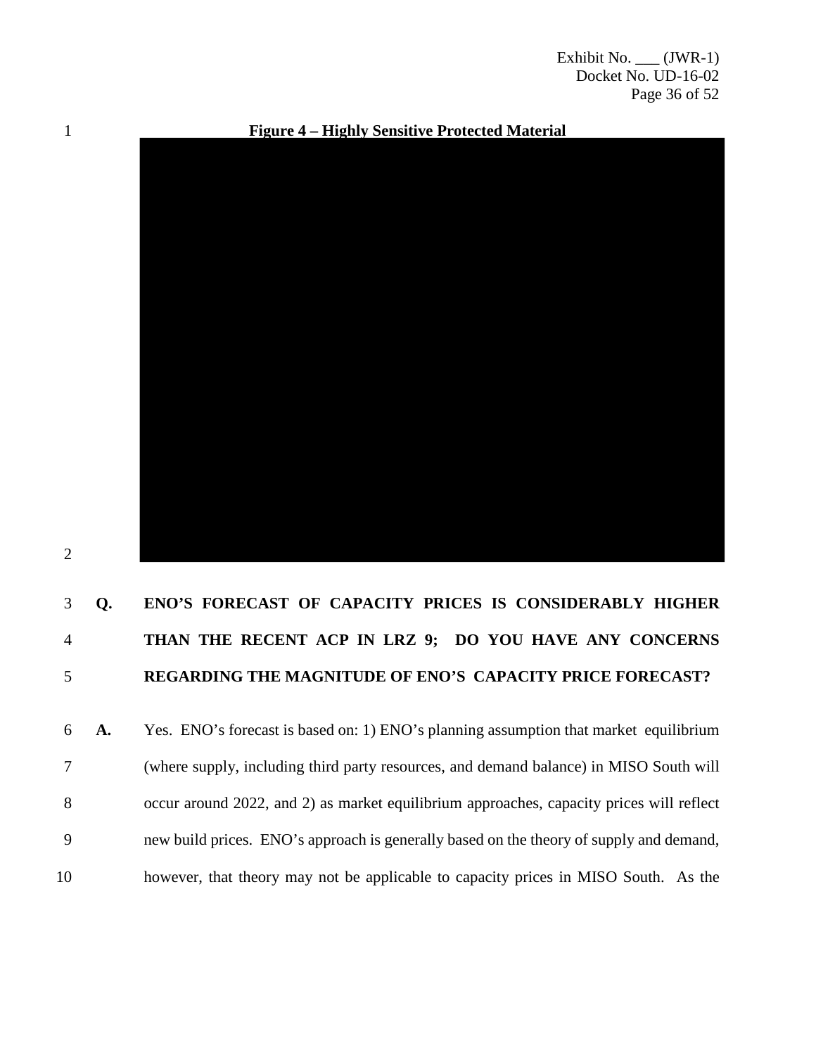**Figure 4 – Highly Sensitive Protected Material**

**Q. ENO'S FORECAST OF CAPACITY PRICES IS CONSIDERABLY HIGHER THAN THE RECENT ACP IN LRZ 9; DO YOU HAVE ANY CONCERNS REGARDING THE MAGNITUDE OF ENO'S CAPACITY PRICE FORECAST?**

**A.** Yes. ENO's forecast is based on: 1) ENO's planning assumption that market equilibrium (where supply, including third party resources, and demand balance) in MISO South will occur around 2022, and 2) as market equilibrium approaches, capacity prices will reflect new build prices. ENO's approach is generally based on the theory of supply and demand, however, that theory may not be applicable to capacity prices in MISO South. As the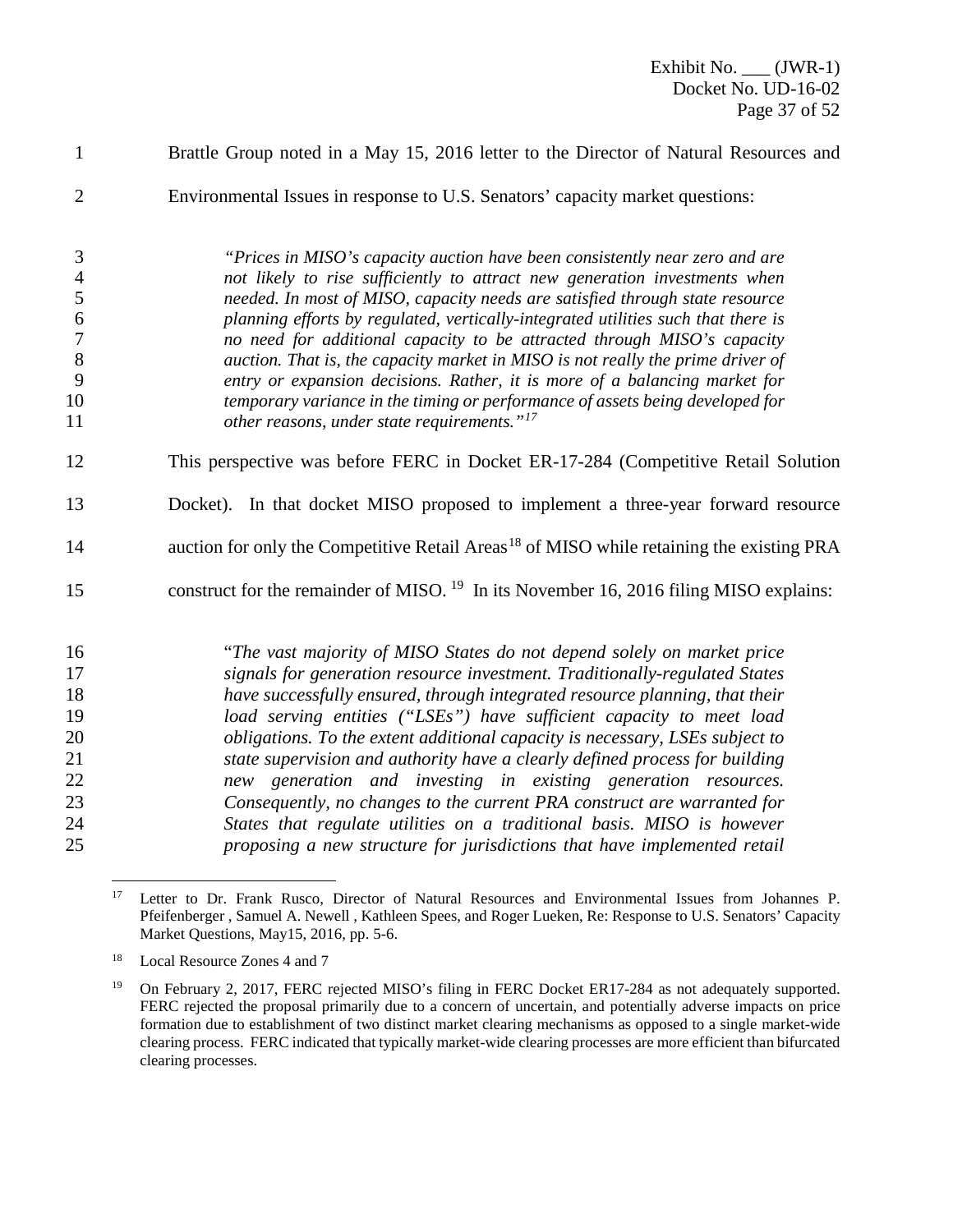Brattle Group noted in a May 15, 2016 letter to the Director of Natural Resources and Environmental Issues in response to U.S. Senators' capacity market questions:

> *"Prices in MISO's capacity auction have been consistently near zero and are not likely to rise sufficiently to attract new generation investments when needed. In most of MISO, capacity needs are satisfied through state resource planning efforts by regulated, vertically-integrated utilities such that there is no need for additional capacity to be attracted through MISO's capacity auction. That is, the capacity market in MISO is not really the prime driver of entry or expansion decisions. Rather, it is more of a balancing market for temporary variance in the timing or performance of assets being developed for other reasons, under state requirements."*[17]

This perspective was before FERC in Docket ER-17-284 (Competitive Retail Solution Docket). In that docket MISO proposed to implement a three-year forward resource auction for only the Competitive Retail Areas[18] of MISO while retaining the existing PRA construct for the remainder of MISO. [19] In its November 16, 2016 filing MISO explains:

> "*The vast majority of MISO States do not depend solely on market price signals for generation resource investment. Traditionally-regulated States have successfully ensured, through integrated resource planning, that their load serving entities ("LSEs") have sufficient capacity to meet load obligations. To the extent additional capacity is necessary, LSEs subject to state supervision and authority have a clearly defined process for building new generation and investing in existing generation resources. Consequently, no changes to the current PRA construct are warranted for States that regulate utilities on a traditional basis. MISO is however proposing a new structure for jurisdictions that have implemented retail*

---

[17] Letter to Dr. Frank Rusco, Director of Natural Resources and Environmental Issues from Johannes P. Pfeifenberger , Samuel A. Newell , Kathleen Spees, and Roger Lueken, Re: Response to U.S. Senators' Capacity Market Questions, May15, 2016, pp. 5-6.

[18] Local Resource Zones 4 and 7

[19] On February 2, 2017, FERC rejected MISO's filing in FERC Docket ER17-284 as not adequately supported. FERC rejected the proposal primarily due to a concern of uncertain, and potentially adverse impacts on price formation due to establishment of two distinct market clearing mechanisms as opposed to a single market-wide clearing process. FERC indicated that typically market-wide clearing processes are more efficient than bifurcated clearing processes.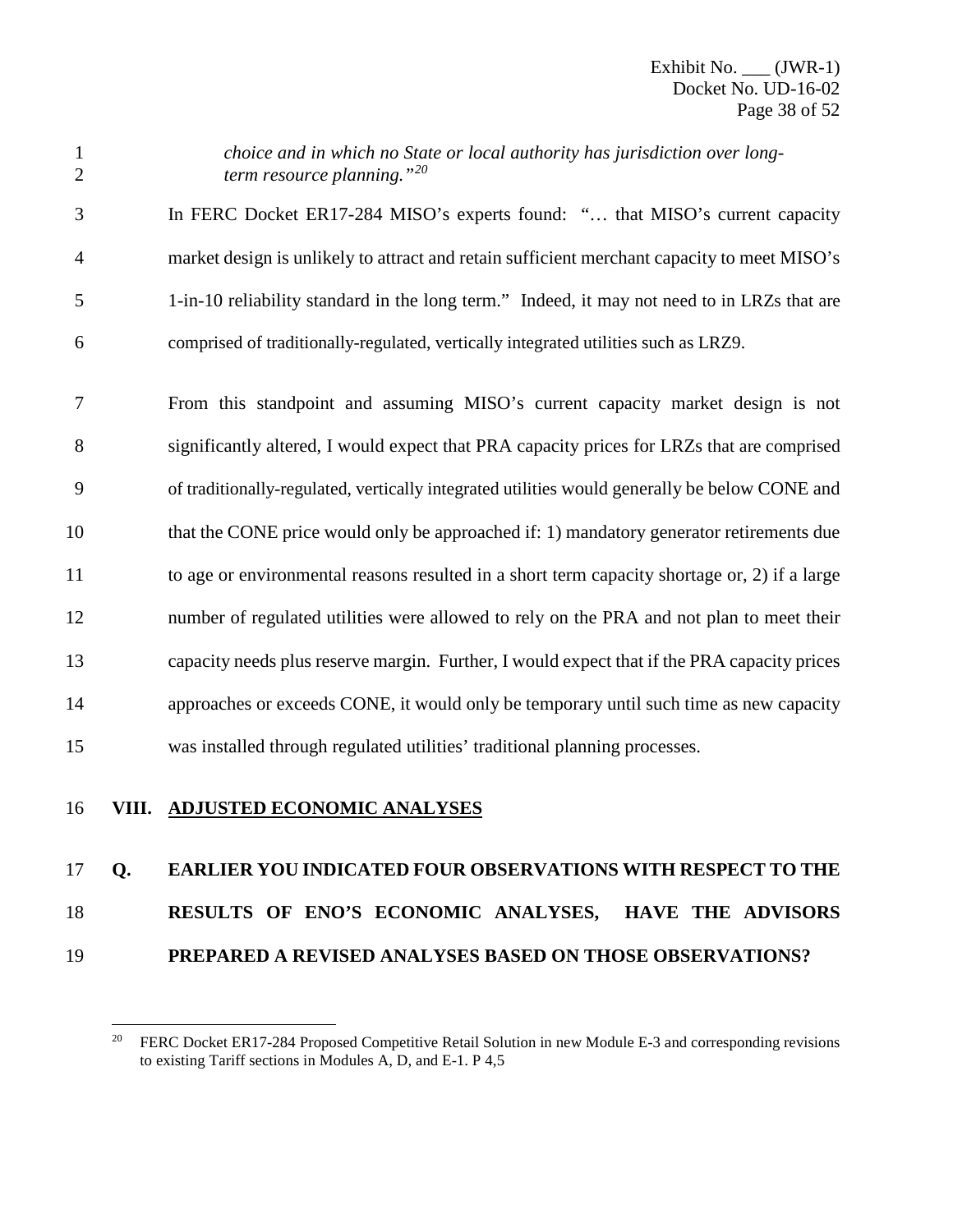*choice and in which no State or local authority has jurisdiction over long-term resource planning."*[20]

In FERC Docket ER17-284 MISO's experts found: "… that MISO's current capacity market design is unlikely to attract and retain sufficient merchant capacity to meet MISO's 1-in-10 reliability standard in the long term." Indeed, it may not need to in LRZs that are comprised of traditionally-regulated, vertically integrated utilities such as LRZ9.

From this standpoint and assuming MISO's current capacity market design is not significantly altered, I would expect that PRA capacity prices for LRZs that are comprised of traditionally-regulated, vertically integrated utilities would generally be below CONE and that the CONE price would only be approached if: 1) mandatory generator retirements due to age or environmental reasons resulted in a short term capacity shortage or, 2) if a large number of regulated utilities were allowed to rely on the PRA and not plan to meet their capacity needs plus reserve margin. Further, I would expect that if the PRA capacity prices approaches or exceeds CONE, it would only be temporary until such time as new capacity was installed through regulated utilities' traditional planning processes.

## VIII. ADJUSTED ECONOMIC ANALYSES

**Q. EARLIER YOU INDICATED FOUR OBSERVATIONS WITH RESPECT TO THE RESULTS OF ENO'S ECONOMIC ANALYSES, HAVE THE ADVISORS PREPARED A REVISED ANALYSES BASED ON THOSE OBSERVATIONS?**

---

[20] FERC Docket ER17-284 Proposed Competitive Retail Solution in new Module E-3 and corresponding revisions to existing Tariff sections in Modules A, D, and E-1. P 4,5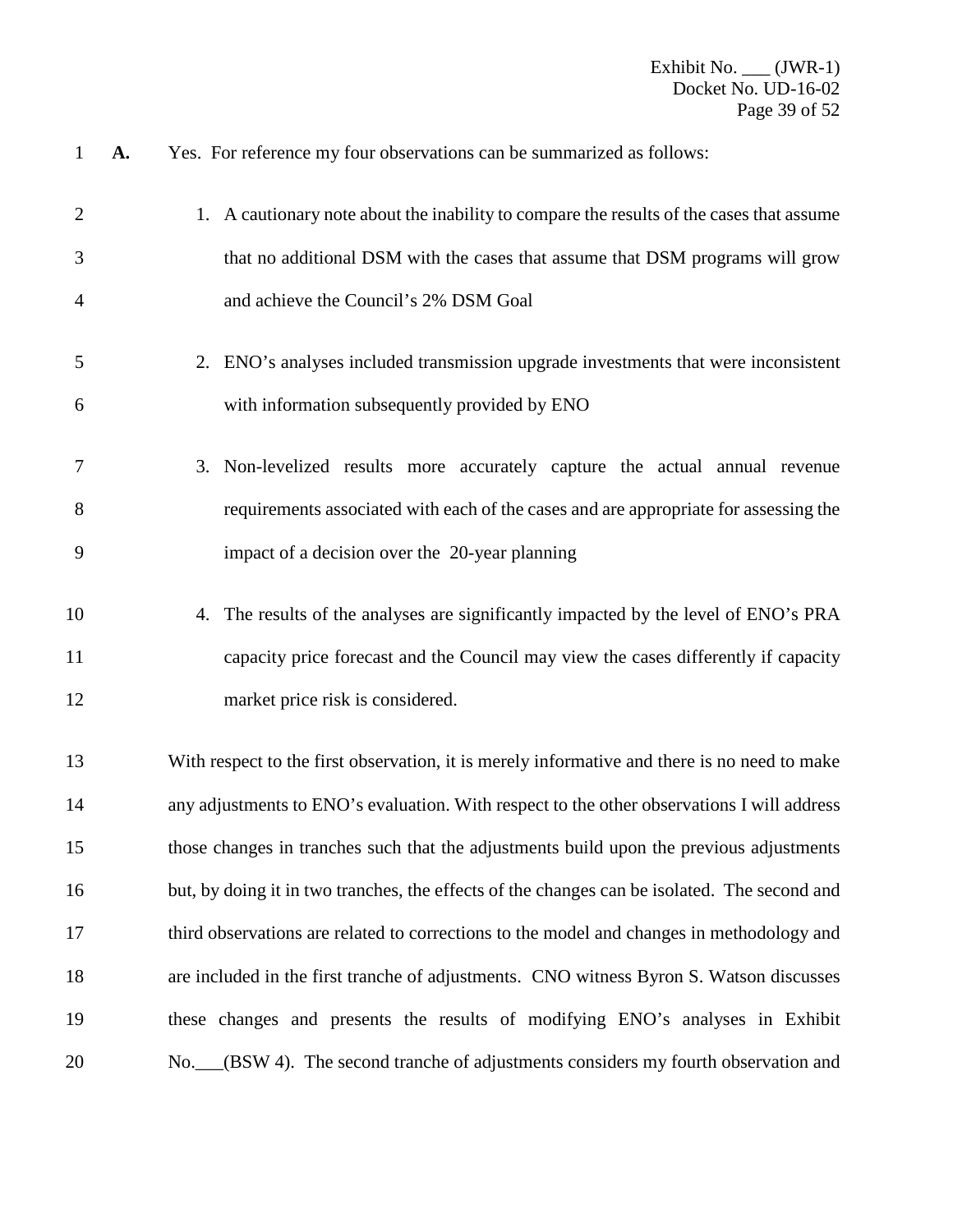**A.** Yes. For reference my four observations can be summarized as follows:

1. A cautionary note about the inability to compare the results of the cases that assume that no additional DSM with the cases that assume that DSM programs will grow and achieve the Council's 2% DSM Goal

2. ENO's analyses included transmission upgrade investments that were inconsistent with information subsequently provided by ENO

3. Non-levelized results more accurately capture the actual annual revenue requirements associated with each of the cases and are appropriate for assessing the impact of a decision over the 20-year planning

4. The results of the analyses are significantly impacted by the level of ENO's PRA capacity price forecast and the Council may view the cases differently if capacity market price risk is considered.

With respect to the first observation, it is merely informative and there is no need to make any adjustments to ENO's evaluation. With respect to the other observations I will address those changes in tranches such that the adjustments build upon the previous adjustments but, by doing it in two tranches, the effects of the changes can be isolated. The second and third observations are related to corrections to the model and changes in methodology and are included in the first tranche of adjustments. CNO witness Byron S. Watson discusses these changes and presents the results of modifying ENO's analyses in Exhibit No.___(BSW 4). The second tranche of adjustments considers my fourth observation and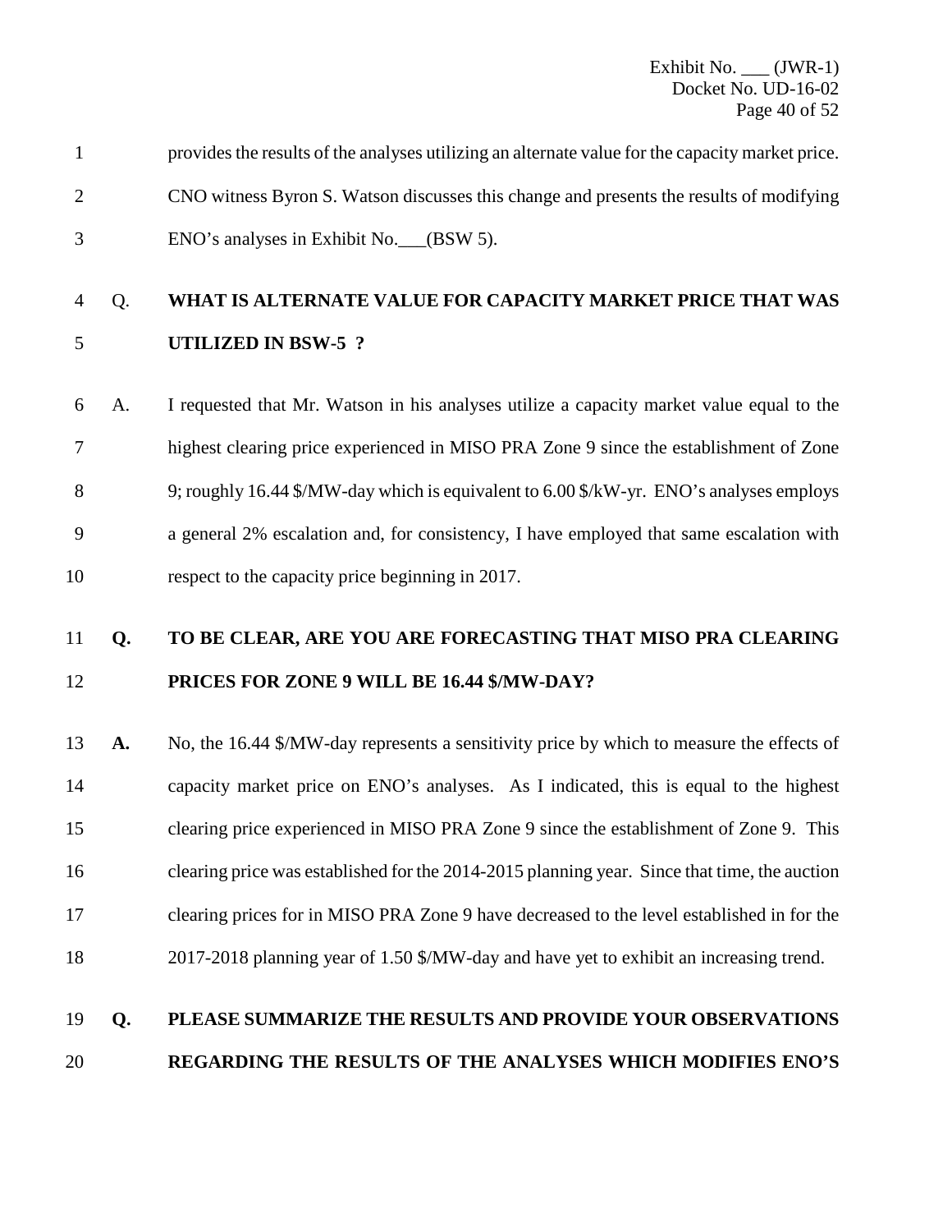provides the results of the analyses utilizing an alternate value for the capacity market price. CNO witness Byron S. Watson discusses this change and presents the results of modifying ENO's analyses in Exhibit No.___(BSW 5).

Q. **WHAT IS ALTERNATE VALUE FOR CAPACITY MARKET PRICE THAT WAS UTILIZED IN BSW-5 ?**

A. I requested that Mr. Watson in his analyses utilize a capacity market value equal to the highest clearing price experienced in MISO PRA Zone 9 since the establishment of Zone 9; roughly 16.44 $/MW-day which is equivalent to 6.00 $/kW-yr. ENO's analyses employs a general 2% escalation and, for consistency, I have employed that same escalation with respect to the capacity price beginning in 2017.

**Q. TO BE CLEAR, ARE YOU ARE FORECASTING THAT MISO PRA CLEARING PRICES FOR ZONE 9 WILL BE 16.44 $/MW-DAY?**

**A.** No, the 16.44 $/MW-day represents a sensitivity price by which to measure the effects of capacity market price on ENO's analyses. As I indicated, this is equal to the highest clearing price experienced in MISO PRA Zone 9 since the establishment of Zone 9. This clearing price was established for the 2014-2015 planning year. Since that time, the auction clearing prices for in MISO PRA Zone 9 have decreased to the level established in for the 2017-2018 planning year of 1.50 $/MW-day and have yet to exhibit an increasing trend.

**Q. PLEASE SUMMARIZE THE RESULTS AND PROVIDE YOUR OBSERVATIONS REGARDING THE RESULTS OF THE ANALYSES WHICH MODIFIES ENO'S**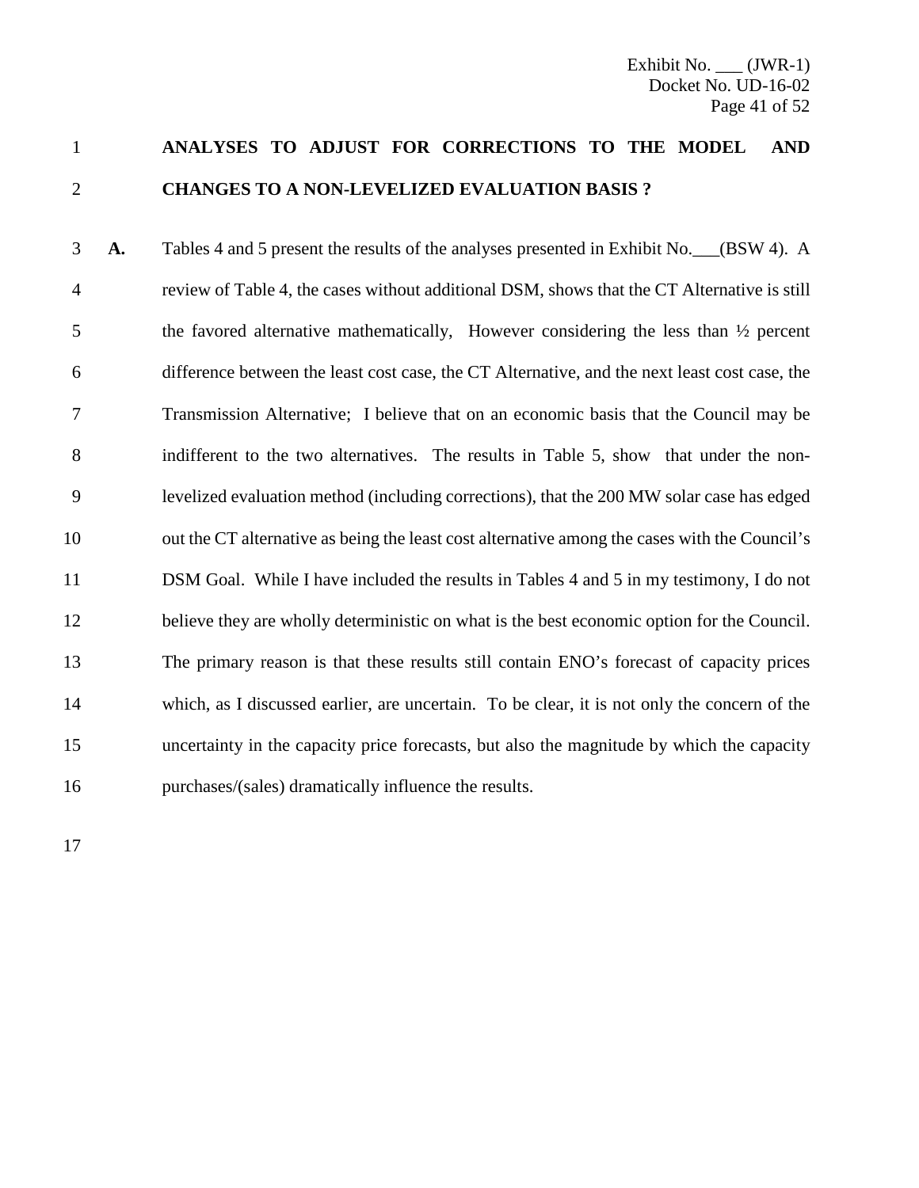**ANALYSES TO ADJUST FOR CORRECTIONS TO THE MODEL AND CHANGES TO A NON-LEVELIZED EVALUATION BASIS ?**

**A.** Tables 4 and 5 present the results of the analyses presented in Exhibit No.___(BSW 4). A review of Table 4, the cases without additional DSM, shows that the CT Alternative is still the favored alternative mathematically, However considering the less than ½ percent difference between the least cost case, the CT Alternative, and the next least cost case, the Transmission Alternative; I believe that on an economic basis that the Council may be indifferent to the two alternatives. The results in Table 5, show that under the non-levelized evaluation method (including corrections), that the 200 MW solar case has edged out the CT alternative as being the least cost alternative among the cases with the Council's DSM Goal. While I have included the results in Tables 4 and 5 in my testimony, I do not believe they are wholly deterministic on what is the best economic option for the Council. The primary reason is that these results still contain ENO's forecast of capacity prices which, as I discussed earlier, are uncertain. To be clear, it is not only the concern of the uncertainty in the capacity price forecasts, but also the magnitude by which the capacity purchases/(sales) dramatically influence the results.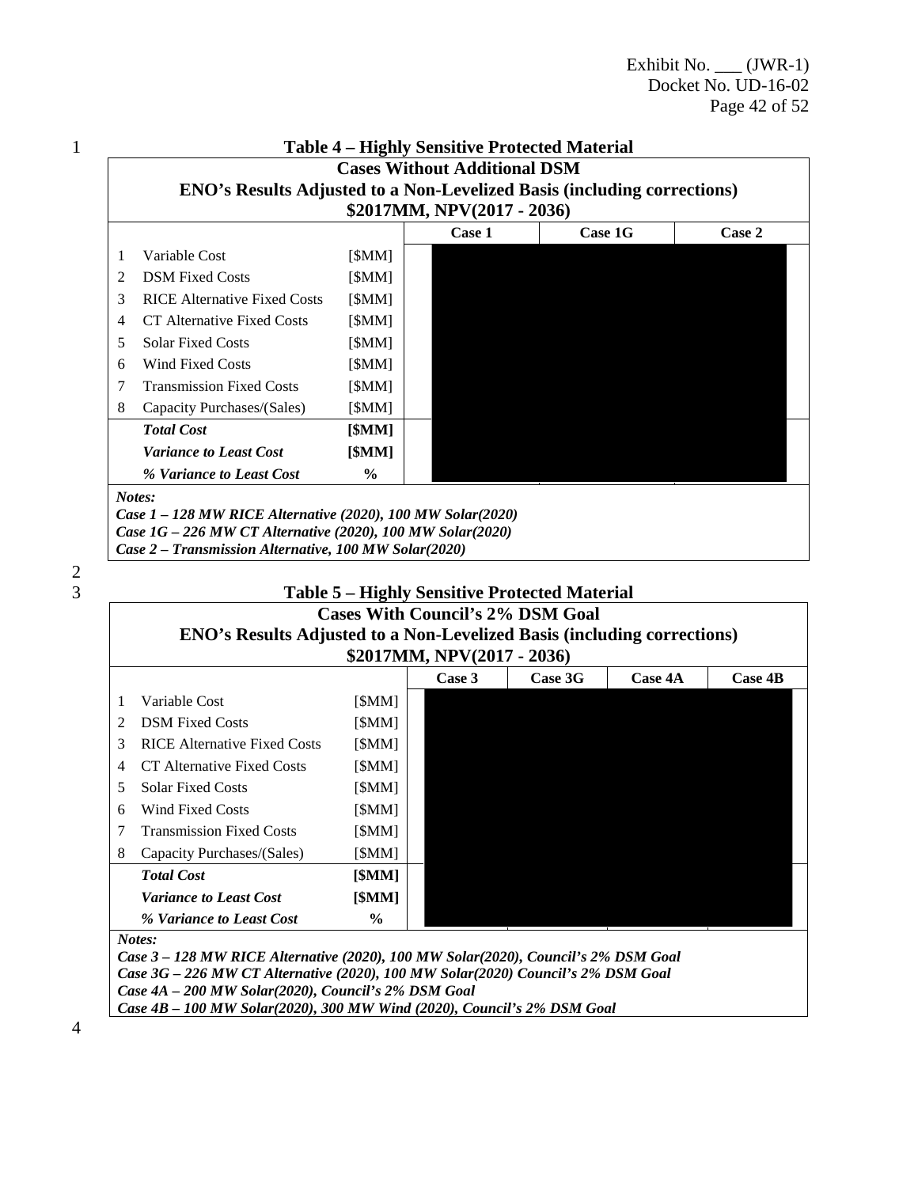**Table 4 – Highly Sensitive Protected Material**

**Cases Without Additional DSM**
**ENO's Results Adjusted to a Non-Levelized Basis (including corrections)**
**$2017MM, NPV(2017 - 2036)**

| | | | Case 1 | Case 1G | Case 2 |
|---|---|---|---|---|---|
| 1 | Variable Cost | [$MM] | | | |
| 2 | DSM Fixed Costs | [$MM] | | | |
| 3 | RICE Alternative Fixed Costs | [$MM] | | | |
| 4 | CT Alternative Fixed Costs | [$MM] | | | |
| 5 | Solar Fixed Costs | [$MM] | | | |
| 6 | Wind Fixed Costs | [$MM] | | | |
| 7 | Transmission Fixed Costs | [$MM] | | | |
| 8 | Capacity Purchases/(Sales) | [$MM] | | | |
| | ***Total Cost*** | **[$MM]** | | | |
| | ***Variance to Least Cost*** | **[$MM]** | | | |
| | ***% Variance to Least Cost*** | **%** | | | |

***Notes:***
***Case 1 – 128 MW RICE Alternative (2020), 100 MW Solar(2020)***
***Case 1G – 226 MW CT Alternative (2020), 100 MW Solar(2020)***
***Case 2 – Transmission Alternative, 100 MW Solar(2020)***

**Table 5 – Highly Sensitive Protected Material**

**Cases With Council's 2% DSM Goal**
**ENO's Results Adjusted to a Non-Levelized Basis (including corrections)**
**$2017MM, NPV(2017 - 2036)**

| | | | Case 3 | Case 3G | Case 4A | Case 4B |
|---|---|---|---|---|---|---|
| 1 | Variable Cost | [$MM] | | | | |
| 2 | DSM Fixed Costs | [$MM] | | | | |
| 3 | RICE Alternative Fixed Costs | [$MM] | | | | |
| 4 | CT Alternative Fixed Costs | [$MM] | | | | |
| 5 | Solar Fixed Costs | [$MM] | | | | |
| 6 | Wind Fixed Costs | [$MM] | | | | |
| 7 | Transmission Fixed Costs | [$MM] | | | | |
| 8 | Capacity Purchases/(Sales) | [$MM] | | | | |
| | ***Total Cost*** | **[$MM]** | | | | |
| | ***Variance to Least Cost*** | **[$MM]** | | | | |
| | ***% Variance to Least Cost*** | **%** | | | | |

***Notes:***
***Case 3 – 128 MW RICE Alternative (2020), 100 MW Solar(2020), Council's 2% DSM Goal***
***Case 3G – 226 MW CT Alternative (2020), 100 MW Solar(2020) Council's 2% DSM Goal***
***Case 4A – 200 MW Solar(2020), Council's 2% DSM Goal***
***Case 4B – 100 MW Solar(2020), 300 MW Wind (2020), Council's 2% DSM Goal***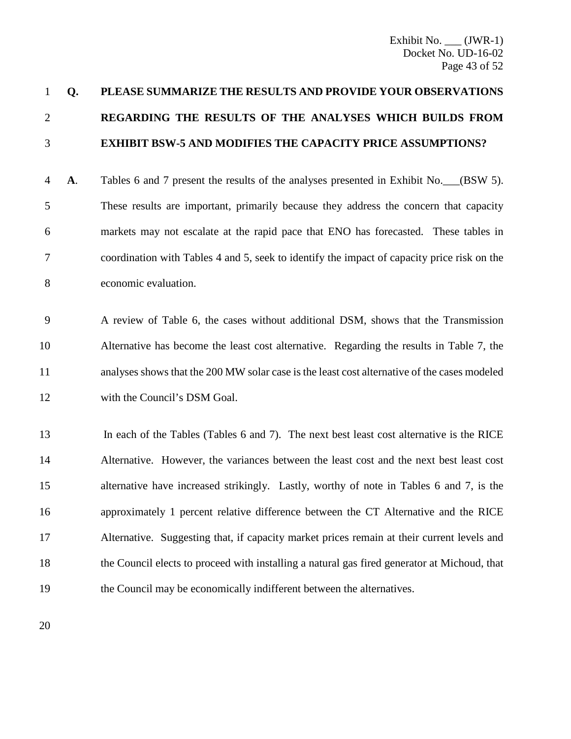**Q. PLEASE SUMMARIZE THE RESULTS AND PROVIDE YOUR OBSERVATIONS REGARDING THE RESULTS OF THE ANALYSES WHICH BUILDS FROM EXHIBIT BSW-5 AND MODIFIES THE CAPACITY PRICE ASSUMPTIONS?**

**A**. Tables 6 and 7 present the results of the analyses presented in Exhibit No.___(BSW 5). These results are important, primarily because they address the concern that capacity markets may not escalate at the rapid pace that ENO has forecasted. These tables in coordination with Tables 4 and 5, seek to identify the impact of capacity price risk on the economic evaluation.

A review of Table 6, the cases without additional DSM, shows that the Transmission Alternative has become the least cost alternative. Regarding the results in Table 7, the analyses shows that the 200 MW solar case is the least cost alternative of the cases modeled with the Council's DSM Goal.

In each of the Tables (Tables 6 and 7). The next best least cost alternative is the RICE Alternative. However, the variances between the least cost and the next best least cost alternative have increased strikingly. Lastly, worthy of note in Tables 6 and 7, is the approximately 1 percent relative difference between the CT Alternative and the RICE Alternative. Suggesting that, if capacity market prices remain at their current levels and the Council elects to proceed with installing a natural gas fired generator at Michoud, that the Council may be economically indifferent between the alternatives.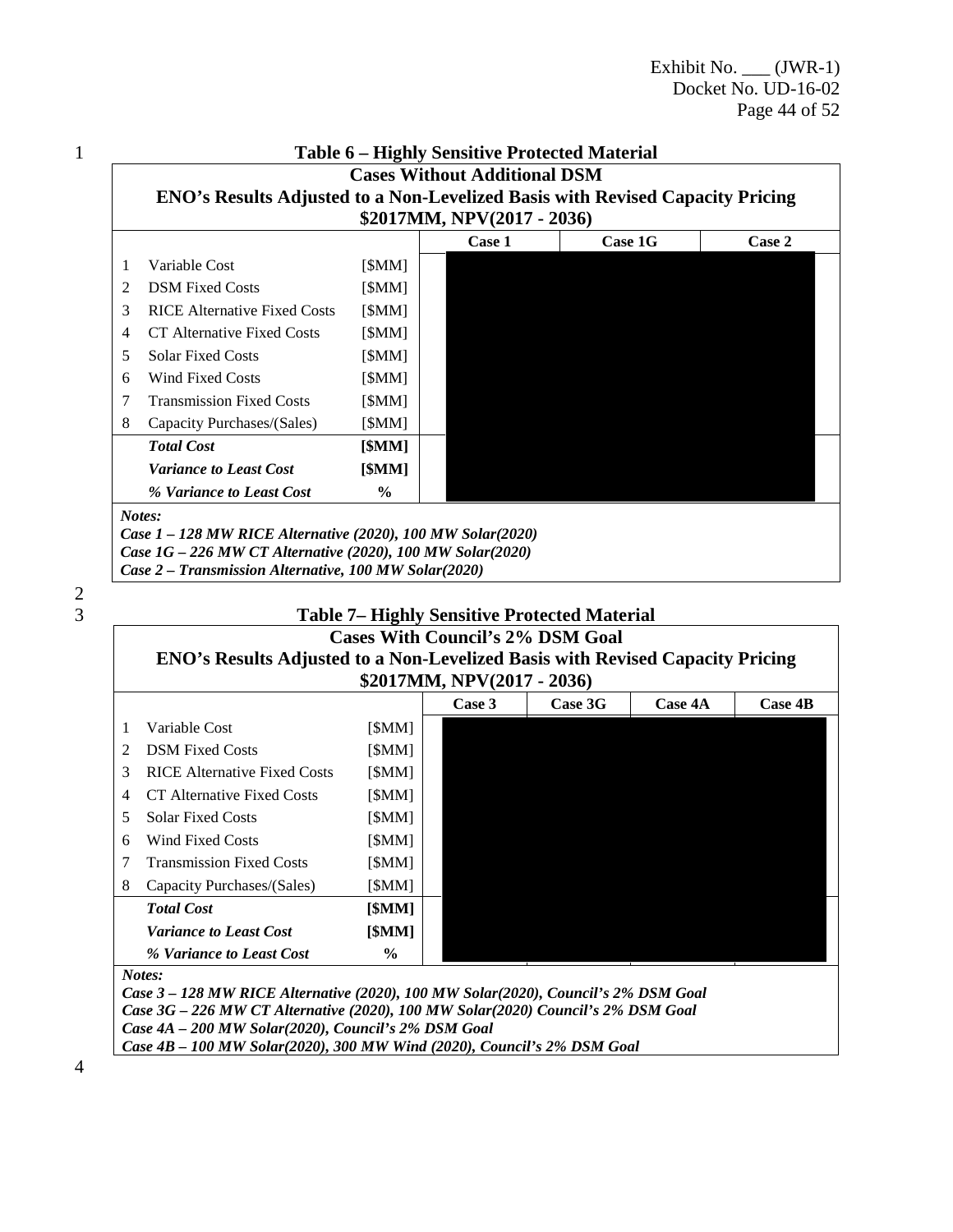**Table 6 – Highly Sensitive Protected Material**

**Cases Without Additional DSM**
**ENO's Results Adjusted to a Non-Levelized Basis with Revised Capacity Pricing**
**$2017MM, NPV(2017 - 2036)**

| | | | Case 1 | Case 1G | Case 2 |
|---|---|---|---|---|---|
| 1 | Variable Cost | [$MM] | | | |
| 2 | DSM Fixed Costs | [$MM] | | | |
| 3 | RICE Alternative Fixed Costs | [$MM] | | | |
| 4 | CT Alternative Fixed Costs | [$MM] | | | |
| 5 | Solar Fixed Costs | [$MM] | | | |
| 6 | Wind Fixed Costs | [$MM] | | | |
| 7 | Transmission Fixed Costs | [$MM] | | | |
| 8 | Capacity Purchases/(Sales) | [$MM] | | | |
| | ***Total Cost*** | **[$MM]** | | | |
| | ***Variance to Least Cost*** | **[$MM]** | | | |
| | ***% Variance to Least Cost*** | **%** | | | |

***Notes:***
***Case 1 – 128 MW RICE Alternative (2020), 100 MW Solar(2020)***
***Case 1G – 226 MW CT Alternative (2020), 100 MW Solar(2020)***
***Case 2 – Transmission Alternative, 100 MW Solar(2020)***

**Table 7– Highly Sensitive Protected Material**

**Cases With Council's 2% DSM Goal**
**ENO's Results Adjusted to a Non-Levelized Basis with Revised Capacity Pricing**
**$2017MM, NPV(2017 - 2036)**

| | | | Case 3 | Case 3G | Case 4A | Case 4B |
|---|---|---|---|---|---|---|
| 1 | Variable Cost | [$MM] | | | | |
| 2 | DSM Fixed Costs | [$MM] | | | | |
| 3 | RICE Alternative Fixed Costs | [$MM] | | | | |
| 4 | CT Alternative Fixed Costs | [$MM] | | | | |
| 5 | Solar Fixed Costs | [$MM] | | | | |
| 6 | Wind Fixed Costs | [$MM] | | | | |
| 7 | Transmission Fixed Costs | [$MM] | | | | |
| 8 | Capacity Purchases/(Sales) | [$MM] | | | | |
| | ***Total Cost*** | **[$MM]** | | | | |
| | ***Variance to Least Cost*** | **[$MM]** | | | | |
| | ***% Variance to Least Cost*** | **%** | | | | |

***Notes:***
***Case 3 – 128 MW RICE Alternative (2020), 100 MW Solar(2020), Council's 2% DSM Goal***
***Case 3G – 226 MW CT Alternative (2020), 100 MW Solar(2020) Council's 2% DSM Goal***
***Case 4A – 200 MW Solar(2020), Council's 2% DSM Goal***
***Case 4B – 100 MW Solar(2020), 300 MW Wind (2020), Council's 2% DSM Goal***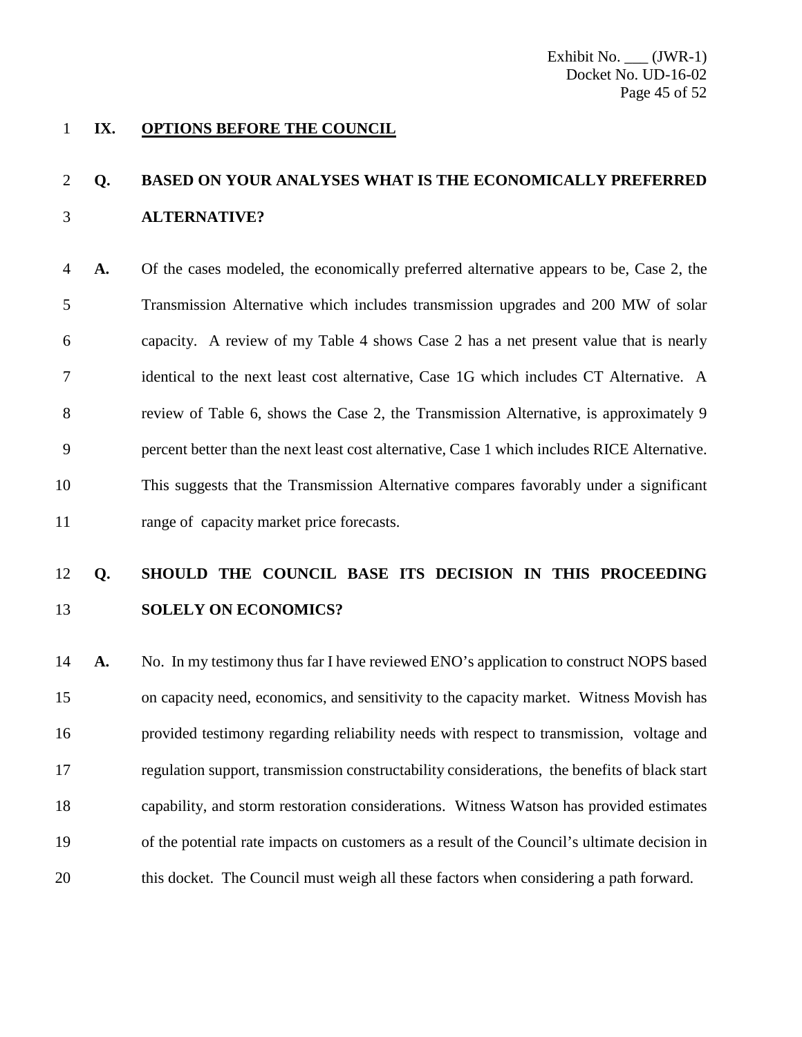## IX. OPTIONS BEFORE THE COUNCIL

**Q. BASED ON YOUR ANALYSES WHAT IS THE ECONOMICALLY PREFERRED ALTERNATIVE?**

**A.** Of the cases modeled, the economically preferred alternative appears to be, Case 2, the Transmission Alternative which includes transmission upgrades and 200 MW of solar capacity. A review of my Table 4 shows Case 2 has a net present value that is nearly identical to the next least cost alternative, Case 1G which includes CT Alternative. A review of Table 6, shows the Case 2, the Transmission Alternative, is approximately 9 percent better than the next least cost alternative, Case 1 which includes RICE Alternative. This suggests that the Transmission Alternative compares favorably under a significant range of capacity market price forecasts.

**Q. SHOULD THE COUNCIL BASE ITS DECISION IN THIS PROCEEDING SOLELY ON ECONOMICS?**

**A.** No. In my testimony thus far I have reviewed ENO's application to construct NOPS based on capacity need, economics, and sensitivity to the capacity market. Witness Movish has provided testimony regarding reliability needs with respect to transmission, voltage and regulation support, transmission constructability considerations, the benefits of black start capability, and storm restoration considerations. Witness Watson has provided estimates of the potential rate impacts on customers as a result of the Council's ultimate decision in this docket. The Council must weigh all these factors when considering a path forward.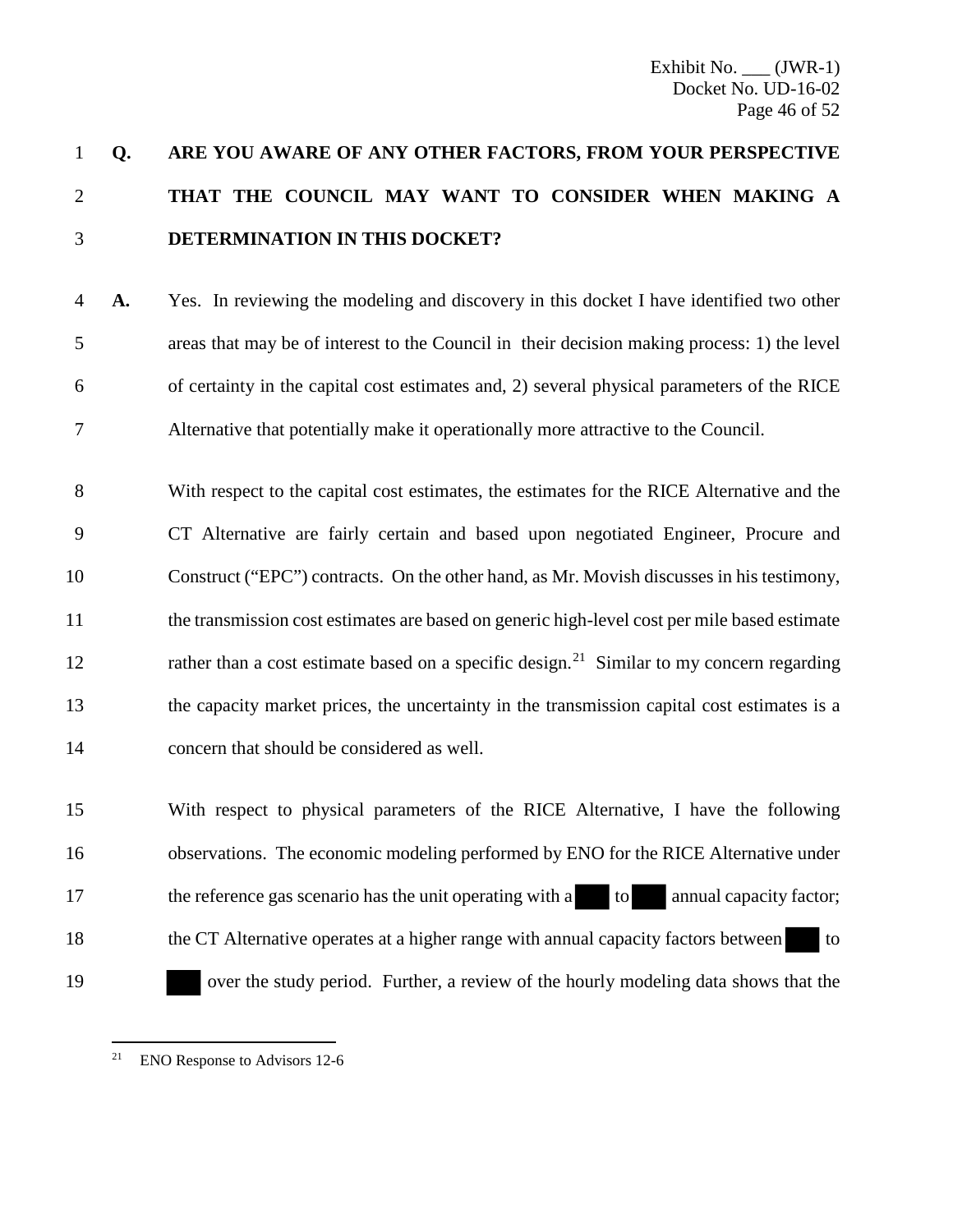**Q. ARE YOU AWARE OF ANY OTHER FACTORS, FROM YOUR PERSPECTIVE THAT THE COUNCIL MAY WANT TO CONSIDER WHEN MAKING A DETERMINATION IN THIS DOCKET?**

**A.** Yes. In reviewing the modeling and discovery in this docket I have identified two other areas that may be of interest to the Council in their decision making process: 1) the level of certainty in the capital cost estimates and, 2) several physical parameters of the RICE Alternative that potentially make it operationally more attractive to the Council.

With respect to the capital cost estimates, the estimates for the RICE Alternative and the CT Alternative are fairly certain and based upon negotiated Engineer, Procure and Construct ("EPC") contracts. On the other hand, as Mr. Movish discusses in his testimony, the transmission cost estimates are based on generic high-level cost per mile based estimate rather than a cost estimate based on a specific design.[21] Similar to my concern regarding the capacity market prices, the uncertainty in the transmission capital cost estimates is a concern that should be considered as well.

With respect to physical parameters of the RICE Alternative, I have the following observations. The economic modeling performed by ENO for the RICE Alternative under the reference gas scenario has the unit operating with a ███ to ███ annual capacity factor; the CT Alternative operates at a higher range with annual capacity factors between ███ to ███ over the study period. Further, a review of the hourly modeling data shows that the

[21] ENO Response to Advisors 12-6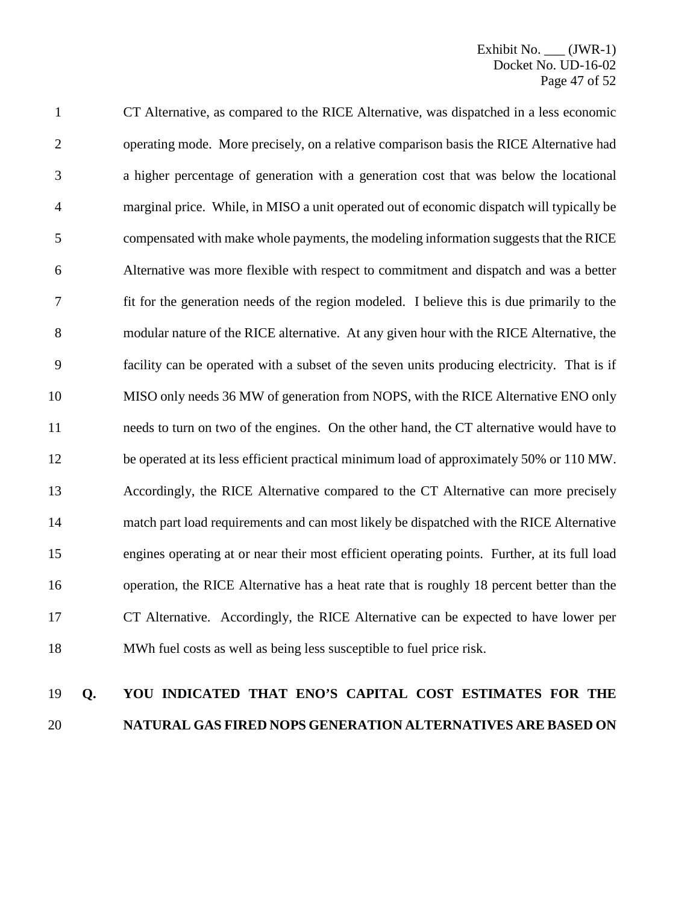CT Alternative, as compared to the RICE Alternative, was dispatched in a less economic operating mode. More precisely, on a relative comparison basis the RICE Alternative had a higher percentage of generation with a generation cost that was below the locational marginal price. While, in MISO a unit operated out of economic dispatch will typically be compensated with make whole payments, the modeling information suggests that the RICE Alternative was more flexible with respect to commitment and dispatch and was a better fit for the generation needs of the region modeled. I believe this is due primarily to the modular nature of the RICE alternative. At any given hour with the RICE Alternative, the facility can be operated with a subset of the seven units producing electricity. That is if MISO only needs 36 MW of generation from NOPS, with the RICE Alternative ENO only needs to turn on two of the engines. On the other hand, the CT alternative would have to be operated at its less efficient practical minimum load of approximately 50% or 110 MW. Accordingly, the RICE Alternative compared to the CT Alternative can more precisely match part load requirements and can most likely be dispatched with the RICE Alternative engines operating at or near their most efficient operating points. Further, at its full load operation, the RICE Alternative has a heat rate that is roughly 18 percent better than the CT Alternative. Accordingly, the RICE Alternative can be expected to have lower per MWh fuel costs as well as being less susceptible to fuel price risk.

**Q. YOU INDICATED THAT ENO'S CAPITAL COST ESTIMATES FOR THE NATURAL GAS FIRED NOPS GENERATION ALTERNATIVES ARE BASED ON**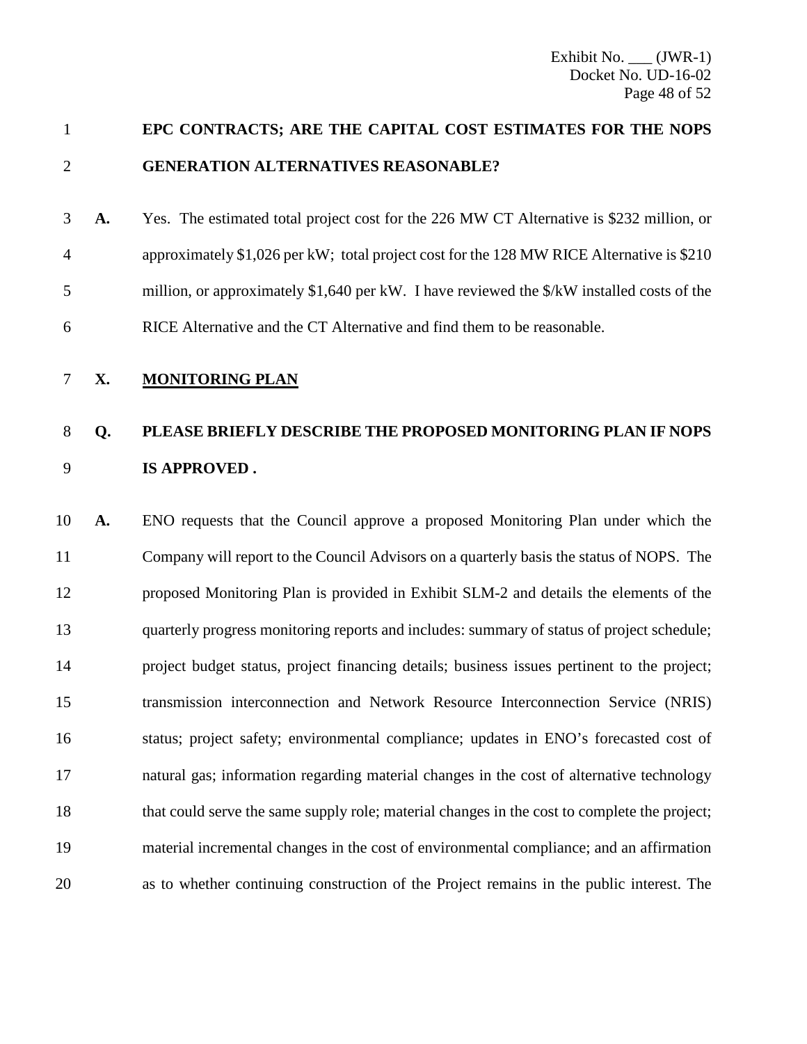**EPC CONTRACTS; ARE THE CAPITAL COST ESTIMATES FOR THE NOPS GENERATION ALTERNATIVES REASONABLE?**

**A.** Yes. The estimated total project cost for the 226 MW CT Alternative is $232 million, or approximately $1,026 per kW; total project cost for the 128 MW RICE Alternative is $210 million, or approximately $1,640 per kW. I have reviewed the $/kW installed costs of the RICE Alternative and the CT Alternative and find them to be reasonable.

## X. MONITORING PLAN

**Q. PLEASE BRIEFLY DESCRIBE THE PROPOSED MONITORING PLAN IF NOPS IS APPROVED .**

**A.** ENO requests that the Council approve a proposed Monitoring Plan under which the Company will report to the Council Advisors on a quarterly basis the status of NOPS. The proposed Monitoring Plan is provided in Exhibit SLM-2 and details the elements of the quarterly progress monitoring reports and includes: summary of status of project schedule; project budget status, project financing details; business issues pertinent to the project; transmission interconnection and Network Resource Interconnection Service (NRIS) status; project safety; environmental compliance; updates in ENO's forecasted cost of natural gas; information regarding material changes in the cost of alternative technology that could serve the same supply role; material changes in the cost to complete the project; material incremental changes in the cost of environmental compliance; and an affirmation as to whether continuing construction of the Project remains in the public interest. The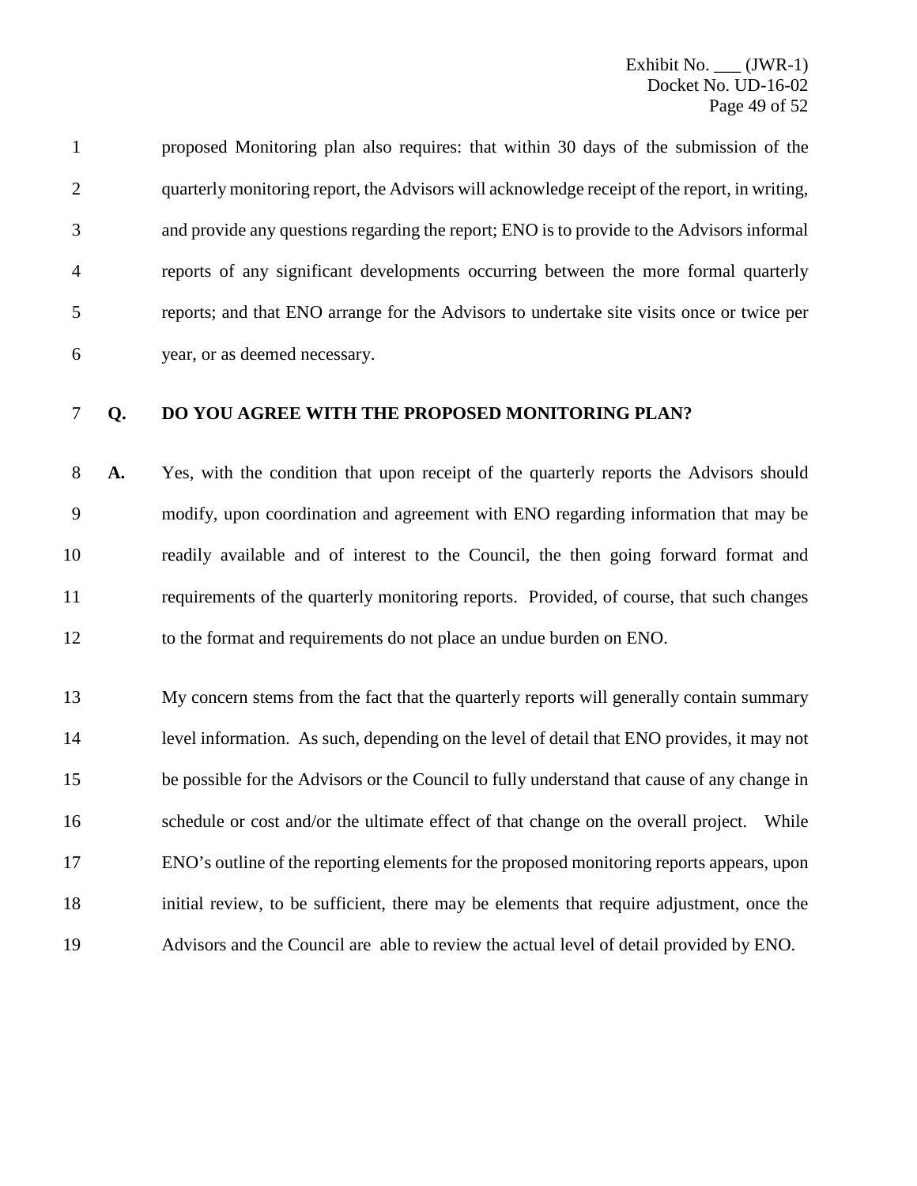proposed Monitoring plan also requires: that within 30 days of the submission of the quarterly monitoring report, the Advisors will acknowledge receipt of the report, in writing, and provide any questions regarding the report; ENO is to provide to the Advisors informal reports of any significant developments occurring between the more formal quarterly reports; and that ENO arrange for the Advisors to undertake site visits once or twice per year, or as deemed necessary.

**Q. DO YOU AGREE WITH THE PROPOSED MONITORING PLAN?**

**A.** Yes, with the condition that upon receipt of the quarterly reports the Advisors should modify, upon coordination and agreement with ENO regarding information that may be readily available and of interest to the Council, the then going forward format and requirements of the quarterly monitoring reports. Provided, of course, that such changes to the format and requirements do not place an undue burden on ENO.

My concern stems from the fact that the quarterly reports will generally contain summary level information. As such, depending on the level of detail that ENO provides, it may not be possible for the Advisors or the Council to fully understand that cause of any change in schedule or cost and/or the ultimate effect of that change on the overall project. While ENO's outline of the reporting elements for the proposed monitoring reports appears, upon initial review, to be sufficient, there may be elements that require adjustment, once the Advisors and the Council are able to review the actual level of detail provided by ENO.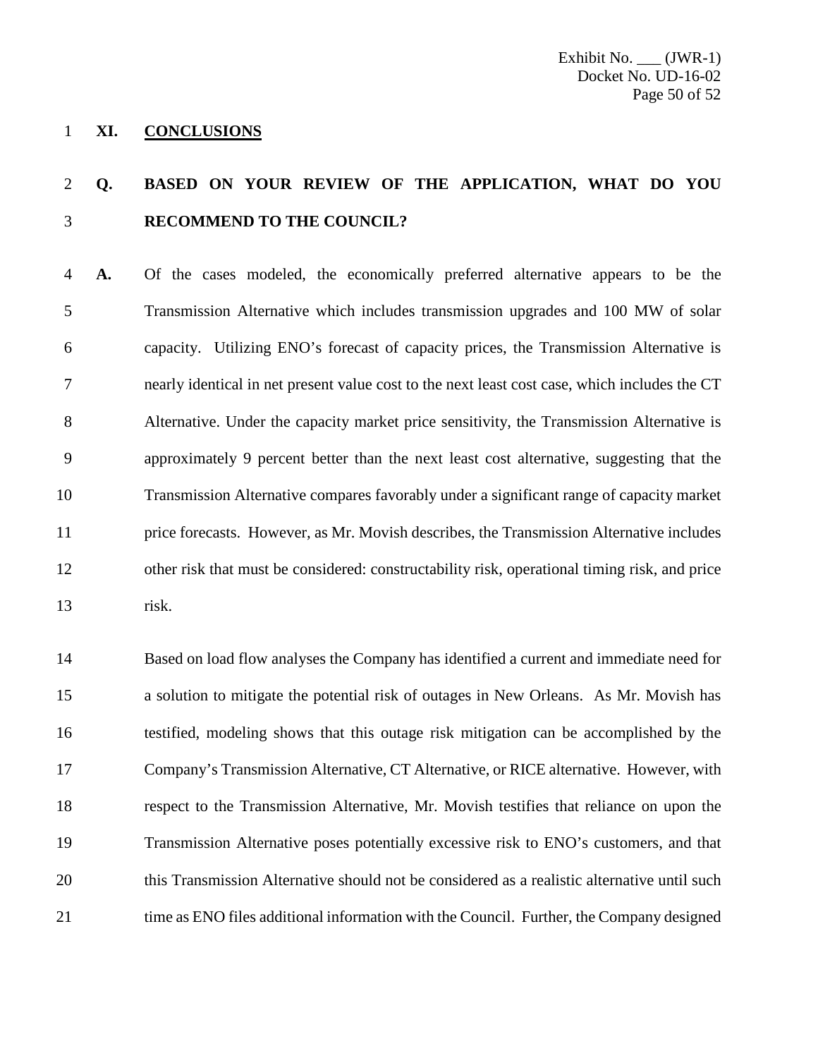## XI. CONCLUSIONS

**Q. BASED ON YOUR REVIEW OF THE APPLICATION, WHAT DO YOU RECOMMEND TO THE COUNCIL?**

**A.** Of the cases modeled, the economically preferred alternative appears to be the Transmission Alternative which includes transmission upgrades and 100 MW of solar capacity. Utilizing ENO's forecast of capacity prices, the Transmission Alternative is nearly identical in net present value cost to the next least cost case, which includes the CT Alternative. Under the capacity market price sensitivity, the Transmission Alternative is approximately 9 percent better than the next least cost alternative, suggesting that the Transmission Alternative compares favorably under a significant range of capacity market price forecasts. However, as Mr. Movish describes, the Transmission Alternative includes other risk that must be considered: constructability risk, operational timing risk, and price risk.

Based on load flow analyses the Company has identified a current and immediate need for a solution to mitigate the potential risk of outages in New Orleans. As Mr. Movish has testified, modeling shows that this outage risk mitigation can be accomplished by the Company's Transmission Alternative, CT Alternative, or RICE alternative. However, with respect to the Transmission Alternative, Mr. Movish testifies that reliance on upon the Transmission Alternative poses potentially excessive risk to ENO's customers, and that this Transmission Alternative should not be considered as a realistic alternative until such time as ENO files additional information with the Council. Further, the Company designed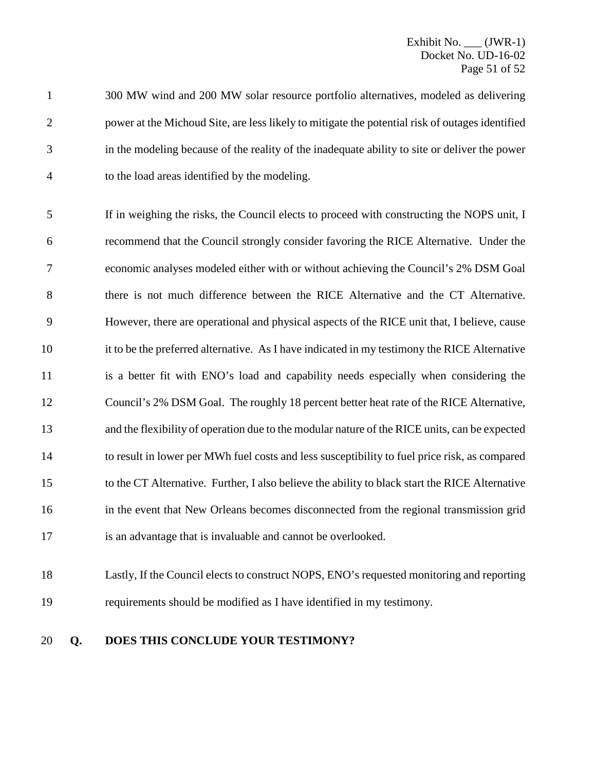300 MW wind and 200 MW solar resource portfolio alternatives, modeled as delivering power at the Michoud Site, are less likely to mitigate the potential risk of outages identified in the modeling because of the reality of the inadequate ability to site or deliver the power to the load areas identified by the modeling.

If in weighing the risks, the Council elects to proceed with constructing the NOPS unit, I recommend that the Council strongly consider favoring the RICE Alternative. Under the economic analyses modeled either with or without achieving the Council's 2% DSM Goal there is not much difference between the RICE Alternative and the CT Alternative. However, there are operational and physical aspects of the RICE unit that, I believe, cause it to be the preferred alternative. As I have indicated in my testimony the RICE Alternative is a better fit with ENO's load and capability needs especially when considering the Council's 2% DSM Goal. The roughly 18 percent better heat rate of the RICE Alternative, and the flexibility of operation due to the modular nature of the RICE units, can be expected to result in lower per MWh fuel costs and less susceptibility to fuel price risk, as compared to the CT Alternative. Further, I also believe the ability to black start the RICE Alternative in the event that New Orleans becomes disconnected from the regional transmission grid is an advantage that is invaluable and cannot be overlooked.

Lastly, If the Council elects to construct NOPS, ENO's requested monitoring and reporting requirements should be modified as I have identified in my testimony.

**Q. DOES THIS CONCLUDE YOUR TESTIMONY?**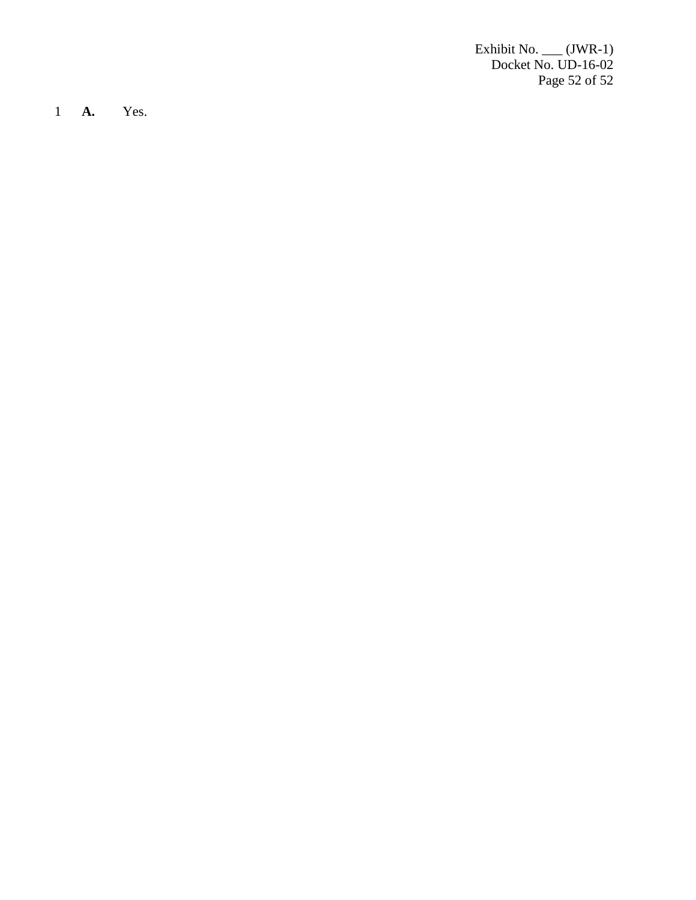**A.** Yes.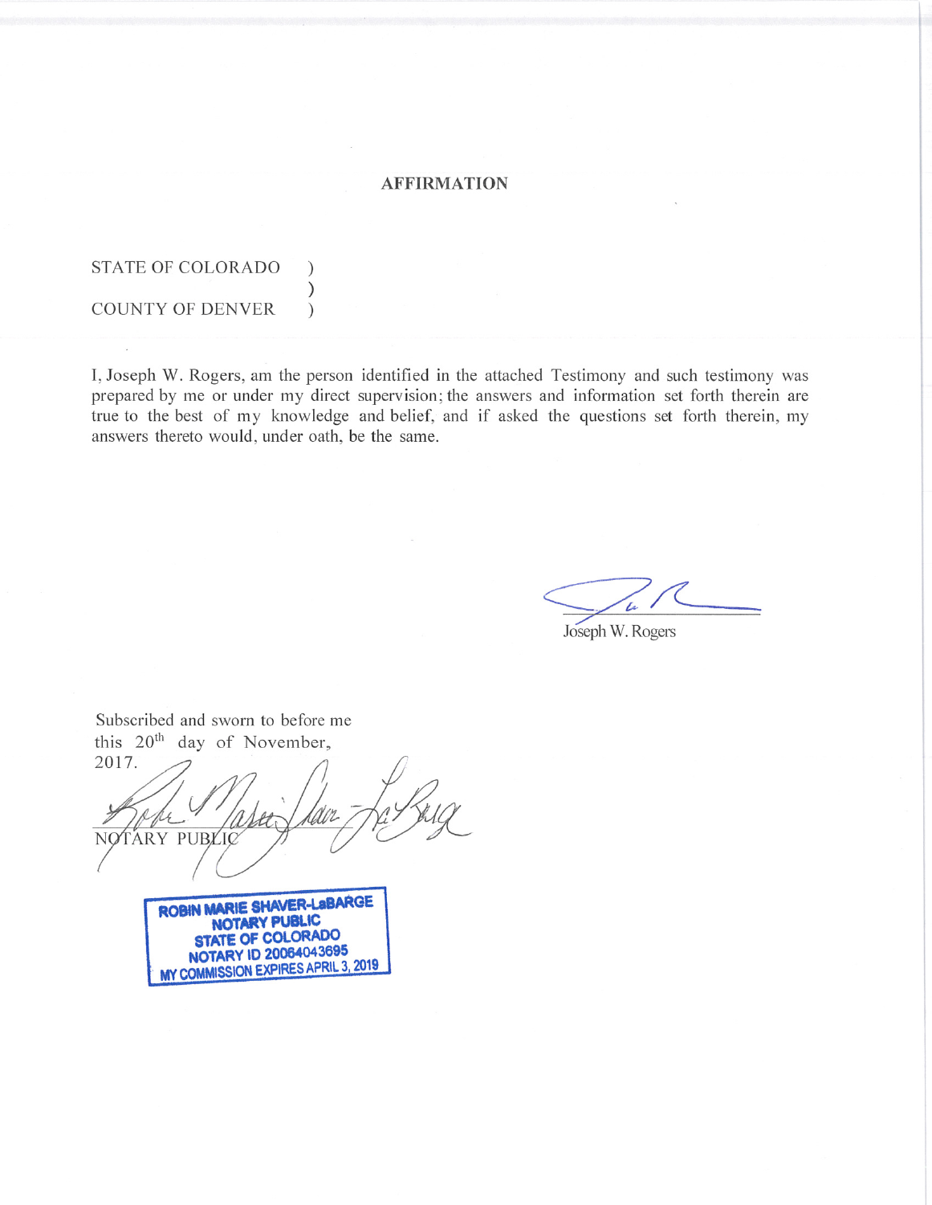# AFFIRMATION

STATE OF COLORADO )
)
COUNTY OF DENVER )

I, Joseph W. Rogers, am the person identified in the attached Testimony and such testimony was prepared by me or under my direct supervision; the answers and information set forth therein are true to the best of my knowledge and belief, and if asked the questions set forth therein, my answers thereto would, under oath, be the same.

Joseph W. Rogers

Subscribed and sworn to before me this 20th day of November, 2017.

NOTARY PUBLIC

ROBIN MARIE SHAVER-LaBARGE
NOTARY PUBLIC
STATE OF COLORADO
NOTARY ID 20064043695
MY COMMISSION EXPIRES APRIL 3, 2019